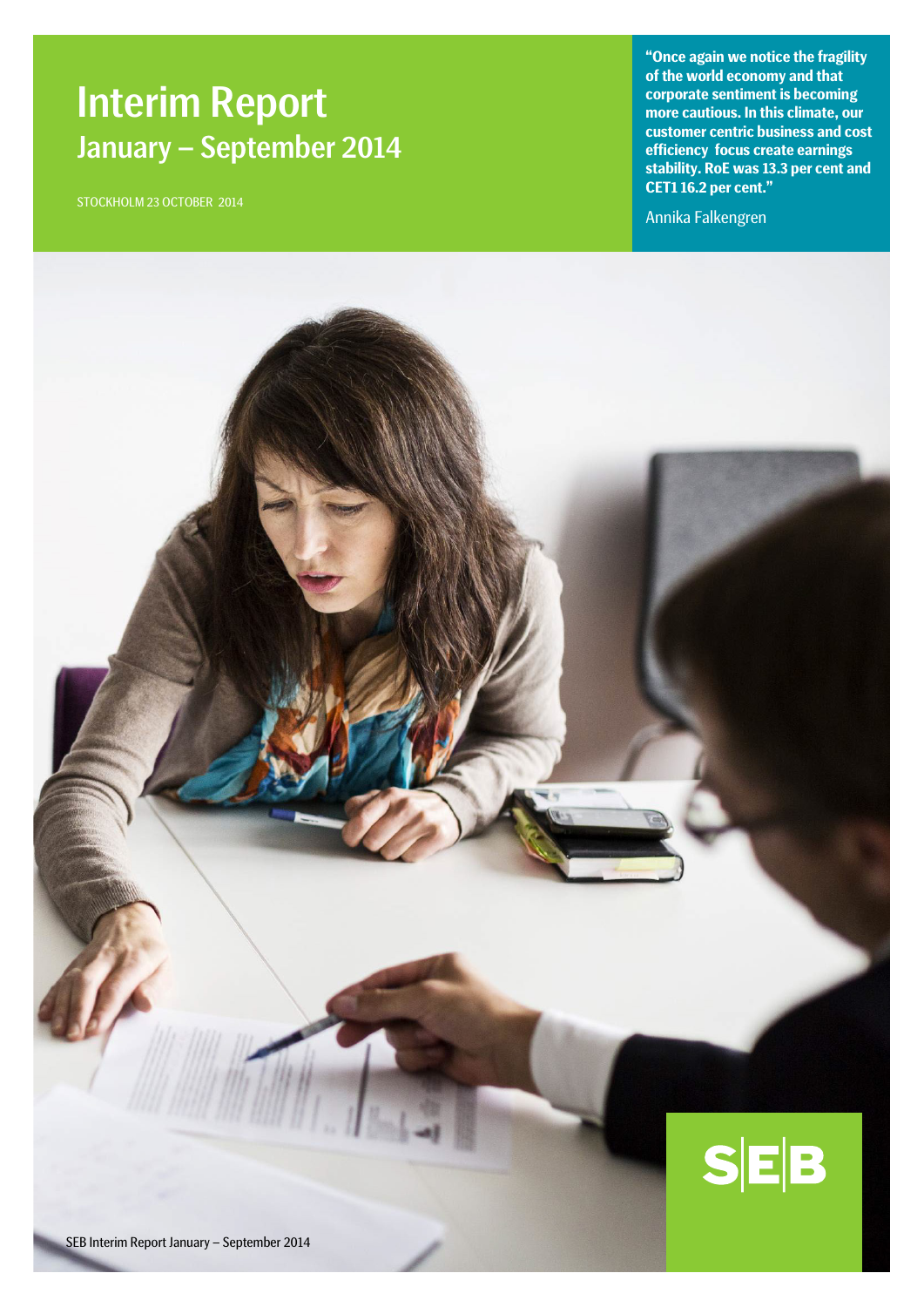# Interim Report
## January – September 2014

STOCKHOLM 23 OCTOBER 2014

**"Once again we notice the fragility of the world economy and that corporate sentiment is becoming more cautious. In this climate, our customer centric business and cost efficiency focus create earnings stability. RoE was 13.3 per cent and CET1 16.2 per cent."**

Annika Falkengren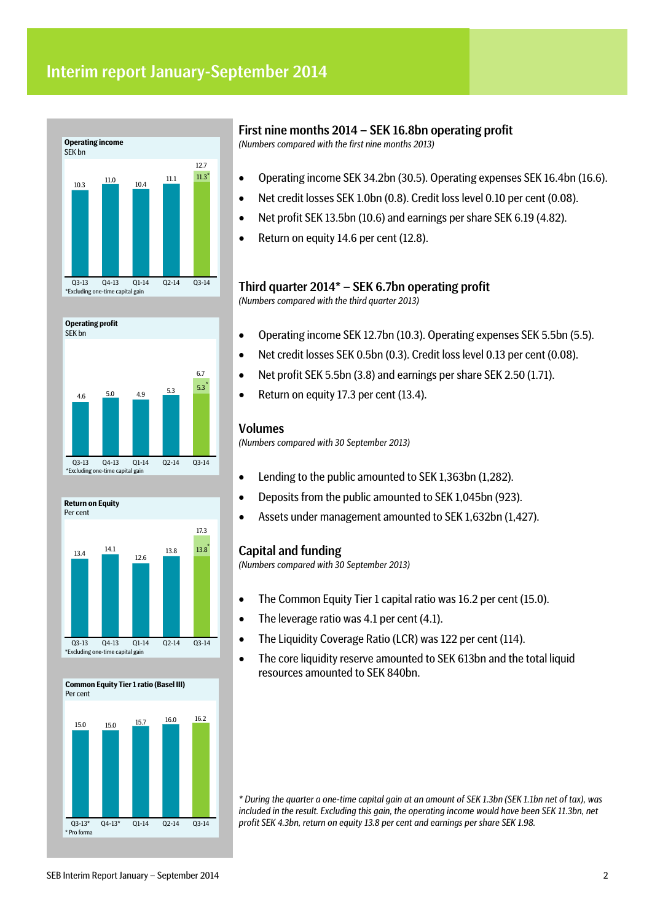# Interim report January-September 2014

**Operating income**
SEK bn

| | Q3-13 | Q4-13 | Q1-14 | Q2-14 | Q3-14 |
|---|---|---|---|---|---|
| Operating income | 10.3 | 11.0 | 10.4 | 11.1 | 12.7 (11.3*) |

*Excluding one-time capital gain

**Operating profit**
SEK bn

| | Q3-13 | Q4-13 | Q1-14 | Q2-14 | Q3-14 |
|---|---|---|---|---|---|
| Operating profit | 4.6 | 5.0 | 4.9 | 5.3 | 6.7 (5.3*) |

*Excluding one-time capital gain

**Return on Equity**
Per cent

| | Q3-13 | Q4-13 | Q1-14 | Q2-14 | Q3-14 |
|---|---|---|---|---|---|
| Return on Equity | 13.4 | 14.1 | 12.6 | 13.8 | 17.3 (13.8*) |

*Excluding one-time capital gain

**Common Equity Tier 1 ratio (Basel III)**
Per cent

| | Q3-13* | Q4-13* | Q1-14 | Q2-14 | Q3-14 |
|---|---|---|---|---|---|
| CET1 ratio | 15.0 | 15.0 | 15.7 | 16.0 | 16.2 |

* Pro forma

## First nine months 2014 – SEK 16.8bn operating profit

*(Numbers compared with the first nine months 2013)*

- Operating income SEK 34.2bn (30.5). Operating expenses SEK 16.4bn (16.6).
- Net credit losses SEK 1.0bn (0.8). Credit loss level 0.10 per cent (0.08).
- Net profit SEK 13.5bn (10.6) and earnings per share SEK 6.19 (4.82).
- Return on equity 14.6 per cent (12.8).

## Third quarter 2014* – SEK 6.7bn operating profit

*(Numbers compared with the third quarter 2013)*

- Operating income SEK 12.7bn (10.3). Operating expenses SEK 5.5bn (5.5).
- Net credit losses SEK 0.5bn (0.3). Credit loss level 0.13 per cent (0.08).
- Net profit SEK 5.5bn (3.8) and earnings per share SEK 2.50 (1.71).
- Return on equity 17.3 per cent (13.4).

## Volumes

*(Numbers compared with 30 September 2013)*

- Lending to the public amounted to SEK 1,363bn (1,282).
- Deposits from the public amounted to SEK 1,045bn (923).
- Assets under management amounted to SEK 1,632bn (1,427).

## Capital and funding

*(Numbers compared with 30 September 2013)*

- The Common Equity Tier 1 capital ratio was 16.2 per cent (15.0).
- The leverage ratio was 4.1 per cent (4.1).
- The Liquidity Coverage Ratio (LCR) was 122 per cent (114).
- The core liquidity reserve amounted to SEK 613bn and the total liquid resources amounted to SEK 840bn.

*\* During the quarter a one-time capital gain at an amount of SEK 1.3bn (SEK 1.1bn net of tax), was included in the result. Excluding this gain, the operating income would have been SEK 11.3bn, net profit SEK 4.3bn, return on equity 13.8 per cent and earnings per share SEK 1.98.*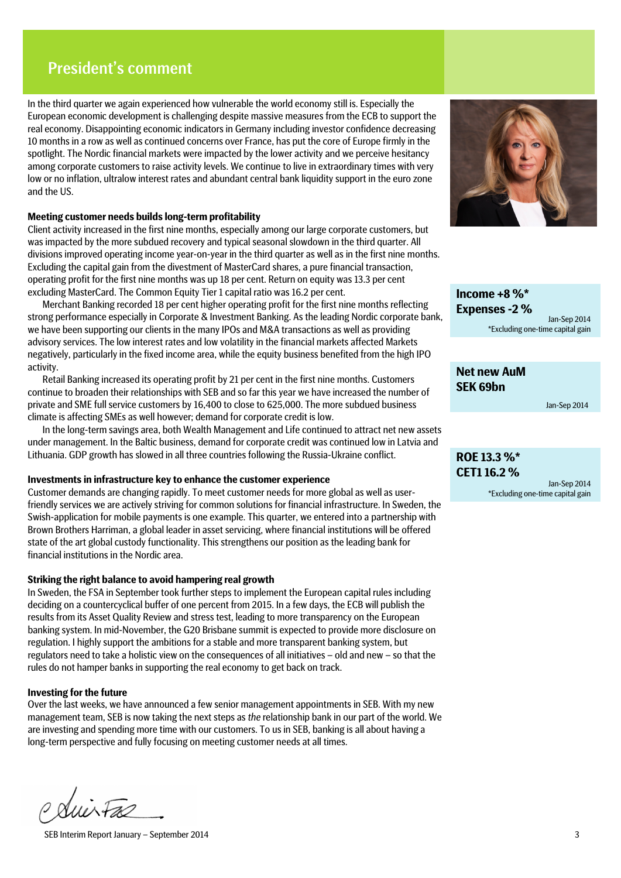# President's comment

In the third quarter we again experienced how vulnerable the world economy still is. Especially the European economic development is challenging despite massive measures from the ECB to support the real economy. Disappointing economic indicators in Germany including investor confidence decreasing 10 months in a row as well as continued concerns over France, has put the core of Europe firmly in the spotlight. The Nordic financial markets were impacted by the lower activity and we perceive hesitancy among corporate customers to raise activity levels. We continue to live in extraordinary times with very low or no inflation, ultralow interest rates and abundant central bank liquidity support in the euro zone and the US.

**Income +8 %***
**Expenses -2 %**
Jan-Sep 2014
*Excluding one-time capital gain

**Net new AuM**
**SEK 69bn**
Jan-Sep 2014

**ROE 13.3 %***
**CET1 16.2 %**
Jan-Sep 2014
*Excluding one-time capital gain

### Meeting customer needs builds long-term profitability

Client activity increased in the first nine months, especially among our large corporate customers, but was impacted by the more subdued recovery and typical seasonal slowdown in the third quarter. All divisions improved operating income year-on-year in the third quarter as well as in the first nine months. Excluding the capital gain from the divestment of MasterCard shares, a pure financial transaction, operating profit for the first nine months was up 18 per cent. Return on equity was 13.3 per cent excluding MasterCard. The Common Equity Tier 1 capital ratio was 16.2 per cent.

Merchant Banking recorded 18 per cent higher operating profit for the first nine months reflecting strong performance especially in Corporate & Investment Banking. As the leading Nordic corporate bank, we have been supporting our clients in the many IPOs and M&A transactions as well as providing advisory services. The low interest rates and low volatility in the financial markets affected Markets negatively, particularly in the fixed income area, while the equity business benefited from the high IPO activity.

Retail Banking increased its operating profit by 21 per cent in the first nine months. Customers continue to broaden their relationships with SEB and so far this year we have increased the number of private and SME full service customers by 16,400 to close to 625,000. The more subdued business climate is affecting SMEs as well however; demand for corporate credit is low.

In the long-term savings area, both Wealth Management and Life continued to attract net new assets under management. In the Baltic business, demand for corporate credit was continued low in Latvia and Lithuania. GDP growth has slowed in all three countries following the Russia-Ukraine conflict.

### Investments in infrastructure key to enhance the customer experience

Customer demands are changing rapidly. To meet customer needs for more global as well as user-friendly services we are actively striving for common solutions for financial infrastructure. In Sweden, the Swish-application for mobile payments is one example. This quarter, we entered into a partnership with Brown Brothers Harriman, a global leader in asset servicing, where financial institutions will be offered state of the art global custody functionality. This strengthens our position as the leading bank for financial institutions in the Nordic area.

### Striking the right balance to avoid hampering real growth

In Sweden, the FSA in September took further steps to implement the European capital rules including deciding on a countercyclical buffer of one percent from 2015. In a few days, the ECB will publish the results from its Asset Quality Review and stress test, leading to more transparency on the European banking system. In mid-November, the G20 Brisbane summit is expected to provide more disclosure on regulation. I highly support the ambitions for a stable and more transparent banking system, but regulators need to take a holistic view on the consequences of all initiatives – old and new – so that the rules do not hamper banks in supporting the real economy to get back on track.

### Investing for the future

Over the last weeks, we have announced a few senior management appointments in SEB. With my new management team, SEB is now taking the next steps as *the* relationship bank in our part of the world. We are investing and spending more time with our customers. To us in SEB, banking is all about having a long-term perspective and fully focusing on meeting customer needs at all times.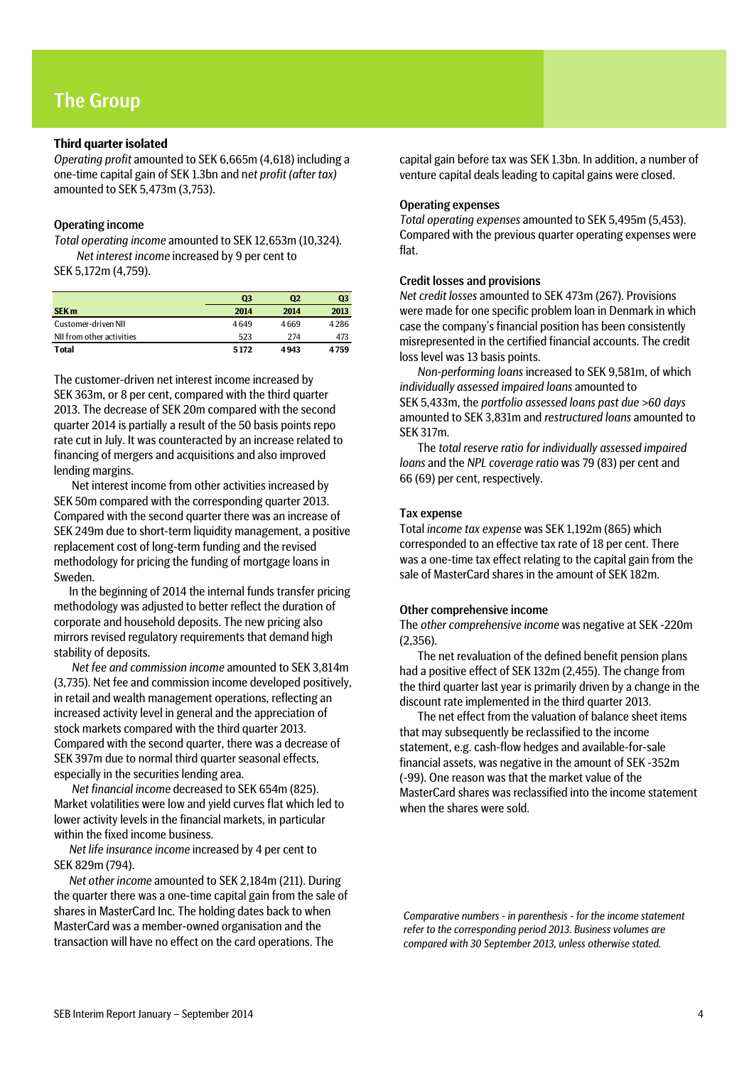# The Group

### Third quarter isolated

*Operating profit* amounted to SEK 6,665m (4,618) including a one-time capital gain of SEK 1.3bn and n*et profit (after tax)* amounted to SEK 5,473m (3,753).

### Operating income

*Total operating income* amounted to SEK 12,653m (10,324).

*Net interest income* increased by 9 per cent to SEK 5,172m (4,759).

| SEK m | Q3 2014 | Q2 2014 | Q3 2013 |
|---|---|---|---|
| Customer-driven NII | 4 649 | 4 669 | 4 286 |
| NII from other activities | 523 | 274 | 473 |
| **Total** | **5 172** | **4 943** | **4 759** |

The customer-driven net interest income increased by SEK 363m, or 8 per cent, compared with the third quarter 2013. The decrease of SEK 20m compared with the second quarter 2014 is partially a result of the 50 basis points repo rate cut in July. It was counteracted by an increase related to financing of mergers and acquisitions and also improved lending margins.

Net interest income from other activities increased by SEK 50m compared with the corresponding quarter 2013. Compared with the second quarter there was an increase of SEK 249m due to short-term liquidity management, a positive replacement cost of long-term funding and the revised methodology for pricing the funding of mortgage loans in Sweden.

In the beginning of 2014 the internal funds transfer pricing methodology was adjusted to better reflect the duration of corporate and household deposits. The new pricing also mirrors revised regulatory requirements that demand high stability of deposits.

*Net fee and commission income* amounted to SEK 3,814m (3,735). Net fee and commission income developed positively, in retail and wealth management operations, reflecting an increased activity level in general and the appreciation of stock markets compared with the third quarter 2013. Compared with the second quarter, there was a decrease of SEK 397m due to normal third quarter seasonal effects, especially in the securities lending area.

*Net financial income* decreased to SEK 654m (825). Market volatilities were low and yield curves flat which led to lower activity levels in the financial markets, in particular within the fixed income business.

*Net life insurance income* increased by 4 per cent to SEK 829m (794).

*Net other income* amounted to SEK 2,184m (211). During the quarter there was a one-time capital gain from the sale of shares in MasterCard Inc. The holding dates back to when MasterCard was a member-owned organisation and the transaction will have no effect on the card operations. The capital gain before tax was SEK 1.3bn. In addition, a number of venture capital deals leading to capital gains were closed.

### Operating expenses

*Total operating expenses* amounted to SEK 5,495m (5,453). Compared with the previous quarter operating expenses were flat.

### Credit losses and provisions

*Net credit losses* amounted to SEK 473m (267). Provisions were made for one specific problem loan in Denmark in which case the company's financial position has been consistently misrepresented in the certified financial accounts. The credit loss level was 13 basis points.

*Non-performing loans* increased to SEK 9,581m, of which *individually assessed impaired loans* amounted to SEK 5,433m, the *portfolio assessed loans past due >60 days* amounted to SEK 3,831m and *restructured loans* amounted to SEK 317m.

The *total reserve ratio for individually assessed impaired loans* and the *NPL coverage ratio* was 79 (83) per cent and 66 (69) per cent, respectively.

### Tax expense

Total *income tax expense* was SEK 1,192m (865) which corresponded to an effective tax rate of 18 per cent. There was a one-time tax effect relating to the capital gain from the sale of MasterCard shares in the amount of SEK 182m.

### Other comprehensive income

The *other comprehensive income* was negative at SEK -220m (2,356).

The net revaluation of the defined benefit pension plans had a positive effect of SEK 132m (2,455). The change from the third quarter last year is primarily driven by a change in the discount rate implemented in the third quarter 2013.

The net effect from the valuation of balance sheet items that may subsequently be reclassified to the income statement, e.g. cash-flow hedges and available-for-sale financial assets, was negative in the amount of SEK -352m (-99). One reason was that the market value of the MasterCard shares was reclassified into the income statement when the shares were sold.

*Comparative numbers - in parenthesis - for the income statement refer to the corresponding period 2013. Business volumes are compared with 30 September 2013, unless otherwise stated.*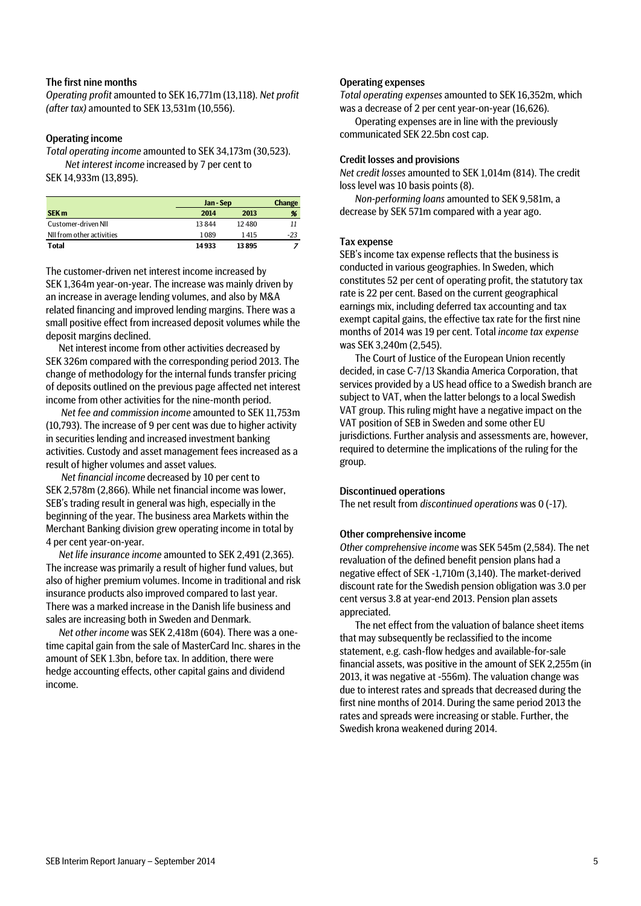### The first nine months

*Operating profit* amounted to SEK 16,771m (13,118). *Net profit (after tax)* amounted to SEK 13,531m (10,556).

### Operating income

*Total operating income* amounted to SEK 34,173m (30,523).

*Net interest income* increased by 7 per cent to SEK 14,933m (13,895).

| | Jan - Sep | | Change |
|---|---|---|---|
| **SEK m** | **2014** | **2013** | **%** |
| Customer-driven NII | 13 844 | 12 480 | *11* |
| NII from other activities | 1 089 | 1 415 | *-23* |
| **Total** | **14 933** | **13 895** | ***7*** |

The customer-driven net interest income increased by SEK 1,364m year-on-year. The increase was mainly driven by an increase in average lending volumes, and also by M&A related financing and improved lending margins. There was a small positive effect from increased deposit volumes while the deposit margins declined.

Net interest income from other activities decreased by SEK 326m compared with the corresponding period 2013. The change of methodology for the internal funds transfer pricing of deposits outlined on the previous page affected net interest income from other activities for the nine-month period.

*Net fee and commission income* amounted to SEK 11,753m (10,793). The increase of 9 per cent was due to higher activity in securities lending and increased investment banking activities. Custody and asset management fees increased as a result of higher volumes and asset values.

*Net financial income* decreased by 10 per cent to SEK 2,578m (2,866). While net financial income was lower, SEB's trading result in general was high, especially in the beginning of the year. The business area Markets within the Merchant Banking division grew operating income in total by 4 per cent year-on-year.

*Net life insurance income* amounted to SEK 2,491 (2,365). The increase was primarily a result of higher fund values, but also of higher premium volumes. Income in traditional and risk insurance products also improved compared to last year. There was a marked increase in the Danish life business and sales are increasing both in Sweden and Denmark.

*Net other income* was SEK 2,418m (604). There was a one-time capital gain from the sale of MasterCard Inc. shares in the amount of SEK 1.3bn, before tax. In addition, there were hedge accounting effects, other capital gains and dividend income.

### Operating expenses

*Total operating expenses* amounted to SEK 16,352m, which was a decrease of 2 per cent year-on-year (16,626).

Operating expenses are in line with the previously communicated SEK 22.5bn cost cap.

### Credit losses and provisions

*Net credit losses* amounted to SEK 1,014m (814). The credit loss level was 10 basis points (8).

*Non-performing loans* amounted to SEK 9,581m, a decrease by SEK 571m compared with a year ago.

### Tax expense

SEB's income tax expense reflects that the business is conducted in various geographies. In Sweden, which constitutes 52 per cent of operating profit, the statutory tax rate is 22 per cent. Based on the current geographical earnings mix, including deferred tax accounting and tax exempt capital gains, the effective tax rate for the first nine months of 2014 was 19 per cent. Total *income tax expense* was SEK 3,240m (2,545).

The Court of Justice of the European Union recently decided, in case C-7/13 Skandia America Corporation, that services provided by a US head office to a Swedish branch are subject to VAT, when the latter belongs to a local Swedish VAT group. This ruling might have a negative impact on the VAT position of SEB in Sweden and some other EU jurisdictions. Further analysis and assessments are, however, required to determine the implications of the ruling for the group.

### Discontinued operations

The net result from *discontinued operations* was 0 (-17).

### Other comprehensive income

*Other comprehensive income* was SEK 545m (2,584). The net revaluation of the defined benefit pension plans had a negative effect of SEK -1,710m (3,140). The market-derived discount rate for the Swedish pension obligation was 3.0 per cent versus 3.8 at year-end 2013. Pension plan assets appreciated.

The net effect from the valuation of balance sheet items that may subsequently be reclassified to the income statement, e.g. cash-flow hedges and available-for-sale financial assets, was positive in the amount of SEK 2,255m (in 2013, it was negative at -556m). The valuation change was due to interest rates and spreads that decreased during the first nine months of 2014. During the same period 2013 the rates and spreads were increasing or stable. Further, the Swedish krona weakened during 2014.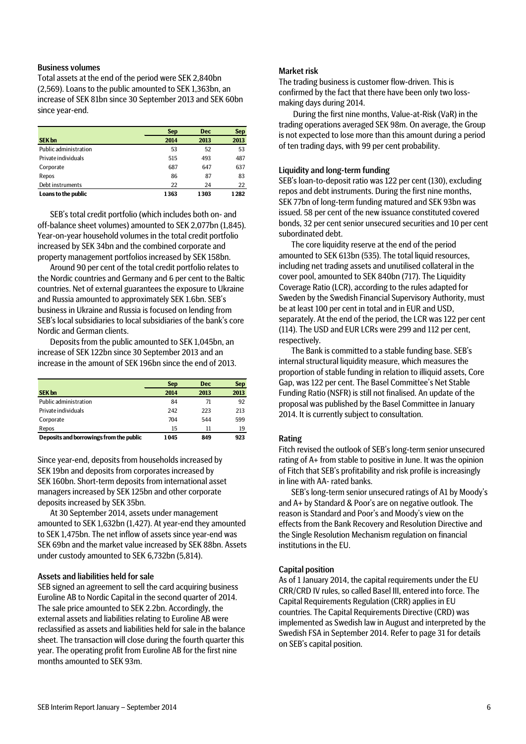### Business volumes

Total assets at the end of the period were SEK 2,840bn (2,569). Loans to the public amounted to SEK 1,363bn, an increase of SEK 81bn since 30 September 2013 and SEK 60bn since year-end.

| SEK bn | Sep 2014 | Dec 2013 | Sep 2013 |
|---|---|---|---|
| Public administration | 53 | 52 | 53 |
| Private individuals | 515 | 493 | 487 |
| Corporate | 687 | 647 | 637 |
| Repos | 86 | 87 | 83 |
| Debt instruments | 22 | 24 | 22 |
| **Loans to the public** | **1363** | **1303** | **1282** |

SEB's total credit portfolio (which includes both on- and off-balance sheet volumes) amounted to SEK 2,077bn (1,845). Year-on-year household volumes in the total credit portfolio increased by SEK 34bn and the combined corporate and property management portfolios increased by SEK 158bn.

Around 90 per cent of the total credit portfolio relates to the Nordic countries and Germany and 6 per cent to the Baltic countries. Net of external guarantees the exposure to Ukraine and Russia amounted to approximately SEK 1.6bn. SEB's business in Ukraine and Russia is focused on lending from SEB's local subsidiaries to local subsidiaries of the bank's core Nordic and German clients.

Deposits from the public amounted to SEK 1,045bn, an increase of SEK 122bn since 30 September 2013 and an increase in the amount of SEK 196bn since the end of 2013.

| SEK bn | Sep 2014 | Dec 2013 | Sep 2013 |
|---|---|---|---|
| Public administration | 84 | 71 | 92 |
| Private individuals | 242 | 223 | 213 |
| Corporate | 704 | 544 | 599 |
| Repos | 15 | 11 | 19 |
| **Deposits and borrowings from the public** | **1045** | **849** | **923** |

Since year-end, deposits from households increased by SEK 19bn and deposits from corporates increased by SEK 160bn. Short-term deposits from international asset managers increased by SEK 125bn and other corporate deposits increased by SEK 35bn.

At 30 September 2014, assets under management amounted to SEK 1,632bn (1,427). At year-end they amounted to SEK 1,475bn. The net inflow of assets since year-end was SEK 69bn and the market value increased by SEK 88bn. Assets under custody amounted to SEK 6,732bn (5,814).

### Assets and liabilities held for sale

SEB signed an agreement to sell the card acquiring business Euroline AB to Nordic Capital in the second quarter of 2014. The sale price amounted to SEK 2.2bn. Accordingly, the external assets and liabilities relating to Euroline AB were reclassified as assets and liabilities held for sale in the balance sheet. The transaction will close during the fourth quarter this year. The operating profit from Euroline AB for the first nine months amounted to SEK 93m.

### Market risk

The trading business is customer flow-driven. This is confirmed by the fact that there have been only two loss-making days during 2014.

During the first nine months, Value-at-Risk (VaR) in the trading operations averaged SEK 98m. On average, the Group is not expected to lose more than this amount during a period of ten trading days, with 99 per cent probability.

### Liquidity and long-term funding

SEB's loan-to-deposit ratio was 122 per cent (130), excluding repos and debt instruments. During the first nine months, SEK 77bn of long-term funding matured and SEK 93bn was issued. 58 per cent of the new issuance constituted covered bonds, 32 per cent senior unsecured securities and 10 per cent subordinated debt.

The core liquidity reserve at the end of the period amounted to SEK 613bn (535). The total liquid resources, including net trading assets and unutilised collateral in the cover pool, amounted to SEK 840bn (717). The Liquidity Coverage Ratio (LCR), according to the rules adapted for Sweden by the Swedish Financial Supervisory Authority, must be at least 100 per cent in total and in EUR and USD, separately. At the end of the period, the LCR was 122 per cent (114). The USD and EUR LCRs were 299 and 112 per cent, respectively.

The Bank is committed to a stable funding base. SEB's internal structural liquidity measure, which measures the proportion of stable funding in relation to illiquid assets, Core Gap, was 122 per cent. The Basel Committee's Net Stable Funding Ratio (NSFR) is still not finalised. An update of the proposal was published by the Basel Committee in January 2014. It is currently subject to consultation.

### Rating

Fitch revised the outlook of SEB's long-term senior unsecured rating of A+ from stable to positive in June. It was the opinion of Fitch that SEB's profitability and risk profile is increasingly in line with AA- rated banks.

SEB's long-term senior unsecured ratings of A1 by Moody's and A+ by Standard & Poor's are on negative outlook. The reason is Standard and Poor's and Moody's view on the effects from the Bank Recovery and Resolution Directive and the Single Resolution Mechanism regulation on financial institutions in the EU.

### Capital position

As of 1 January 2014, the capital requirements under the EU CRR/CRD IV rules, so called Basel III, entered into force. The Capital Requirements Regulation (CRR) applies in EU countries. The Capital Requirements Directive (CRD) was implemented as Swedish law in August and interpreted by the Swedish FSA in September 2014. Refer to page 31 for details on SEB's capital position.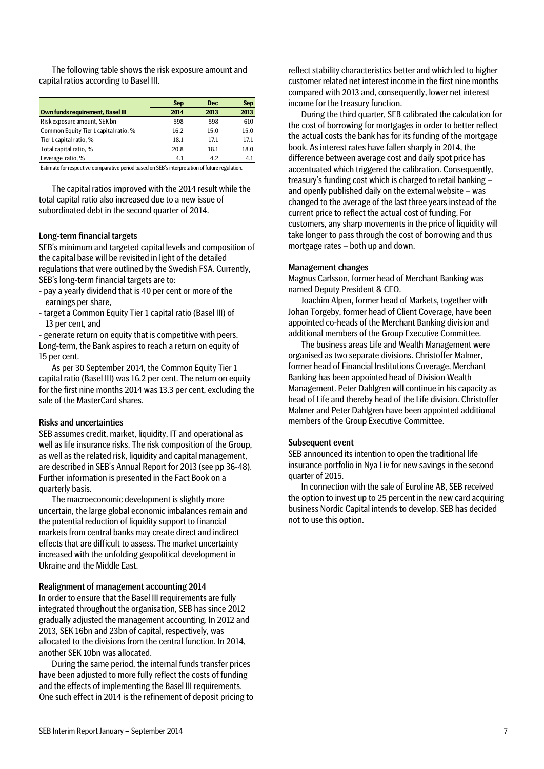The following table shows the risk exposure amount and capital ratios according to Basel III.

| Own funds requirement, Basel III | Sep 2014 | Dec 2013 | Sep 2013 |
|---|---|---|---|
| Risk exposure amount, SEK bn | 598 | 598 | 610 |
| Common Equity Tier 1 capital ratio, % | 16.2 | 15.0 | 15.0 |
| Tier 1 capital ratio, % | 18.1 | 17.1 | 17.1 |
| Total capital ratio, % | 20.8 | 18.1 | 18.0 |
| Leverage ratio, % | 4.1 | 4.2 | 4.1 |

Estimate for respective comparative period based on SEB's interpretation of future regulation.

The capital ratios improved with the 2014 result while the total capital ratio also increased due to a new issue of subordinated debt in the second quarter of 2014.

### Long-term financial targets

SEB's minimum and targeted capital levels and composition of the capital base will be revisited in light of the detailed regulations that were outlined by the Swedish FSA. Currently, SEB's long-term financial targets are to:

- pay a yearly dividend that is 40 per cent or more of the earnings per share,
- target a Common Equity Tier 1 capital ratio (Basel III) of 13 per cent, and
- generate return on equity that is competitive with peers.

Long-term, the Bank aspires to reach a return on equity of 15 per cent.

As per 30 September 2014, the Common Equity Tier 1 capital ratio (Basel III) was 16.2 per cent. The return on equity for the first nine months 2014 was 13.3 per cent, excluding the sale of the MasterCard shares.

### Risks and uncertainties

SEB assumes credit, market, liquidity, IT and operational as well as life insurance risks. The risk composition of the Group, as well as the related risk, liquidity and capital management, are described in SEB's Annual Report for 2013 (see pp 36-48). Further information is presented in the Fact Book on a quarterly basis.

The macroeconomic development is slightly more uncertain, the large global economic imbalances remain and the potential reduction of liquidity support to financial markets from central banks may create direct and indirect effects that are difficult to assess. The market uncertainty increased with the unfolding geopolitical development in Ukraine and the Middle East.

### Realignment of management accounting 2014

In order to ensure that the Basel III requirements are fully integrated throughout the organisation, SEB has since 2012 gradually adjusted the management accounting. In 2012 and 2013, SEK 16bn and 23bn of capital, respectively, was allocated to the divisions from the central function. In 2014, another SEK 10bn was allocated.

During the same period, the internal funds transfer prices have been adjusted to more fully reflect the costs of funding and the effects of implementing the Basel III requirements. One such effect in 2014 is the refinement of deposit pricing to reflect stability characteristics better and which led to higher customer related net interest income in the first nine months compared with 2013 and, consequently, lower net interest income for the treasury function.

During the third quarter, SEB calibrated the calculation for the cost of borrowing for mortgages in order to better reflect the actual costs the bank has for its funding of the mortgage book. As interest rates have fallen sharply in 2014, the difference between average cost and daily spot price has accentuated which triggered the calibration. Consequently, treasury's funding cost which is charged to retail banking – and openly published daily on the external website – was changed to the average of the last three years instead of the current price to reflect the actual cost of funding. For customers, any sharp movements in the price of liquidity will take longer to pass through the cost of borrowing and thus mortgage rates – both up and down.

### Management changes

Magnus Carlsson, former head of Merchant Banking was named Deputy President & CEO.

Joachim Alpen, former head of Markets, together with Johan Torgeby, former head of Client Coverage, have been appointed co-heads of the Merchant Banking division and additional members of the Group Executive Committee.

The business areas Life and Wealth Management were organised as two separate divisions. Christoffer Malmer, former head of Financial Institutions Coverage, Merchant Banking has been appointed head of Division Wealth Management. Peter Dahlgren will continue in his capacity as head of Life and thereby head of the Life division. Christoffer Malmer and Peter Dahlgren have been appointed additional members of the Group Executive Committee.

### Subsequent event

SEB announced its intention to open the traditional life insurance portfolio in Nya Liv for new savings in the second quarter of 2015.

In connection with the sale of Euroline AB, SEB received the option to invest up to 25 percent in the new card acquiring business Nordic Capital intends to develop. SEB has decided not to use this option.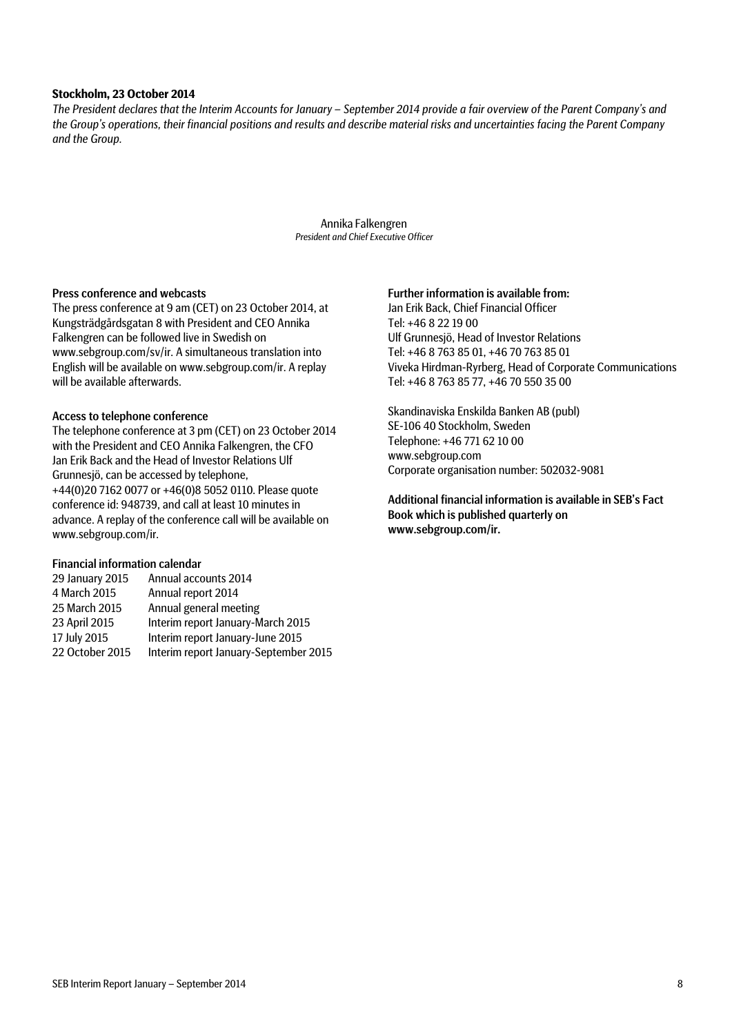**Stockholm, 23 October 2014**

*The President declares that the Interim Accounts for January – September 2014 provide a fair overview of the Parent Company's and the Group's operations, their financial positions and results and describe material risks and uncertainties facing the Parent Company and the Group.*

Annika Falkengren
*President and Chief Executive Officer*

**Press conference and webcasts**

The press conference at 9 am (CET) on 23 October 2014, at Kungsträdgårdsgatan 8 with President and CEO Annika Falkengren can be followed live in Swedish on www.sebgroup.com/sv/ir. A simultaneous translation into English will be available on www.sebgroup.com/ir. A replay will be available afterwards.

**Access to telephone conference**

The telephone conference at 3 pm (CET) on 23 October 2014 with the President and CEO Annika Falkengren, the CFO Jan Erik Back and the Head of Investor Relations Ulf Grunnesjö, can be accessed by telephone, +44(0)20 7162 0077 or +46(0)8 5052 0110. Please quote conference id: 948739, and call at least 10 minutes in advance. A replay of the conference call will be available on www.sebgroup.com/ir.

**Financial information calendar**

| | |
|---|---|
| 29 January 2015 | Annual accounts 2014 |
| 4 March 2015 | Annual report 2014 |
| 25 March 2015 | Annual general meeting |
| 23 April 2015 | Interim report January-March 2015 |
| 17 July 2015 | Interim report January-June 2015 |
| 22 October 2015 | Interim report January-September 2015 |

**Further information is available from:**

Jan Erik Back, Chief Financial Officer
Tel: +46 8 22 19 00
Ulf Grunnesjö, Head of Investor Relations
Tel: +46 8 763 85 01, +46 70 763 85 01
Viveka Hirdman-Ryrberg, Head of Corporate Communications
Tel: +46 8 763 85 77, +46 70 550 35 00

Skandinaviska Enskilda Banken AB (publ)
SE-106 40 Stockholm, Sweden
Telephone: +46 771 62 10 00
www.sebgroup.com
Corporate organisation number: 502032-9081

**Additional financial information is available in SEB's Fact Book which is published quarterly on www.sebgroup.com/ir.**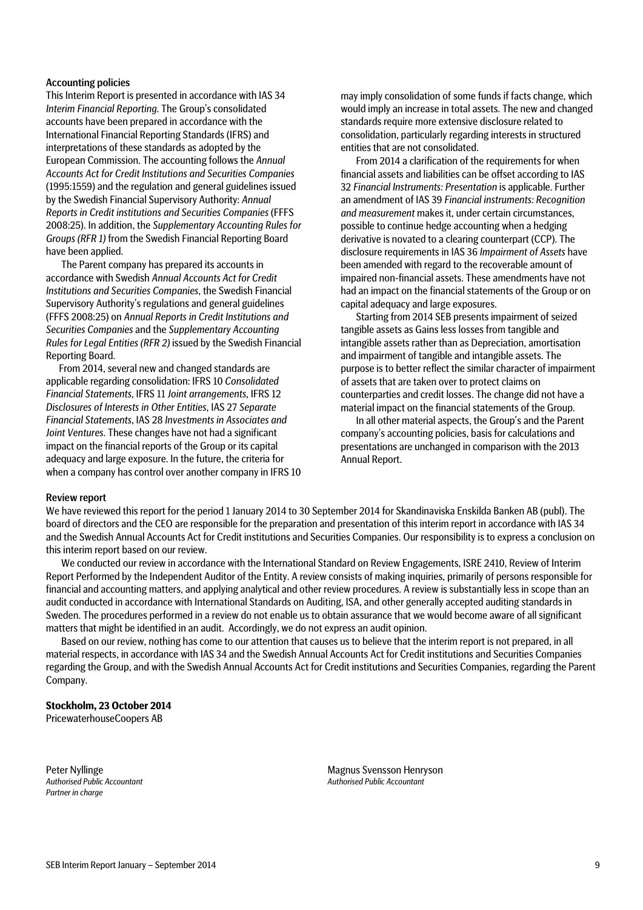## Accounting policies

This Interim Report is presented in accordance with IAS 34 *Interim Financial Reporting*. The Group's consolidated accounts have been prepared in accordance with the International Financial Reporting Standards (IFRS) and interpretations of these standards as adopted by the European Commission. The accounting follows the *Annual Accounts Act for Credit Institutions and Securities Companies* (1995:1559) and the regulation and general guidelines issued by the Swedish Financial Supervisory Authority: *Annual Reports in Credit institutions and Securities Companies* (FFFS 2008:25). In addition, the *Supplementary Accounting Rules for Groups (RFR 1)* from the Swedish Financial Reporting Board have been applied.

The Parent company has prepared its accounts in accordance with Swedish *Annual Accounts Act for Credit Institutions and Securities Companies*, the Swedish Financial Supervisory Authority's regulations and general guidelines (FFFS 2008:25) on *Annual Reports in Credit Institutions and Securities Companies* and the *Supplementary Accounting Rules for Legal Entities (RFR 2)* issued by the Swedish Financial Reporting Board.

From 2014, several new and changed standards are applicable regarding consolidation: IFRS 10 *Consolidated Financial Statements*, IFRS 11 *Joint arrangements*, IFRS 12 *Disclosures of Interests in Other Entities*, IAS 27 *Separate Financial Statements*, IAS 28 *Investments in Associates and Joint Ventures*. These changes have not had a significant impact on the financial reports of the Group or its capital adequacy and large exposure. In the future, the criteria for when a company has control over another company in IFRS 10 may imply consolidation of some funds if facts change, which would imply an increase in total assets. The new and changed standards require more extensive disclosure related to consolidation, particularly regarding interests in structured entities that are not consolidated.

From 2014 a clarification of the requirements for when financial assets and liabilities can be offset according to IAS 32 *Financial Instruments: Presentation* is applicable. Further an amendment of IAS 39 *Financial instruments: Recognition and measurement* makes it, under certain circumstances, possible to continue hedge accounting when a hedging derivative is novated to a clearing counterpart (CCP). The disclosure requirements in IAS 36 *Impairment of Assets* have been amended with regard to the recoverable amount of impaired non-financial assets. These amendments have not had an impact on the financial statements of the Group or on capital adequacy and large exposures.

Starting from 2014 SEB presents impairment of seized tangible assets as Gains less losses from tangible and intangible assets rather than as Depreciation, amortisation and impairment of tangible and intangible assets. The purpose is to better reflect the similar character of impairment of assets that are taken over to protect claims on counterparties and credit losses. The change did not have a material impact on the financial statements of the Group.

In all other material aspects, the Group's and the Parent company's accounting policies, basis for calculations and presentations are unchanged in comparison with the 2013 Annual Report.

## Review report

We have reviewed this report for the period 1 January 2014 to 30 September 2014 for Skandinaviska Enskilda Banken AB (publ). The board of directors and the CEO are responsible for the preparation and presentation of this interim report in accordance with IAS 34 and the Swedish Annual Accounts Act for Credit institutions and Securities Companies. Our responsibility is to express a conclusion on this interim report based on our review.

We conducted our review in accordance with the International Standard on Review Engagements, ISRE 2410, Review of Interim Report Performed by the Independent Auditor of the Entity. A review consists of making inquiries, primarily of persons responsible for financial and accounting matters, and applying analytical and other review procedures. A review is substantially less in scope than an audit conducted in accordance with International Standards on Auditing, ISA, and other generally accepted auditing standards in Sweden. The procedures performed in a review do not enable us to obtain assurance that we would become aware of all significant matters that might be identified in an audit. Accordingly, we do not express an audit opinion.

Based on our review, nothing has come to our attention that causes us to believe that the interim report is not prepared, in all material respects, in accordance with IAS 34 and the Swedish Annual Accounts Act for Credit institutions and Securities Companies regarding the Group, and with the Swedish Annual Accounts Act for Credit institutions and Securities Companies, regarding the Parent Company.

**Stockholm, 23 October 2014**
PricewaterhouseCoopers AB

Peter Nyllinge
*Authorised Public Accountant*
*Partner in charge*

Magnus Svensson Henryson
*Authorised Public Accountant*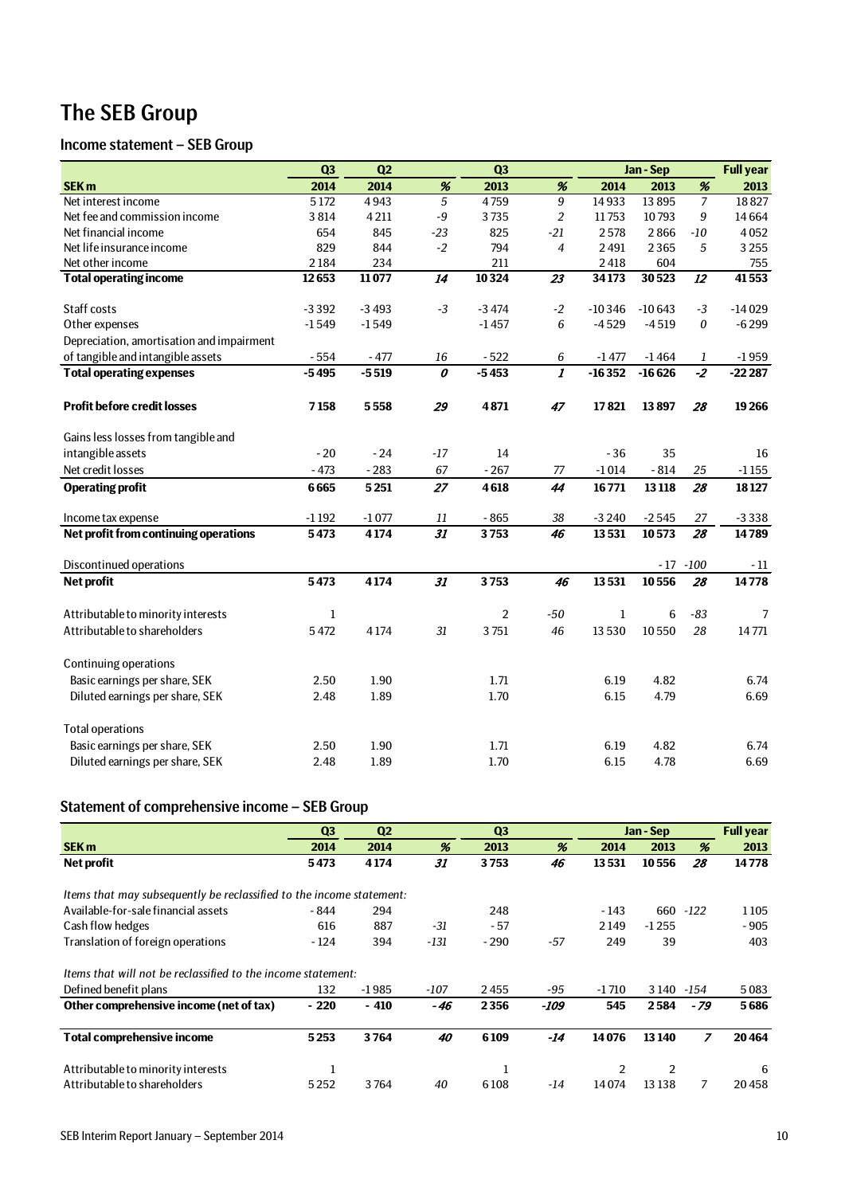# The SEB Group

## Income statement – SEB Group

| | Q3 | Q2 | | Q3 | | Jan - Sep | | | Full year |
|---|---|---|---|---|---|---|---|---|---|
| **SEK m** | **2014** | **2014** | **%** | **2013** | **%** | **2014** | **2013** | **%** | **2013** |
| Net interest income | 5 172 | 4 943 | 5 | 4 759 | 9 | 14 933 | 13 895 | 7 | 18 827 |
| Net fee and commission income | 3 814 | 4 211 | -9 | 3 735 | 2 | 11 753 | 10 793 | 9 | 14 664 |
| Net financial income | 654 | 845 | -23 | 825 | -21 | 2 578 | 2 866 | -10 | 4 052 |
| Net life insurance income | 829 | 844 | -2 | 794 | 4 | 2 491 | 2 365 | 5 | 3 255 |
| Net other income | 2 184 | 234 | | 211 | | 2 418 | 604 | | 755 |
| **Total operating income** | **12 653** | **11 077** | **14** | **10 324** | **23** | **34 173** | **30 523** | **12** | **41 553** |
| | | | | | | | | | |
| Staff costs | -3 392 | -3 493 | -3 | -3 474 | -2 | -10 346 | -10 643 | -3 | -14 029 |
| Other expenses | -1 549 | -1 549 | | -1 457 | 6 | -4 529 | -4 519 | 0 | -6 299 |
| Depreciation, amortisation and impairment of tangible and intangible assets | - 554 | - 477 | 16 | - 522 | 6 | -1 477 | -1 464 | 1 | -1 959 |
| **Total operating expenses** | **-5 495** | **-5 519** | **0** | **-5 453** | **1** | **-16 352** | **-16 626** | **-2** | **-22 287** |
| | | | | | | | | | |
| **Profit before credit losses** | **7 158** | **5 558** | **29** | **4 871** | **47** | **17 821** | **13 897** | **28** | **19 266** |
| | | | | | | | | | |
| Gains less losses from tangible and intangible assets | - 20 | - 24 | -17 | 14 | | - 36 | 35 | | 16 |
| Net credit losses | - 473 | - 283 | 67 | - 267 | 77 | -1 014 | - 814 | 25 | -1 155 |
| **Operating profit** | **6 665** | **5 251** | **27** | **4 618** | **44** | **16 771** | **13 118** | **28** | **18 127** |
| | | | | | | | | | |
| Income tax expense | -1 192 | -1 077 | 11 | - 865 | 38 | -3 240 | -2 545 | 27 | -3 338 |
| **Net profit from continuing operations** | **5 473** | **4 174** | **31** | **3 753** | **46** | **13 531** | **10 573** | **28** | **14 789** |
| | | | | | | | | | |
| Discontinued operations | | | | | | | - 17 | -100 | - 11 |
| **Net profit** | **5 473** | **4 174** | **31** | **3 753** | **46** | **13 531** | **10 556** | **28** | **14 778** |
| | | | | | | | | | |
| Attributable to minority interests | 1 | | | 2 | -50 | 1 | 6 | -83 | 7 |
| Attributable to shareholders | 5 472 | 4 174 | 31 | 3 751 | 46 | 13 530 | 10 550 | 28 | 14 771 |
| | | | | | | | | | |
| Continuing operations | | | | | | | | | |
| Basic earnings per share, SEK | 2.50 | 1.90 | | 1.71 | | 6.19 | 4.82 | | 6.74 |
| Diluted earnings per share, SEK | 2.48 | 1.89 | | 1.70 | | 6.15 | 4.79 | | 6.69 |
| | | | | | | | | | |
| Total operations | | | | | | | | | |
| Basic earnings per share, SEK | 2.50 | 1.90 | | 1.71 | | 6.19 | 4.82 | | 6.74 |
| Diluted earnings per share, SEK | 2.48 | 1.89 | | 1.70 | | 6.15 | 4.78 | | 6.69 |

## Statement of comprehensive income – SEB Group

| | Q3 | Q2 | | Q3 | | Jan - Sep | | | Full year |
|---|---|---|---|---|---|---|---|---|---|
| **SEK m** | **2014** | **2014** | **%** | **2013** | **%** | **2014** | **2013** | **%** | **2013** |
| **Net profit** | **5 473** | **4 174** | **31** | **3 753** | **46** | **13 531** | **10 556** | **28** | **14 778** |
| | | | | | | | | | |
| *Items that may subsequently be reclassified to the income statement:* | | | | | | | | | |
| Available-for-sale financial assets | - 844 | 294 | | 248 | | - 143 | 660 | -122 | 1 105 |
| Cash flow hedges | 616 | 887 | -31 | - 57 | | 2 149 | -1 255 | | - 905 |
| Translation of foreign operations | - 124 | 394 | -131 | - 290 | -57 | 249 | 39 | | 403 |
| | | | | | | | | | |
| *Items that will not be reclassified to the income statement:* | | | | | | | | | |
| Defined benefit plans | 132 | -1 985 | -107 | 2 455 | -95 | -1 710 | 3 140 | -154 | 5 083 |
| **Other comprehensive income (net of tax)** | **- 220** | **- 410** | **-46** | **2 356** | **-109** | **545** | **2 584** | **-79** | **5 686** |
| | | | | | | | | | |
| **Total comprehensive income** | **5 253** | **3 764** | **40** | **6 109** | **-14** | **14 076** | **13 140** | **7** | **20 464** |
| | | | | | | | | | |
| Attributable to minority interests | 1 | | | 1 | | 2 | 2 | | 6 |
| Attributable to shareholders | 5 252 | 3 764 | 40 | 6 108 | -14 | 14 074 | 13 138 | 7 | 20 458 |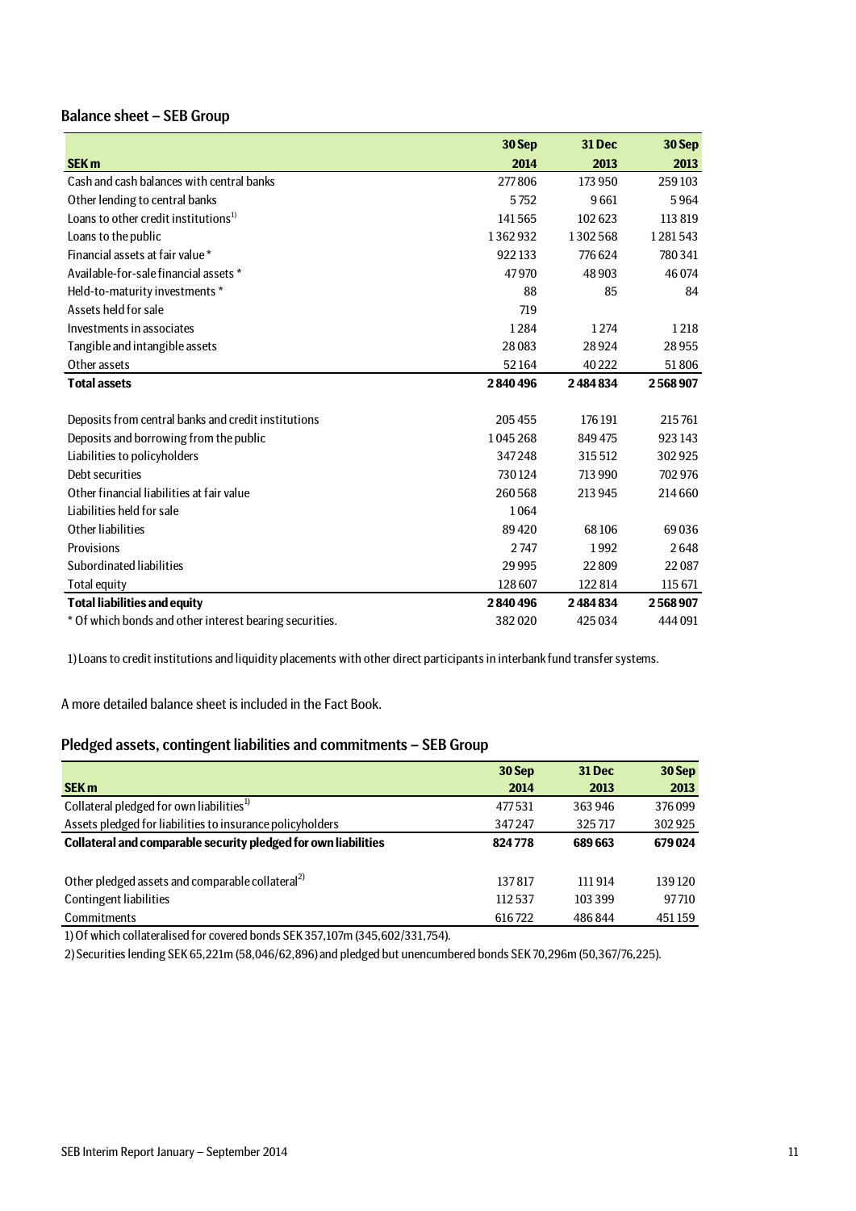## Balance sheet – SEB Group

| SEK m | 30 Sep 2014 | 31 Dec 2013 | 30 Sep 2013 |
|---|---|---|---|
| Cash and cash balances with central banks | 277 806 | 173 950 | 259 103 |
| Other lending to central banks | 5 752 | 9 661 | 5 964 |
| Loans to other credit institutions[1] | 141 565 | 102 623 | 113 819 |
| Loans to the public | 1 362 932 | 1 302 568 | 1 281 543 |
| Financial assets at fair value * | 922 133 | 776 624 | 780 341 |
| Available-for-sale financial assets * | 47 970 | 48 903 | 46 074 |
| Held-to-maturity investments * | 88 | 85 | 84 |
| Assets held for sale | 719 | | |
| Investments in associates | 1 284 | 1 274 | 1 218 |
| Tangible and intangible assets | 28 083 | 28 924 | 28 955 |
| Other assets | 52 164 | 40 222 | 51 806 |
| **Total assets** | **2 840 496** | **2 484 834** | **2 568 907** |
| | | | |
| Deposits from central banks and credit institutions | 205 455 | 176 191 | 215 761 |
| Deposits and borrowing from the public | 1 045 268 | 849 475 | 923 143 |
| Liabilities to policyholders | 347 248 | 315 512 | 302 925 |
| Debt securities | 730 124 | 713 990 | 702 976 |
| Other financial liabilities at fair value | 260 568 | 213 945 | 214 660 |
| Liabilities held for sale | 1 064 | | |
| Other liabilities | 89 420 | 68 106 | 69 036 |
| Provisions | 2 747 | 1 992 | 2 648 |
| Subordinated liabilities | 29 995 | 22 809 | 22 087 |
| Total equity | 128 607 | 122 814 | 115 671 |
| **Total liabilities and equity** | **2 840 496** | **2 484 834** | **2 568 907** |
| * Of which bonds and other interest bearing securities. | 382 020 | 425 034 | 444 091 |

1) Loans to credit institutions and liquidity placements with other direct participants in interbank fund transfer systems.

A more detailed balance sheet is included in the Fact Book.

## Pledged assets, contingent liabilities and commitments – SEB Group

| SEK m | 30 Sep 2014 | 31 Dec 2013 | 30 Sep 2013 |
|---|---|---|---|
| Collateral pledged for own liabilities[1] | 477 531 | 363 946 | 376 099 |
| Assets pledged for liabilities to insurance policyholders | 347 247 | 325 717 | 302 925 |
| **Collateral and comparable security pledged for own liabilities** | **824 778** | **689 663** | **679 024** |
| | | | |
| Other pledged assets and comparable collateral[2] | 137 817 | 111 914 | 139 120 |
| Contingent liabilities | 112 537 | 103 399 | 97 710 |
| Commitments | 616 722 | 486 844 | 451 159 |

1) Of which collateralised for covered bonds SEK 357,107m (345,602/331,754).

2) Securities lending SEK 65,221m (58,046/62,896) and pledged but unencumbered bonds SEK 70,296m (50,367/76,225).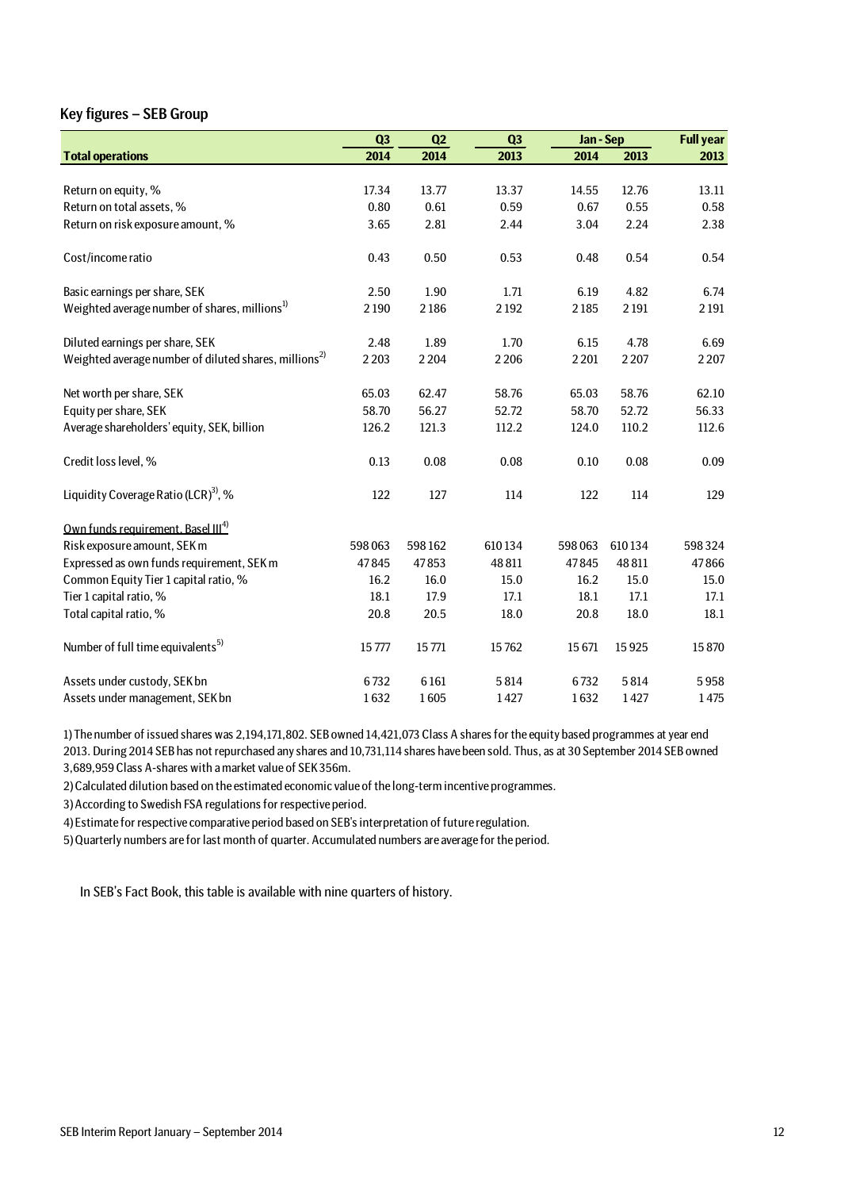## Key figures – SEB Group

| Total operations | Q3 2014 | Q2 2014 | Q3 2013 | Jan - Sep 2014 | Jan - Sep 2013 | Full year 2013 |
|---|---|---|---|---|---|---|
| Return on equity, % | 17.34 | 13.77 | 13.37 | 14.55 | 12.76 | 13.11 |
| Return on total assets, % | 0.80 | 0.61 | 0.59 | 0.67 | 0.55 | 0.58 |
| Return on risk exposure amount, % | 3.65 | 2.81 | 2.44 | 3.04 | 2.24 | 2.38 |
| Cost/income ratio | 0.43 | 0.50 | 0.53 | 0.48 | 0.54 | 0.54 |
| Basic earnings per share, SEK | 2.50 | 1.90 | 1.71 | 6.19 | 4.82 | 6.74 |
| Weighted average number of shares, millions[1)] | 2 190 | 2 186 | 2 192 | 2 185 | 2 191 | 2 191 |
| Diluted earnings per share, SEK | 2.48 | 1.89 | 1.70 | 6.15 | 4.78 | 6.69 |
| Weighted average number of diluted shares, millions[2)] | 2 203 | 2 204 | 2 206 | 2 201 | 2 207 | 2 207 |
| Net worth per share, SEK | 65.03 | 62.47 | 58.76 | 65.03 | 58.76 | 62.10 |
| Equity per share, SEK | 58.70 | 56.27 | 52.72 | 58.70 | 52.72 | 56.33 |
| Average shareholders' equity, SEK, billion | 126.2 | 121.3 | 112.2 | 124.0 | 110.2 | 112.6 |
| Credit loss level, % | 0.13 | 0.08 | 0.08 | 0.10 | 0.08 | 0.09 |
| Liquidity Coverage Ratio (LCR)[3)], % | 122 | 127 | 114 | 122 | 114 | 129 |
| Own funds requirement, Basel III[4)] | | | | | | |
| Risk exposure amount, SEK m | 598 063 | 598 162 | 610 134 | 598 063 | 610 134 | 598 324 |
| Expressed as own funds requirement, SEK m | 47 845 | 47 853 | 48 811 | 47 845 | 48 811 | 47 866 |
| Common Equity Tier 1 capital ratio, % | 16.2 | 16.0 | 15.0 | 16.2 | 15.0 | 15.0 |
| Tier 1 capital ratio, % | 18.1 | 17.9 | 17.1 | 18.1 | 17.1 | 17.1 |
| Total capital ratio, % | 20.8 | 20.5 | 18.0 | 20.8 | 18.0 | 18.1 |
| Number of full time equivalents[5)] | 15 777 | 15 771 | 15 762 | 15 671 | 15 925 | 15 870 |
| Assets under custody, SEK bn | 6 732 | 6 161 | 5 814 | 6 732 | 5 814 | 5 958 |
| Assets under management, SEK bn | 1 632 | 1 605 | 1 427 | 1 632 | 1 427 | 1 475 |

1) The number of issued shares was 2,194,171,802. SEB owned 14,421,073 Class A shares for the equity based programmes at year end 2013. During 2014 SEB has not repurchased any shares and 10,731,114 shares have been sold. Thus, as at 30 September 2014 SEB owned 3,689,959 Class A-shares with a market value of SEK 356m.

2) Calculated dilution based on the estimated economic value of the long-term incentive programmes.

3) According to Swedish FSA regulations for respective period.

4) Estimate for respective comparative period based on SEB's interpretation of future regulation.

5) Quarterly numbers are for last month of quarter. Accumulated numbers are average for the period.

In SEB's Fact Book, this table is available with nine quarters of history.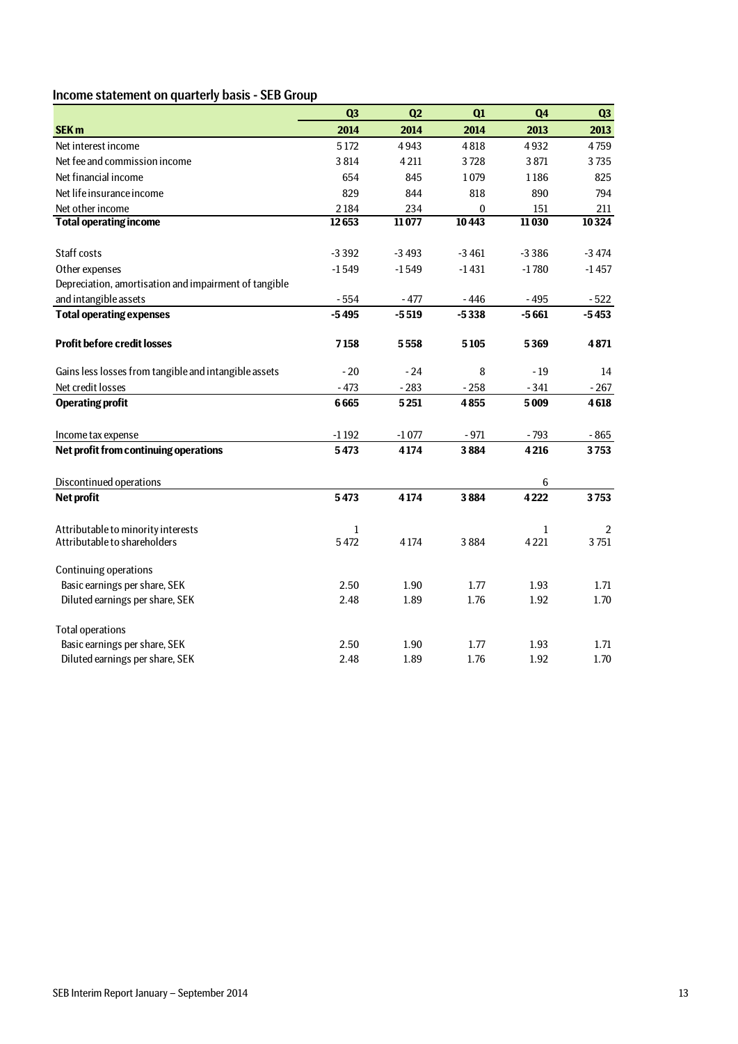## Income statement on quarterly basis - SEB Group

| SEK m | Q3 2014 | Q2 2014 | Q1 2014 | Q4 2013 | Q3 2013 |
|---|---|---|---|---|---|
| Net interest income | 5 172 | 4 943 | 4 818 | 4 932 | 4 759 |
| Net fee and commission income | 3 814 | 4 211 | 3 728 | 3 871 | 3 735 |
| Net financial income | 654 | 845 | 1 079 | 1 186 | 825 |
| Net life insurance income | 829 | 844 | 818 | 890 | 794 |
| Net other income | 2 184 | 234 | 0 | 151 | 211 |
| **Total operating income** | **12 653** | **11 077** | **10 443** | **11 030** | **10 324** |
| | | | | | |
| Staff costs | -3 392 | -3 493 | -3 461 | -3 386 | -3 474 |
| Other expenses | -1 549 | -1 549 | -1 431 | -1 780 | -1 457 |
| Depreciation, amortisation and impairment of tangible and intangible assets | - 554 | - 477 | - 446 | - 495 | - 522 |
| **Total operating expenses** | **-5 495** | **-5 519** | **-5 338** | **-5 661** | **-5 453** |
| | | | | | |
| **Profit before credit losses** | **7 158** | **5 558** | **5 105** | **5 369** | **4 871** |
| | | | | | |
| Gains less losses from tangible and intangible assets | - 20 | - 24 | 8 | - 19 | 14 |
| Net credit losses | - 473 | - 283 | - 258 | - 341 | - 267 |
| **Operating profit** | **6 665** | **5 251** | **4 855** | **5 009** | **4 618** |
| | | | | | |
| Income tax expense | -1 192 | -1 077 | - 971 | - 793 | - 865 |
| **Net profit from continuing operations** | **5 473** | **4 174** | **3 884** | **4 216** | **3 753** |
| | | | | | |
| Discontinued operations | | | | 6 | |
| **Net profit** | **5 473** | **4 174** | **3 884** | **4 222** | **3 753** |
| | | | | | |
| Attributable to minority interests | 1 | | | 1 | 2 |
| Attributable to shareholders | 5 472 | 4 174 | 3 884 | 4 221 | 3 751 |
| | | | | | |
| Continuing operations | | | | | |
| Basic earnings per share, SEK | 2.50 | 1.90 | 1.77 | 1.93 | 1.71 |
| Diluted earnings per share, SEK | 2.48 | 1.89 | 1.76 | 1.92 | 1.70 |
| | | | | | |
| Total operations | | | | | |
| Basic earnings per share, SEK | 2.50 | 1.90 | 1.77 | 1.93 | 1.71 |
| Diluted earnings per share, SEK | 2.48 | 1.89 | 1.76 | 1.92 | 1.70 |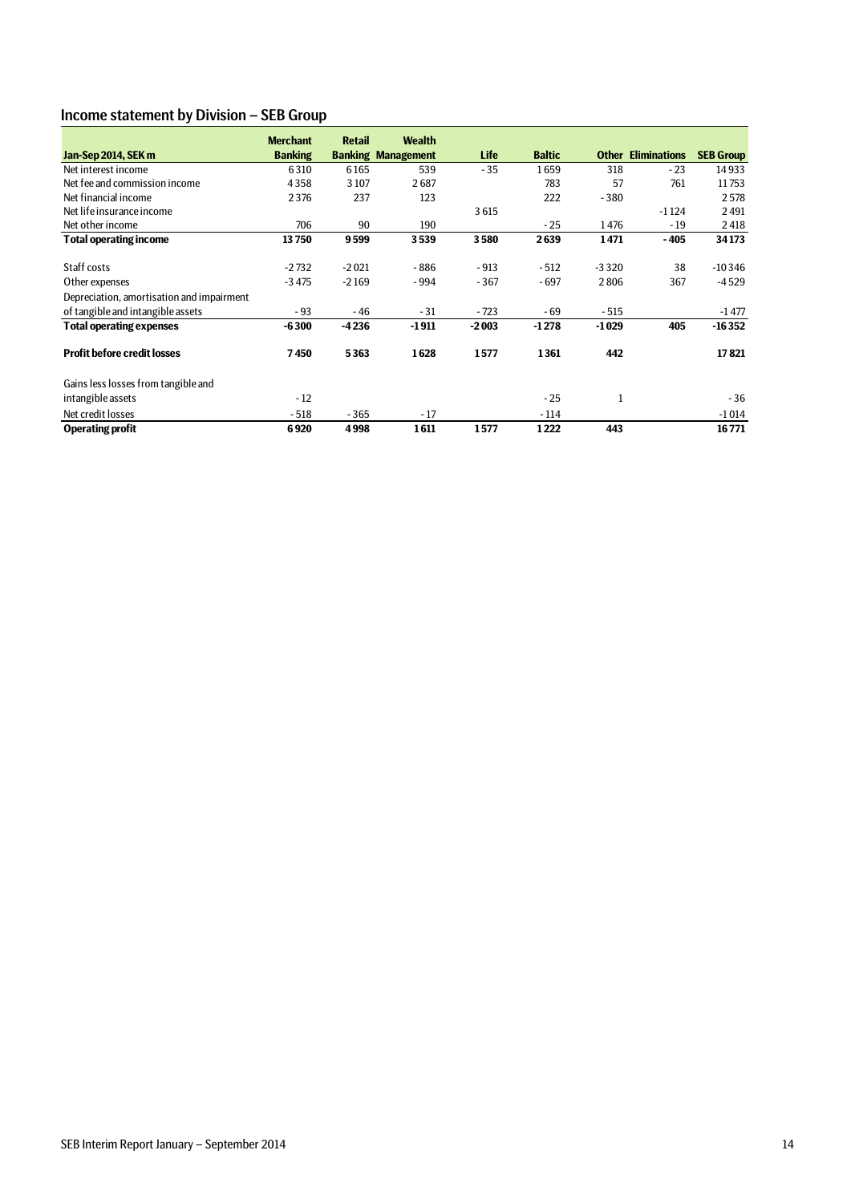## Income statement by Division – SEB Group

| Jan-Sep 2014, SEK m | Merchant Banking | Retail Banking | Wealth Management | Life | Baltic | Other | Eliminations | SEB Group |
|---|---|---|---|---|---|---|---|---|
| Net interest income | 6 310 | 6 165 | 539 | - 35 | 1 659 | 318 | - 23 | 14 933 |
| Net fee and commission income | 4 358 | 3 107 | 2 687 | | 783 | 57 | 761 | 11 753 |
| Net financial income | 2 376 | 237 | 123 | | 222 | - 380 | | 2 578 |
| Net life insurance income | | | | 3 615 | | | -1 124 | 2 491 |
| Net other income | 706 | 90 | 190 | | - 25 | 1 476 | - 19 | 2 418 |
| **Total operating income** | **13 750** | **9 599** | **3 539** | **3 580** | **2 639** | **1 471** | **- 405** | **34 173** |
| Staff costs | -2 732 | -2 021 | - 886 | - 913 | - 512 | -3 320 | 38 | -10 346 |
| Other expenses | -3 475 | -2 169 | - 994 | - 367 | - 697 | 2 806 | 367 | -4 529 |
| Depreciation, amortisation and impairment of tangible and intangible assets | - 93 | - 46 | - 31 | - 723 | - 69 | - 515 | | -1 477 |
| **Total operating expenses** | **-6 300** | **-4 236** | **-1 911** | **-2 003** | **-1 278** | **-1 029** | **405** | **-16 352** |
| **Profit before credit losses** | **7 450** | **5 363** | **1 628** | **1 577** | **1 361** | **442** | | **17 821** |
| Gains less losses from tangible and intangible assets | - 12 | | | | - 25 | 1 | | - 36 |
| Net credit losses | - 518 | - 365 | - 17 | | - 114 | | | -1 014 |
| **Operating profit** | **6 920** | **4 998** | **1 611** | **1 577** | **1 222** | **443** | | **16 771** |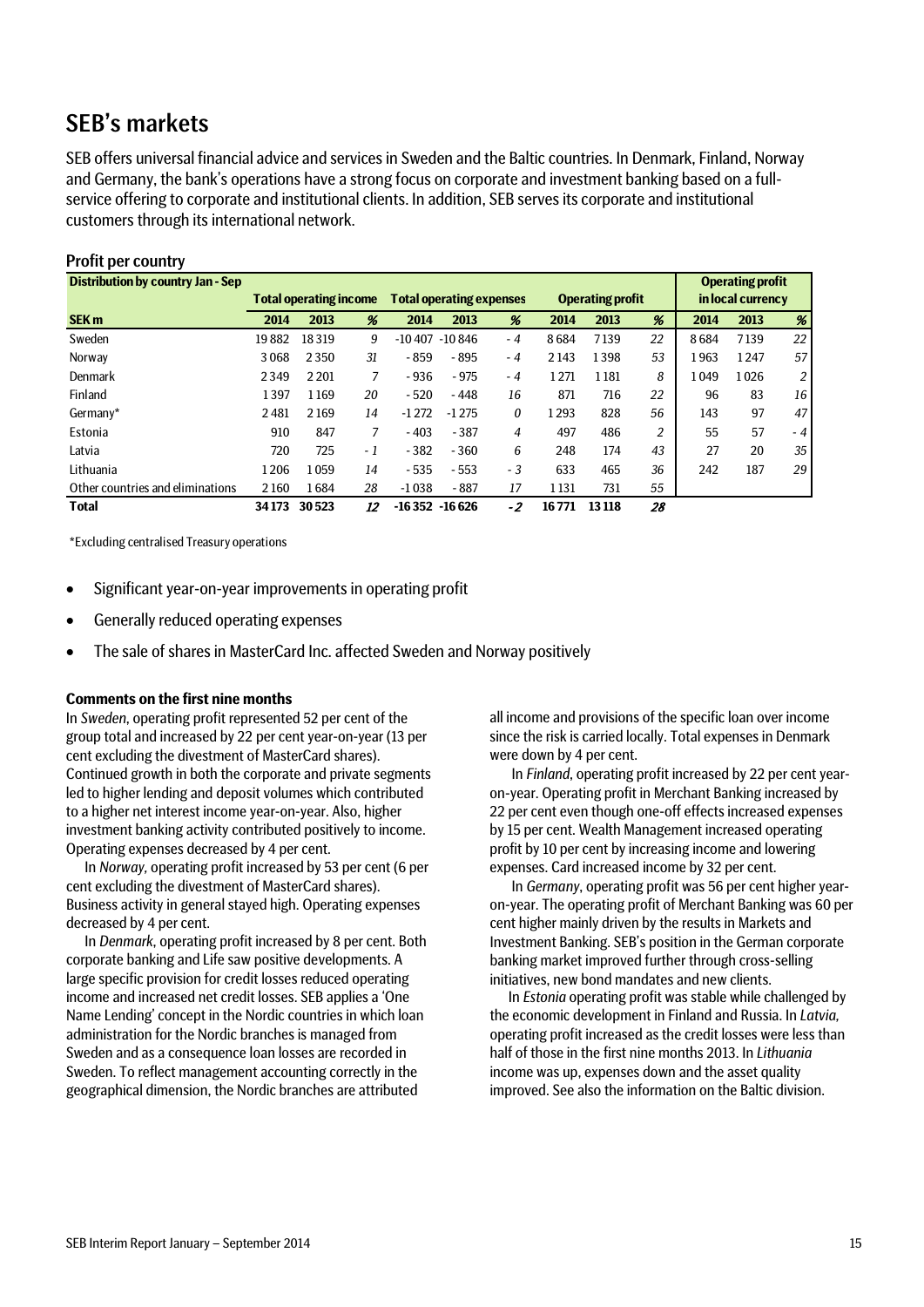# SEB's markets

SEB offers universal financial advice and services in Sweden and the Baltic countries. In Denmark, Finland, Norway and Germany, the bank's operations have a strong focus on corporate and investment banking based on a full-service offering to corporate and institutional clients. In addition, SEB serves its corporate and institutional customers through its international network.

## Profit per country

| Distribution by country Jan - Sep | Total operating income | | | Total operating expenses | | | Operating profit | | | Operating profit in local currency | | |
|---|---|---|---|---|---|---|---|---|---|---|---|---|
| **SEK m** | **2014** | **2013** | **%** | **2014** | **2013** | **%** | **2014** | **2013** | **%** | **2014** | **2013** | **%** |
| Sweden | 19 882 | 18 319 | 9 | -10 407 | -10 846 | -4 | 8 684 | 7 139 | 22 | 8 684 | 7 139 | 22 |
| Norway | 3 068 | 2 350 | 31 | -859 | -895 | -4 | 2 143 | 1 398 | 53 | 1 963 | 1 247 | 57 |
| Denmark | 2 349 | 2 201 | 7 | -936 | -975 | -4 | 1 271 | 1 181 | 8 | 1 049 | 1 026 | 2 |
| Finland | 1 397 | 1 169 | 20 | -520 | -448 | 16 | 871 | 716 | 22 | 96 | 83 | 16 |
| Germany* | 2 481 | 2 169 | 14 | -1 272 | -1 275 | 0 | 1 293 | 828 | 56 | 143 | 97 | 47 |
| Estonia | 910 | 847 | 7 | -403 | -387 | 4 | 497 | 486 | 2 | 55 | 57 | -4 |
| Latvia | 720 | 725 | -1 | -382 | -360 | 6 | 248 | 174 | 43 | 27 | 20 | 35 |
| Lithuania | 1 206 | 1 059 | 14 | -535 | -553 | -3 | 633 | 465 | 36 | 242 | 187 | 29 |
| Other countries and eliminations | 2 160 | 1 684 | 28 | -1 038 | -887 | 17 | 1 131 | 731 | 55 | | | |
| **Total** | **34 173** | **30 523** | **12** | **-16 352** | **-16 626** | **-2** | **16 771** | **13 118** | **28** | | | |

*Excluding centralised Treasury operations

- Significant year-on-year improvements in operating profit
- Generally reduced operating expenses
- The sale of shares in MasterCard Inc. affected Sweden and Norway positively

**Comments on the first nine months**

In *Sweden*, operating profit represented 52 per cent of the group total and increased by 22 per cent year-on-year (13 per cent excluding the divestment of MasterCard shares). Continued growth in both the corporate and private segments led to higher lending and deposit volumes which contributed to a higher net interest income year-on-year. Also, higher investment banking activity contributed positively to income. Operating expenses decreased by 4 per cent.

In *Norway*, operating profit increased by 53 per cent (6 per cent excluding the divestment of MasterCard shares). Business activity in general stayed high. Operating expenses decreased by 4 per cent.

In *Denmark*, operating profit increased by 8 per cent. Both corporate banking and Life saw positive developments. A large specific provision for credit losses reduced operating income and increased net credit losses. SEB applies a 'One Name Lending' concept in the Nordic countries in which loan administration for the Nordic branches is managed from Sweden and as a consequence loan losses are recorded in Sweden. To reflect management accounting correctly in the geographical dimension, the Nordic branches are attributed all income and provisions of the specific loan over income since the risk is carried locally. Total expenses in Denmark were down by 4 per cent.

In *Finland*, operating profit increased by 22 per cent year-on-year. Operating profit in Merchant Banking increased by 22 per cent even though one-off effects increased expenses by 15 per cent. Wealth Management increased operating profit by 10 per cent by increasing income and lowering expenses. Card increased income by 32 per cent.

In *Germany*, operating profit was 56 per cent higher year-on-year. The operating profit of Merchant Banking was 60 per cent higher mainly driven by the results in Markets and Investment Banking. SEB's position in the German corporate banking market improved further through cross-selling initiatives, new bond mandates and new clients.

In *Estonia* operating profit was stable while challenged by the economic development in Finland and Russia. In *Latvia,* operating profit increased as the credit losses were less than half of those in the first nine months 2013. In *Lithuania* income was up, expenses down and the asset quality improved. See also the information on the Baltic division.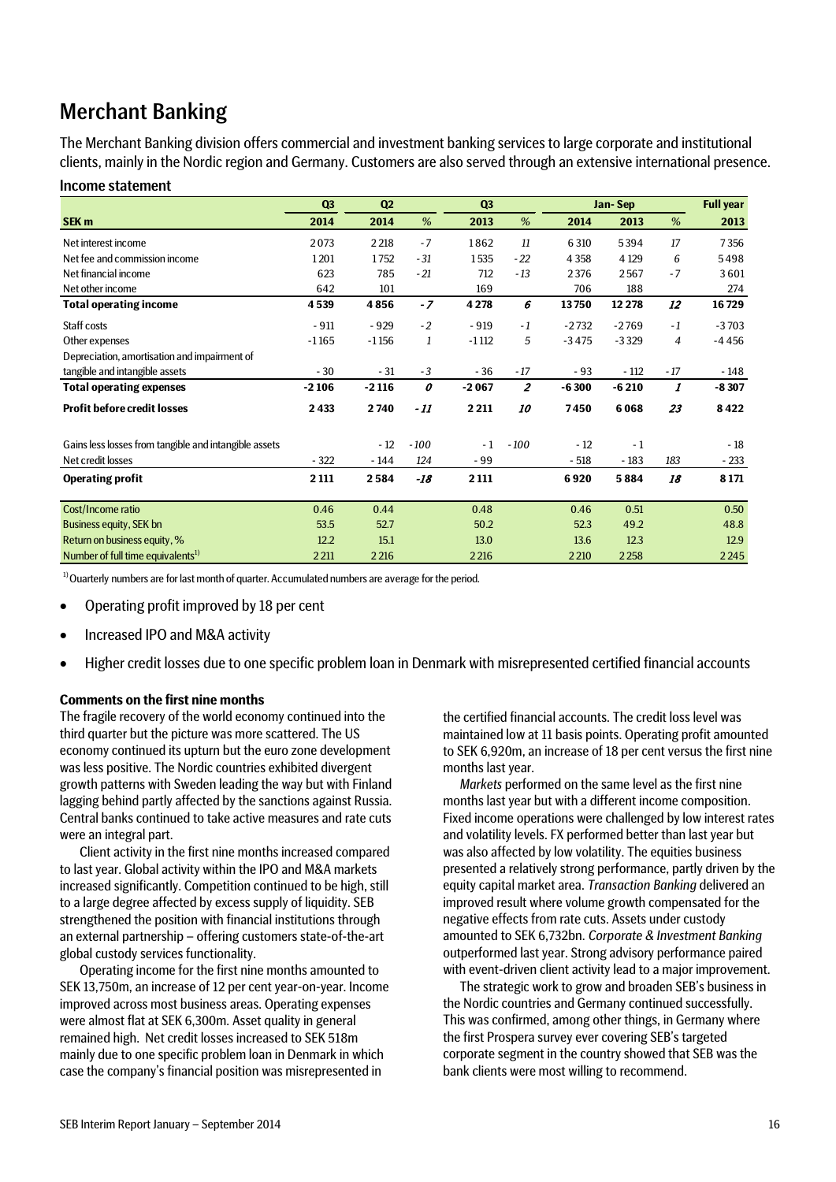# Merchant Banking

The Merchant Banking division offers commercial and investment banking services to large corporate and institutional clients, mainly in the Nordic region and Germany. Customers are also served through an extensive international presence.

## Income statement

| SEK m | Q3 2014 | Q2 2014 | % | Q3 2013 | % | Jan-Sep 2014 | Jan-Sep 2013 | % | Full year 2013 |
|---|---|---|---|---|---|---|---|---|---|
| Net interest income | 2 073 | 2 218 | -7 | 1 862 | 11 | 6 310 | 5 394 | 17 | 7 356 |
| Net fee and commission income | 1 201 | 1 752 | -31 | 1 535 | -22 | 4 358 | 4 129 | 6 | 5 498 |
| Net financial income | 623 | 785 | -21 | 712 | -13 | 2 376 | 2 567 | -7 | 3 601 |
| Net other income | 642 | 101 | | 169 | | 706 | 188 | | 274 |
| **Total operating income** | **4 539** | **4 856** | **-7** | **4 278** | **6** | **13 750** | **12 278** | **12** | **16 729** |
| Staff costs | -911 | -929 | -2 | -919 | -1 | -2 732 | -2 769 | -1 | -3 703 |
| Other expenses | -1 165 | -1 156 | 1 | -1 112 | 5 | -3 475 | -3 329 | 4 | -4 456 |
| Depreciation, amortisation and impairment of tangible and intangible assets | -30 | -31 | -3 | -36 | -17 | -93 | -112 | -17 | -148 |
| **Total operating expenses** | **-2 106** | **-2 116** | **0** | **-2 067** | **2** | **-6 300** | **-6 210** | **1** | **-8 307** |
| **Profit before credit losses** | **2 433** | **2 740** | **-11** | **2 211** | **10** | **7 450** | **6 068** | **23** | **8 422** |
| Gains less losses from tangible and intangible assets | | -12 | -100 | -1 | -100 | -12 | -1 | | -18 |
| Net credit losses | -322 | -144 | 124 | -99 | | -518 | -183 | 183 | -233 |
| **Operating profit** | **2 111** | **2 584** | **-18** | **2 111** | | **6 920** | **5 884** | **18** | **8 171** |
| Cost/Income ratio | 0.46 | 0.44 | | 0.48 | | 0.46 | 0.51 | | 0.50 |
| Business equity, SEK bn | 53.5 | 52.7 | | 50.2 | | 52.3 | 49.2 | | 48.8 |
| Return on business equity, % | 12.2 | 15.1 | | 13.0 | | 13.6 | 12.3 | | 12.9 |
| Number of full time equivalents[1] | 2 211 | 2 216 | | 2 216 | | 2 210 | 2 258 | | 2 245 |

[1] Quarterly numbers are for last month of quarter. Accumulated numbers are average for the period.

- Operating profit improved by 18 per cent
- Increased IPO and M&A activity
- Higher credit losses due to one specific problem loan in Denmark with misrepresented certified financial accounts

**Comments on the first nine months**

The fragile recovery of the world economy continued into the third quarter but the picture was more scattered. The US economy continued its upturn but the euro zone development was less positive. The Nordic countries exhibited divergent growth patterns with Sweden leading the way but with Finland lagging behind partly affected by the sanctions against Russia. Central banks continued to take active measures and rate cuts were an integral part.

Client activity in the first nine months increased compared to last year. Global activity within the IPO and M&A markets increased significantly. Competition continued to be high, still to a large degree affected by excess supply of liquidity. SEB strengthened the position with financial institutions through an external partnership – offering customers state-of-the-art global custody services functionality.

Operating income for the first nine months amounted to SEK 13,750m, an increase of 12 per cent year-on-year. Income improved across most business areas. Operating expenses were almost flat at SEK 6,300m. Asset quality in general remained high. Net credit losses increased to SEK 518m mainly due to one specific problem loan in Denmark in which case the company's financial position was misrepresented in the certified financial accounts. The credit loss level was maintained low at 11 basis points. Operating profit amounted to SEK 6,920m, an increase of 18 per cent versus the first nine months last year.

*Markets* performed on the same level as the first nine months last year but with a different income composition. Fixed income operations were challenged by low interest rates and volatility levels. FX performed better than last year but was also affected by low volatility. The equities business presented a relatively strong performance, partly driven by the equity capital market area. *Transaction Banking* delivered an improved result where volume growth compensated for the negative effects from rate cuts. Assets under custody amounted to SEK 6,732bn. *Corporate & Investment Banking* outperformed last year. Strong advisory performance paired with event-driven client activity lead to a major improvement.

The strategic work to grow and broaden SEB's business in the Nordic countries and Germany continued successfully. This was confirmed, among other things, in Germany where the first Prospera survey ever covering SEB's targeted corporate segment in the country showed that SEB was the bank clients were most willing to recommend.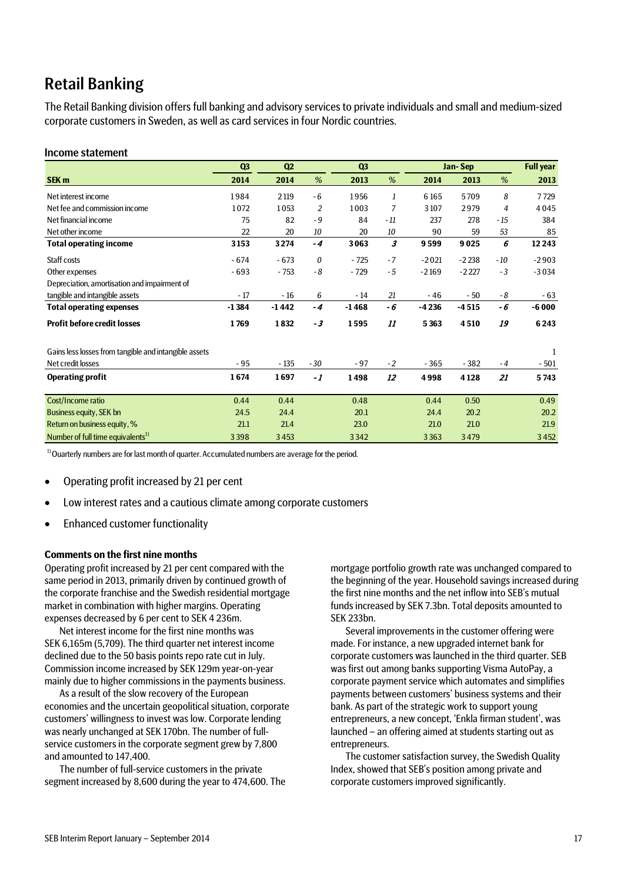# Retail Banking

The Retail Banking division offers full banking and advisory services to private individuals and small and medium-sized corporate customers in Sweden, as well as card services in four Nordic countries.

### Income statement

| | Q3 | Q2 | | Q3 | | Jan- Sep | | | Full year |
|---|---|---|---|---|---|---|---|---|---|
| **SEK m** | **2014** | **2014** | *%* | **2013** | *%* | **2014** | **2013** | *%* | **2013** |
| Net interest income | 1 984 | 2 119 | -6 | 1 956 | 1 | 6 165 | 5 709 | 8 | 7 729 |
| Net fee and commission income | 1 072 | 1 053 | 2 | 1 003 | 7 | 3 107 | 2 979 | 4 | 4 045 |
| Net financial income | 75 | 82 | -9 | 84 | -11 | 237 | 278 | -15 | 384 |
| Net other income | 22 | 20 | 10 | 20 | 10 | 90 | 59 | 53 | 85 |
| **Total operating income** | **3 153** | **3 274** | ***-4*** | **3 063** | ***3*** | **9 599** | **9 025** | ***6*** | **12 243** |
| Staff costs | -674 | -673 | 0 | -725 | -7 | -2 021 | -2 238 | -10 | -2 903 |
| Other expenses | -693 | -753 | -8 | -729 | -5 | -2 169 | -2 227 | -3 | -3 034 |
| Depreciation, amortisation and impairment of tangible and intangible assets | -17 | -16 | 6 | -14 | 21 | -46 | -50 | -8 | -63 |
| **Total operating expenses** | **-1 384** | **-1 442** | ***-4*** | **-1 468** | ***-6*** | **-4 236** | **-4 515** | ***-6*** | **-6 000** |
| **Profit before credit losses** | **1 769** | **1 832** | ***-3*** | **1 595** | ***11*** | **5 363** | **4 510** | ***19*** | **6 243** |
| Gains less losses from tangible and intangible assets | | | | | | | | | 1 |
| Net credit losses | -95 | -135 | -30 | -97 | -2 | -365 | -382 | -4 | -501 |
| **Operating profit** | **1 674** | **1 697** | ***-1*** | **1 498** | ***12*** | **4 998** | **4 128** | ***21*** | **5 743** |
| Cost/Income ratio | 0.44 | 0.44 | | 0.48 | | 0.44 | 0.50 | | 0.49 |
| Business equity, SEK bn | 24.5 | 24.4 | | 20.1 | | 24.4 | 20.2 | | 20.2 |
| Return on business equity, % | 21.1 | 21.4 | | 23.0 | | 21.0 | 21.0 | | 21.9 |
| Number of full time equivalents[1] | 3 398 | 3 453 | | 3 342 | | 3 363 | 3 479 | | 3 452 |

[1] Quarterly numbers are for last month of quarter. Accumulated numbers are average for the period.

- Operating profit increased by 21 per cent
- Low interest rates and a cautious climate among corporate customers
- Enhanced customer functionality

**Comments on the first nine months**

Operating profit increased by 21 per cent compared with the same period in 2013, primarily driven by continued growth of the corporate franchise and the Swedish residential mortgage market in combination with higher margins. Operating expenses decreased by 6 per cent to SEK 4 236m.

Net interest income for the first nine months was SEK 6,165m (5,709). The third quarter net interest income declined due to the 50 basis points repo rate cut in July. Commission income increased by SEK 129m year-on-year mainly due to higher commissions in the payments business.

As a result of the slow recovery of the European economies and the uncertain geopolitical situation, corporate customers' willingness to invest was low. Corporate lending was nearly unchanged at SEK 170bn. The number of full-service customers in the corporate segment grew by 7,800 and amounted to 147,400.

The number of full-service customers in the private segment increased by 8,600 during the year to 474,600. The mortgage portfolio growth rate was unchanged compared to the beginning of the year. Household savings increased during the first nine months and the net inflow into SEB's mutual funds increased by SEK 7.3bn. Total deposits amounted to SEK 233bn.

Several improvements in the customer offering were made. For instance, a new upgraded internet bank for corporate customers was launched in the third quarter. SEB was first out among banks supporting Visma AutoPay, a corporate payment service which automates and simplifies payments between customers' business systems and their bank. As part of the strategic work to support young entrepreneurs, a new concept, 'Enkla firman student', was launched – an offering aimed at students starting out as entrepreneurs.

The customer satisfaction survey, the Swedish Quality Index, showed that SEB's position among private and corporate customers improved significantly.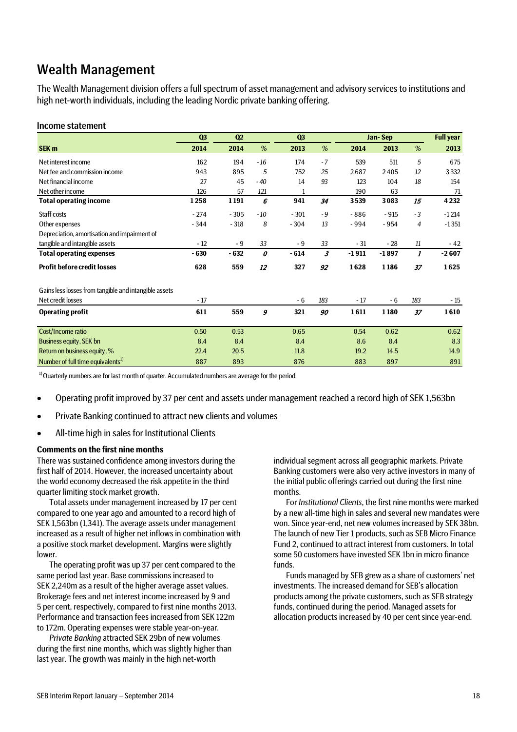# Wealth Management

The Wealth Management division offers a full spectrum of asset management and advisory services to institutions and high net-worth individuals, including the leading Nordic private banking offering.

## Income statement

| | Q3 | Q2 | | Q3 | | Jan-Sep | | | Full year |
|---|---|---|---|---|---|---|---|---|---|
| **SEK m** | **2014** | **2014** | *%* | **2013** | *%* | **2014** | **2013** | *%* | **2013** |
| Net interest income | 162 | 194 | *-16* | 174 | *-7* | 539 | 511 | *5* | 675 |
| Net fee and commission income | 943 | 895 | *5* | 752 | *25* | 2687 | 2405 | *12* | 3332 |
| Net financial income | 27 | 45 | *-40* | 14 | *93* | 123 | 104 | *18* | 154 |
| Net other income | 126 | 57 | *121* | 1 | | 190 | 63 | | 71 |
| **Total operating income** | **1258** | **1191** | ***6*** | **941** | ***34*** | **3539** | **3083** | ***15*** | **4232** |
| Staff costs | -274 | -305 | *-10* | -301 | *-9* | -886 | -915 | *-3* | -1214 |
| Other expenses | -344 | -318 | *8* | -304 | *13* | -994 | -954 | *4* | -1351 |
| Depreciation, amortisation and impairment of tangible and intangible assets | -12 | -9 | *33* | -9 | *33* | -31 | -28 | *11* | -42 |
| **Total operating expenses** | **-630** | **-632** | ***0*** | **-614** | ***3*** | **-1911** | **-1897** | ***1*** | **-2607** |
| **Profit before credit losses** | **628** | **559** | ***12*** | **327** | ***92*** | **1628** | **1186** | ***37*** | **1625** |
| Gains less losses from tangible and intangible assets | | | | | | | | | |
| Net credit losses | -17 | | | -6 | *183* | -17 | -6 | *183* | -15 |
| **Operating profit** | **611** | **559** | ***9*** | **321** | ***90*** | **1611** | **1180** | ***37*** | **1610** |
| Cost/Income ratio | 0.50 | 0.53 | | 0.65 | | 0.54 | 0.62 | | 0.62 |
| Business equity, SEK bn | 8.4 | 8.4 | | 8.4 | | 8.6 | 8.4 | | 8.3 |
| Return on business equity, % | 22.4 | 20.5 | | 11.8 | | 19.2 | 14.5 | | 14.9 |
| Number of full time equivalents[1] | 887 | 893 | | 876 | | 883 | 897 | | 891 |

[1] Quarterly numbers are for last month of quarter. Accumulated numbers are average for the period.

- Operating profit improved by 37 per cent and assets under management reached a record high of SEK 1,563bn
- Private Banking continued to attract new clients and volumes
- All-time high in sales for Institutional Clients

**Comments on the first nine months**

There was sustained confidence among investors during the first half of 2014. However, the increased uncertainty about the world economy decreased the risk appetite in the third quarter limiting stock market growth.

Total assets under management increased by 17 per cent compared to one year ago and amounted to a record high of SEK 1,563bn (1,341). The average assets under management increased as a result of higher net inflows in combination with a positive stock market development. Margins were slightly lower.

The operating profit was up 37 per cent compared to the same period last year. Base commissions increased to SEK 2,240m as a result of the higher average asset values. Brokerage fees and net interest income increased by 9 and 5 per cent, respectively, compared to first nine months 2013. Performance and transaction fees increased from SEK 122m to 172m. Operating expenses were stable year-on-year.

*Private Banking* attracted SEK 29bn of new volumes during the first nine months, which was slightly higher than last year. The growth was mainly in the high net-worth individual segment across all geographic markets. Private Banking customers were also very active investors in many of the initial public offerings carried out during the first nine months.

For *Institutional Clients*, the first nine months were marked by a new all-time high in sales and several new mandates were won. Since year-end, net new volumes increased by SEK 38bn. The launch of new Tier 1 products, such as SEB Micro Finance Fund 2, continued to attract interest from customers. In total some 50 customers have invested SEK 1bn in micro finance funds.

Funds managed by SEB grew as a share of customers' net investments. The increased demand for SEB's allocation products among the private customers, such as SEB strategy funds, continued during the period. Managed assets for allocation products increased by 40 per cent since year-end.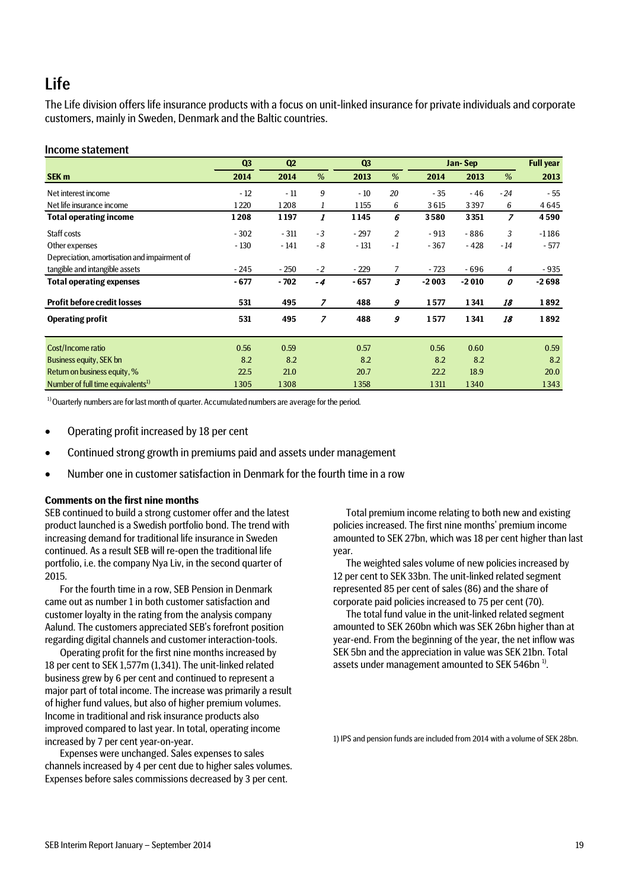# Life

The Life division offers life insurance products with a focus on unit-linked insurance for private individuals and corporate customers, mainly in Sweden, Denmark and the Baltic countries.

## Income statement

| | Q3 | Q2 | | Q3 | | Jan- Sep | | | Full year |
|---|---|---|---|---|---|---|---|---|---|
| **SEK m** | **2014** | **2014** | *%* | **2013** | *%* | **2014** | **2013** | *%* | **2013** |
| Net interest income | - 12 | - 11 | 9 | - 10 | 20 | - 35 | - 46 | - 24 | - 55 |
| Net life insurance income | 1 220 | 1 208 | 1 | 1 155 | 6 | 3 615 | 3 397 | 6 | 4 645 |
| **Total operating income** | **1 208** | **1 197** | ***1*** | **1 145** | ***6*** | **3 580** | **3 351** | ***7*** | **4 590** |
| Staff costs | - 302 | - 311 | - 3 | - 297 | 2 | - 913 | - 886 | 3 | -1 186 |
| Other expenses | - 130 | - 141 | - 8 | - 131 | - 1 | - 367 | - 428 | - 14 | - 577 |
| Depreciation, amortisation and impairment of tangible and intangible assets | - 245 | - 250 | - 2 | - 229 | 7 | - 723 | - 696 | 4 | - 935 |
| **Total operating expenses** | **- 677** | **- 702** | ***- 4*** | **- 657** | ***3*** | **-2 003** | **-2 010** | ***0*** | **-2 698** |
| **Profit before credit losses** | **531** | **495** | ***7*** | **488** | ***9*** | **1 577** | **1 341** | ***18*** | **1 892** |
| **Operating profit** | **531** | **495** | ***7*** | **488** | ***9*** | **1 577** | **1 341** | ***18*** | **1 892** |
| Cost/Income ratio | 0.56 | 0.59 | | 0.57 | | 0.56 | 0.60 | | 0.59 |
| Business equity, SEK bn | 8.2 | 8.2 | | 8.2 | | 8.2 | 8.2 | | 8.2 |
| Return on business equity, % | 22.5 | 21.0 | | 20.7 | | 22.2 | 18.9 | | 20.0 |
| Number of full time equivalents[1] | 1 305 | 1 308 | | 1 358 | | 1 311 | 1 340 | | 1 343 |

[1] Quarterly numbers are for last month of quarter. Accumulated numbers are average for the period.

- Operating profit increased by 18 per cent
- Continued strong growth in premiums paid and assets under management
- Number one in customer satisfaction in Denmark for the fourth time in a row

**Comments on the first nine months**

SEB continued to build a strong customer offer and the latest product launched is a Swedish portfolio bond. The trend with increasing demand for traditional life insurance in Sweden continued. As a result SEB will re-open the traditional life portfolio, i.e. the company Nya Liv, in the second quarter of 2015.

For the fourth time in a row, SEB Pension in Denmark came out as number 1 in both customer satisfaction and customer loyalty in the rating from the analysis company Aalund. The customers appreciated SEB's forefront position regarding digital channels and customer interaction-tools.

Operating profit for the first nine months increased by 18 per cent to SEK 1,577m (1,341). The unit-linked related business grew by 6 per cent and continued to represent a major part of total income. The increase was primarily a result of higher fund values, but also of higher premium volumes. Income in traditional and risk insurance products also improved compared to last year. In total, operating income increased by 7 per cent year-on-year.

Expenses were unchanged. Sales expenses to sales channels increased by 4 per cent due to higher sales volumes. Expenses before sales commissions decreased by 3 per cent.

Total premium income relating to both new and existing policies increased. The first nine months' premium income amounted to SEK 27bn, which was 18 per cent higher than last year.

The weighted sales volume of new policies increased by 12 per cent to SEK 33bn. The unit-linked related segment represented 85 per cent of sales (86) and the share of corporate paid policies increased to 75 per cent (70).

The total fund value in the unit-linked related segment amounted to SEK 260bn which was SEK 26bn higher than at year-end. From the beginning of the year, the net inflow was SEK 5bn and the appreciation in value was SEK 21bn. Total assets under management amounted to SEK 546bn [1].

1) IPS and pension funds are included from 2014 with a volume of SEK 28bn.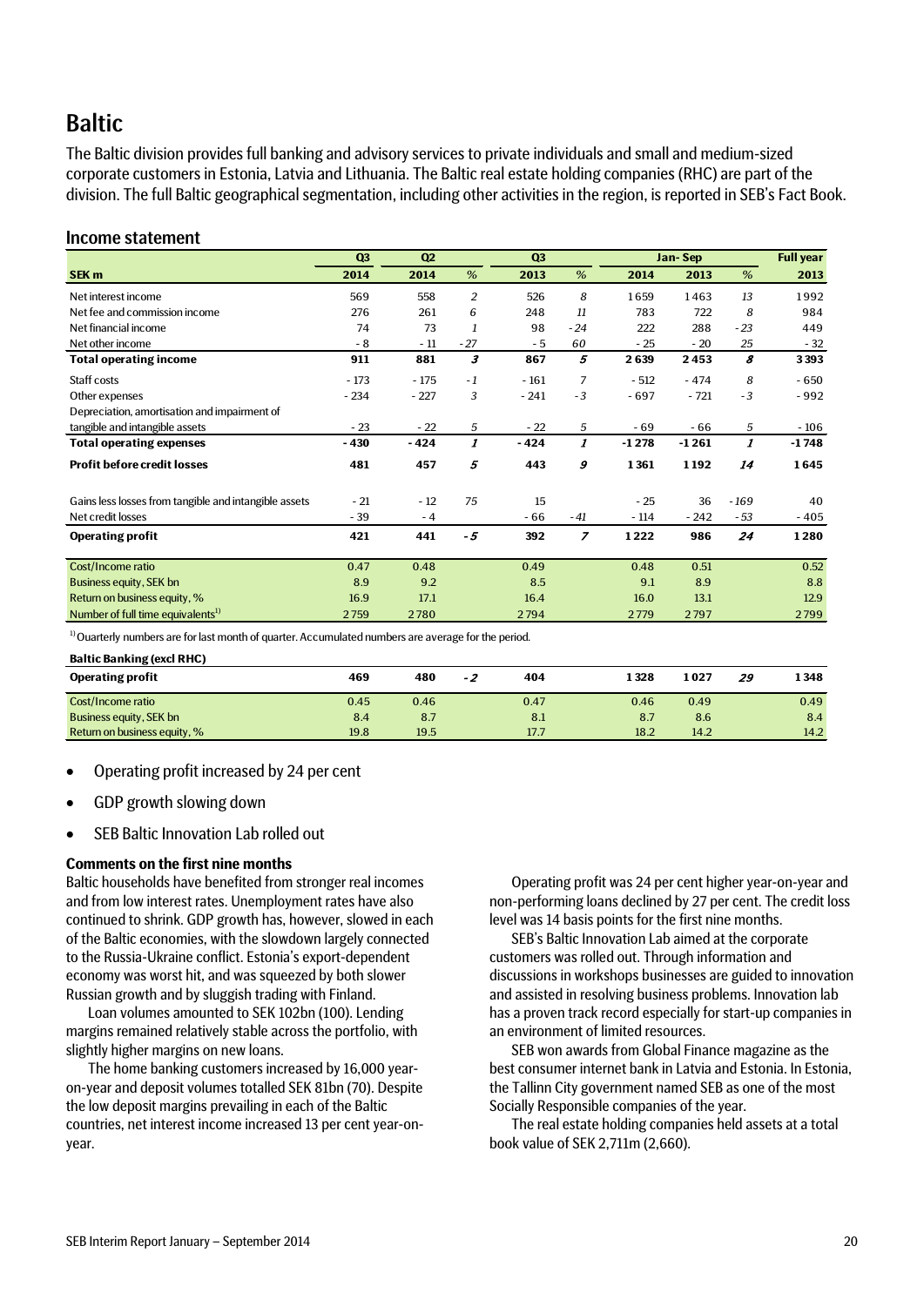# Baltic

The Baltic division provides full banking and advisory services to private individuals and small and medium-sized corporate customers in Estonia, Latvia and Lithuania. The Baltic real estate holding companies (RHC) are part of the division. The full Baltic geographical segmentation, including other activities in the region, is reported in SEB's Fact Book.

## Income statement

| | Q3 | Q2 | | Q3 | | Jan- Sep | | | Full year |
|---|---|---|---|---|---|---|---|---|---|
| **SEK m** | **2014** | **2014** | *%* | **2013** | *%* | **2014** | **2013** | *%* | **2013** |
| Net interest income | 569 | 558 | *2* | 526 | *8* | 1 659 | 1 463 | *13* | 1 992 |
| Net fee and commission income | 276 | 261 | *6* | 248 | *11* | 783 | 722 | *8* | 984 |
| Net financial income | 74 | 73 | *1* | 98 | *- 24* | 222 | 288 | *- 23* | 449 |
| Net other income | - 8 | - 11 | *- 27* | - 5 | *60* | - 25 | - 20 | *25* | - 32 |
| **Total operating income** | **911** | **881** | ***3*** | **867** | ***5*** | **2 639** | **2 453** | ***8*** | **3 393** |
| Staff costs | - 173 | - 175 | *- 1* | - 161 | *7* | - 512 | - 474 | *8* | - 650 |
| Other expenses | - 234 | - 227 | *3* | - 241 | *- 3* | - 697 | - 721 | *- 3* | - 992 |
| Depreciation, amortisation and impairment of tangible and intangible assets | - 23 | - 22 | *5* | - 22 | *5* | - 69 | - 66 | *5* | - 106 |
| **Total operating expenses** | **- 430** | **- 424** | ***1*** | **- 424** | ***1*** | **-1 278** | **-1 261** | ***1*** | **-1 748** |
| **Profit before credit losses** | **481** | **457** | ***5*** | **443** | ***9*** | **1 361** | **1 192** | ***14*** | **1 645** |
| Gains less losses from tangible and intangible assets | - 21 | - 12 | *75* | 15 | | - 25 | 36 | *- 169* | 40 |
| Net credit losses | - 39 | - 4 | | - 66 | *- 41* | - 114 | - 242 | *- 53* | - 405 |
| **Operating profit** | **421** | **441** | ***- 5*** | **392** | ***7*** | **1 222** | **986** | ***24*** | **1 280** |
| Cost/Income ratio | 0.47 | 0.48 | | 0.49 | | 0.48 | 0.51 | | 0.52 |
| Business equity, SEK bn | 8.9 | 9.2 | | 8.5 | | 9.1 | 8.9 | | 8.8 |
| Return on business equity, % | 16.9 | 17.1 | | 16.4 | | 16.0 | 13.1 | | 12.9 |
| Number of full time equivalents[1] | 2 759 | 2 780 | | 2 794 | | 2 779 | 2 797 | | 2 799 |

[1] Quarterly numbers are for last month of quarter. Accumulated numbers are average for the period.

**Baltic Banking (excl RHC)**

| | Q3 2014 | Q2 2014 | % | Q3 2013 | % | Jan-Sep 2014 | Jan-Sep 2013 | % | Full year 2013 |
|---|---|---|---|---|---|---|---|---|---|
| **Operating profit** | **469** | **480** | ***- 2*** | **404** | | **1 328** | **1 027** | ***29*** | **1 348** |
| Cost/Income ratio | 0.45 | 0.46 | | 0.47 | | 0.46 | 0.49 | | 0.49 |
| Business equity, SEK bn | 8.4 | 8.7 | | 8.1 | | 8.7 | 8.6 | | 8.4 |
| Return on business equity, % | 19.8 | 19.5 | | 17.7 | | 18.2 | 14.2 | | 14.2 |

- Operating profit increased by 24 per cent
- GDP growth slowing down
- SEB Baltic Innovation Lab rolled out

### Comments on the first nine months

Baltic households have benefited from stronger real incomes and from low interest rates. Unemployment rates have also continued to shrink. GDP growth has, however, slowed in each of the Baltic economies, with the slowdown largely connected to the Russia-Ukraine conflict. Estonia's export-dependent economy was worst hit, and was squeezed by both slower Russian growth and by sluggish trading with Finland.

Loan volumes amounted to SEK 102bn (100). Lending margins remained relatively stable across the portfolio, with slightly higher margins on new loans.

The home banking customers increased by 16,000 year-on-year and deposit volumes totalled SEK 81bn (70). Despite the low deposit margins prevailing in each of the Baltic countries, net interest income increased 13 per cent year-on-year.

Operating profit was 24 per cent higher year-on-year and non-performing loans declined by 27 per cent. The credit loss level was 14 basis points for the first nine months.

SEB's Baltic Innovation Lab aimed at the corporate customers was rolled out. Through information and discussions in workshops businesses are guided to innovation and assisted in resolving business problems. Innovation lab has a proven track record especially for start-up companies in an environment of limited resources.

SEB won awards from Global Finance magazine as the best consumer internet bank in Latvia and Estonia. In Estonia, the Tallinn City government named SEB as one of the most Socially Responsible companies of the year.

The real estate holding companies held assets at a total book value of SEK 2,711m (2,660).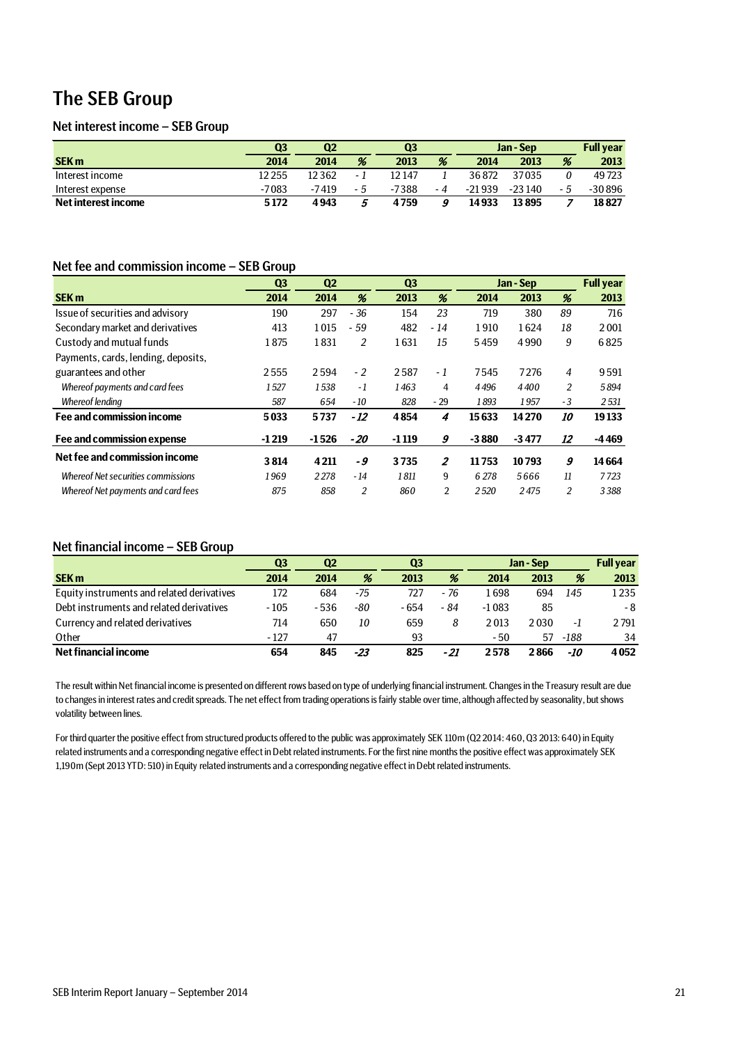# The SEB Group

## Net interest income – SEB Group

| | Q3 | Q2 | | Q3 | | Jan - Sep | | | Full year |
|---|---|---|---|---|---|---|---|---|---|
| **SEK m** | **2014** | **2014** | **%** | **2013** | **%** | **2014** | **2013** | **%** | **2013** |
| Interest income | 12 255 | 12 362 | *- 1* | 12 147 | *1* | 36 872 | 37 035 | *0* | 49 723 |
| Interest expense | -7 083 | -7 419 | *- 5* | -7 388 | *- 4* | -21 939 | -23 140 | *- 5* | -30 896 |
| **Net interest income** | **5 172** | **4 943** | ***5*** | **4 759** | ***9*** | **14 933** | **13 895** | ***7*** | **18 827** |

## Net fee and commission income – SEB Group

| | Q3 | Q2 | | Q3 | | Jan - Sep | | | Full year |
|---|---|---|---|---|---|---|---|---|---|
| **SEK m** | **2014** | **2014** | **%** | **2013** | **%** | **2014** | **2013** | **%** | **2013** |
| Issue of securities and advisory | 190 | 297 | *- 36* | 154 | *23* | 719 | 380 | *89* | 716 |
| Secondary market and derivatives | 413 | 1 015 | *- 59* | 482 | *- 14* | 1 910 | 1 624 | *18* | 2 001 |
| Custody and mutual funds | 1 875 | 1 831 | *2* | 1 631 | *15* | 5 459 | 4 990 | *9* | 6 825 |
| Payments, cards, lending, deposits, guarantees and other | 2 555 | 2 594 | *- 2* | 2 587 | *- 1* | 7 545 | 7 276 | *4* | 9 591 |
| *Whereof payments and card fees* | *1 527* | *1 538* | *-1* | *1 463* | *4* | *4 496* | *4 400* | *2* | *5 894* |
| *Whereof lending* | *587* | *654* | *-10* | *828* | *- 29* | *1 893* | *1 957* | *-3* | *2 531* |
| **Fee and commission income** | **5 033** | **5 737** | ***-12*** | **4 854** | ***4*** | **15 633** | **14 270** | ***10*** | **19 133** |
| **Fee and commission expense** | **-1 219** | **-1 526** | ***-20*** | **-1 119** | ***9*** | **-3 880** | **-3 477** | ***12*** | **-4 469** |
| **Net fee and commission income** | **3 814** | **4 211** | ***-9*** | **3 735** | ***2*** | **11 753** | **10 793** | ***9*** | **14 664** |
| *Whereof Net securities commissions* | *1 969* | *2 278* | *-14* | *1 811* | *9* | *6 278* | *5 666* | *11* | *7 723* |
| *Whereof Net payments and card fees* | *875* | *858* | *2* | *860* | *2* | *2 520* | *2 475* | *2* | *3 388* |

## Net financial income – SEB Group

| | Q3 | Q2 | | Q3 | | Jan - Sep | | | Full year |
|---|---|---|---|---|---|---|---|---|---|
| **SEK m** | **2014** | **2014** | **%** | **2013** | **%** | **2014** | **2013** | **%** | **2013** |
| Equity instruments and related derivatives | 172 | 684 | *-75* | 727 | *- 76* | 1 698 | 694 | *145* | 1 235 |
| Debt instruments and related derivatives | - 105 | - 536 | *-80* | - 654 | *- 84* | -1 083 | 85 | | - 8 |
| Currency and related derivatives | 714 | 650 | *10* | 659 | *8* | 2 013 | 2 030 | *-1* | 2 791 |
| Other | - 127 | 47 | | 93 | | - 50 | 57 | *-188* | 34 |
| **Net financial income** | **654** | **845** | ***-23*** | **825** | ***-21*** | **2 578** | **2 866** | ***-10*** | **4 052** |

The result within Net financial income is presented on different rows based on type of underlying financial instrument. Changes in the Treasury result are due to changes in interest rates and credit spreads. The net effect from trading operations is fairly stable over time, although affected by seasonality, but shows volatility between lines.

For third quarter the positive effect from structured products offered to the public was approximately SEK 110m (Q2 2014: 460, Q3 2013: 640) in Equity related instruments and a corresponding negative effect in Debt related instruments. For the first nine months the positive effect was approximately SEK 1,190m (Sept 2013 YTD: 510) in Equity related instruments and a corresponding negative effect in Debt related instruments.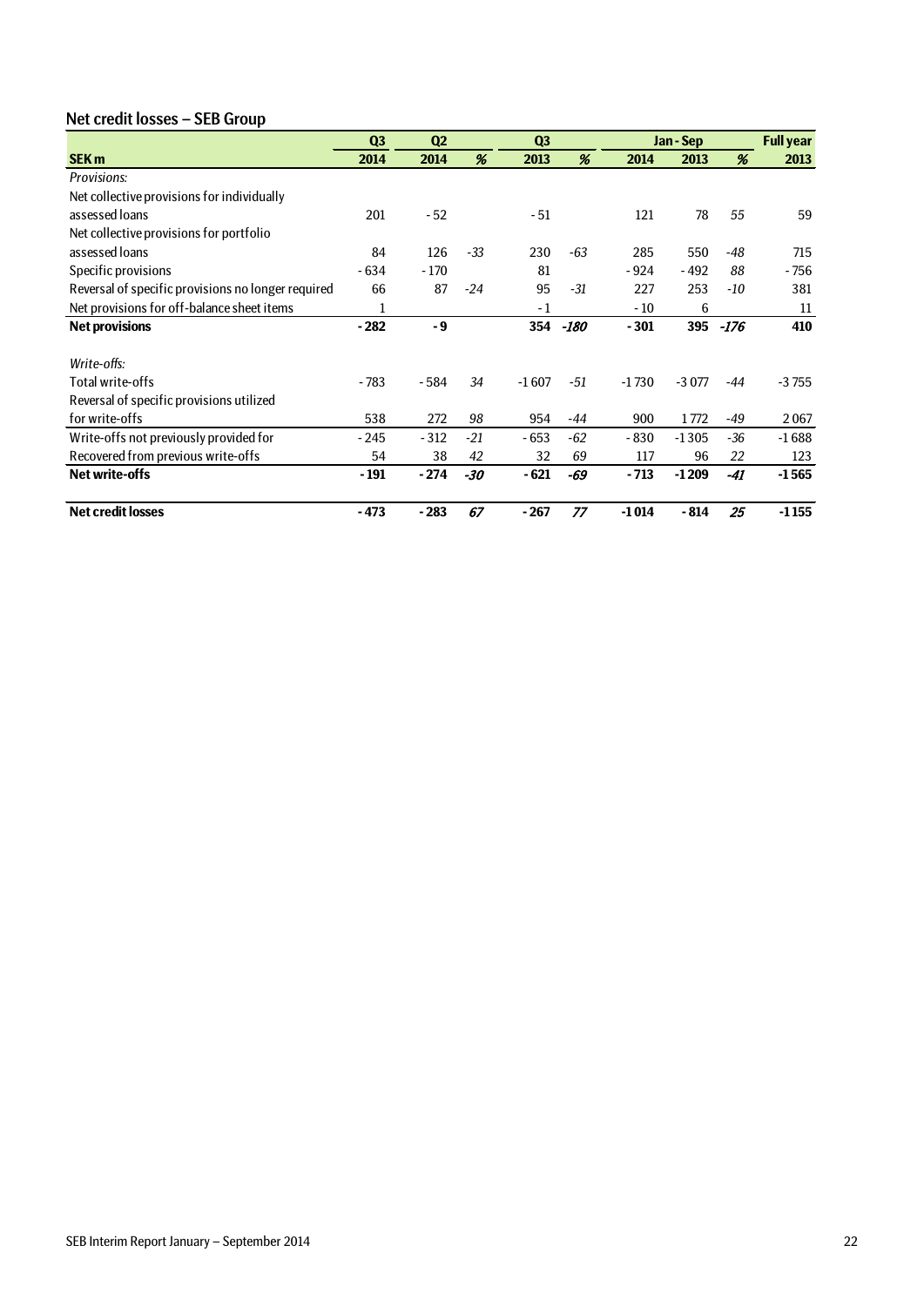## Net credit losses – SEB Group

| SEK m | Q3 2014 | Q2 2014 | % | Q3 2013 | % | Jan - Sep 2014 | Jan - Sep 2013 | % | Full year 2013 |
|---|---|---|---|---|---|---|---|---|---|
| *Provisions:* | | | | | | | | | |
| Net collective provisions for individually assessed loans | 201 | - 52 | | - 51 | | 121 | 78 | *55* | 59 |
| Net collective provisions for portfolio assessed loans | 84 | 126 | *-33* | 230 | *-63* | 285 | 550 | *-48* | 715 |
| Specific provisions | - 634 | - 170 | | 81 | | - 924 | - 492 | *88* | - 756 |
| Reversal of specific provisions no longer required | 66 | 87 | *-24* | 95 | *-31* | 227 | 253 | *-10* | 381 |
| Net provisions for off-balance sheet items | 1 | | | - 1 | | - 10 | 6 | | 11 |
| **Net provisions** | **- 282** | **- 9** | | **354** | ***-180*** | **- 301** | **395** | ***-176*** | **410** |
| *Write-offs:* | | | | | | | | | |
| Total write-offs | - 783 | - 584 | *34* | -1 607 | *-51* | -1 730 | -3 077 | *-44* | -3 755 |
| Reversal of specific provisions utilized for write-offs | 538 | 272 | *98* | 954 | *-44* | 900 | 1 772 | *-49* | 2 067 |
| Write-offs not previously provided for | - 245 | - 312 | *-21* | - 653 | *-62* | - 830 | -1 305 | *-36* | -1 688 |
| Recovered from previous write-offs | 54 | 38 | *42* | 32 | *69* | 117 | 96 | *22* | 123 |
| **Net write-offs** | **- 191** | **- 274** | ***-30*** | **- 621** | ***-69*** | **- 713** | **-1 209** | ***-41*** | **-1 565** |
| **Net credit losses** | **- 473** | **- 283** | ***67*** | **- 267** | ***77*** | **-1 014** | **- 814** | ***25*** | **-1 155** |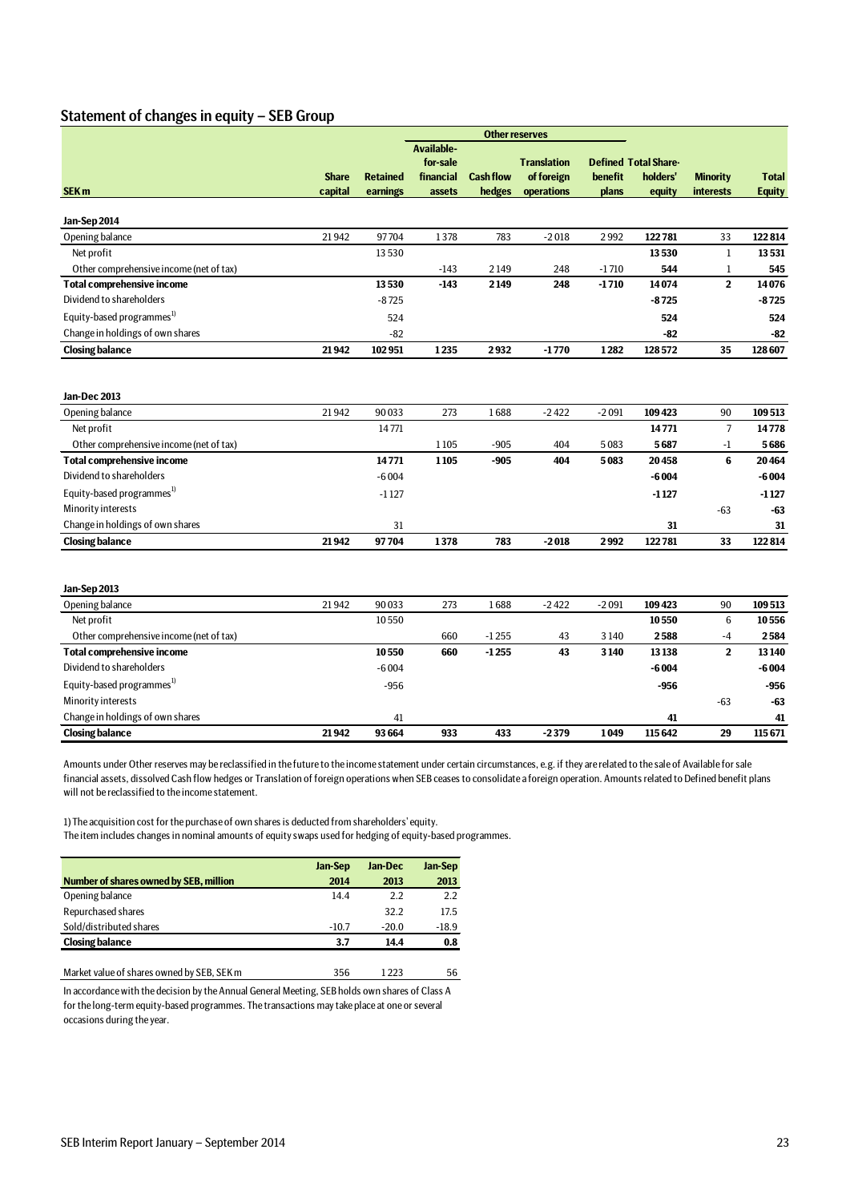## Statement of changes in equity – SEB Group

| | | | Other reserves | | | | | | |
|---|---|---|---|---|---|---|---|---|---|
| SEK m | Share capital | Retained earnings | Available-for-sale financial assets | Cash flow hedges | Translation of foreign operations | Defined benefit plans | Total Share-holders' equity | Minority interests | Total Equity |
| **Jan-Sep 2014** | | | | | | | | | |
| Opening balance | 21 942 | 97 704 | 1 378 | 783 | -2 018 | 2 992 | **122 781** | 33 | **122 814** |
| Net profit | | 13 530 | | | | | **13 530** | 1 | **13 531** |
| Other comprehensive income (net of tax) | | | -143 | 2 149 | 248 | -1 710 | **544** | 1 | **545** |
| **Total comprehensive income** | | **13 530** | **-143** | **2 149** | **248** | **-1 710** | **14 074** | **2** | **14 076** |
| Dividend to shareholders | | -8 725 | | | | | **-8 725** | | **-8 725** |
| Equity-based programmes[1] | | 524 | | | | | **524** | | **524** |
| Change in holdings of own shares | | -82 | | | | | **-82** | | **-82** |
| **Closing balance** | **21 942** | **102 951** | **1 235** | **2 932** | **-1 770** | **1 282** | **128 572** | **35** | **128 607** |
| | | | | | | | | | |
| **Jan-Dec 2013** | | | | | | | | | |
| Opening balance | 21 942 | 90 033 | 273 | 1 688 | -2 422 | -2 091 | **109 423** | 90 | **109 513** |
| Net profit | | 14 771 | | | | | **14 771** | 7 | **14 778** |
| Other comprehensive income (net of tax) | | | 1 105 | -905 | 404 | 5 083 | **5 687** | -1 | **5 686** |
| **Total comprehensive income** | | **14 771** | **1 105** | **-905** | **404** | **5 083** | **20 458** | **6** | **20 464** |
| Dividend to shareholders | | -6 004 | | | | | **-6 004** | | **-6 004** |
| Equity-based programmes[1] | | -1 127 | | | | | **-1 127** | | **-1 127** |
| Minority interests | | | | | | | | -63 | **-63** |
| Change in holdings of own shares | | 31 | | | | | **31** | | **31** |
| **Closing balance** | **21 942** | **97 704** | **1 378** | **783** | **-2 018** | **2 992** | **122 781** | **33** | **122 814** |
| | | | | | | | | | |
| **Jan-Sep 2013** | | | | | | | | | |
| Opening balance | 21 942 | 90 033 | 273 | 1 688 | -2 422 | -2 091 | **109 423** | 90 | **109 513** |
| Net profit | | 10 550 | | | | | **10 550** | 6 | **10 556** |
| Other comprehensive income (net of tax) | | | 660 | -1 255 | 43 | 3 140 | **2 588** | -4 | **2 584** |
| **Total comprehensive income** | | **10 550** | **660** | **-1 255** | **43** | **3 140** | **13 138** | **2** | **13 140** |
| Dividend to shareholders | | -6 004 | | | | | **-6 004** | | **-6 004** |
| Equity-based programmes[1] | | -956 | | | | | **-956** | | **-956** |
| Minority interests | | | | | | | | -63 | **-63** |
| Change in holdings of own shares | | 41 | | | | | **41** | | **41** |
| **Closing balance** | **21 942** | **93 664** | **933** | **433** | **-2 379** | **1 049** | **115 642** | **29** | **115 671** |

Amounts under Other reserves may be reclassified in the future to the income statement under certain circumstances, e.g. if they are related to the sale of Available for sale financial assets, dissolved Cash flow hedges or Translation of foreign operations when SEB ceases to consolidate a foreign operation. Amounts related to Defined benefit plans will not be reclassified to the income statement.

1) The acquisition cost for the purchase of own shares is deducted from shareholders' equity.
The item includes changes in nominal amounts of equity swaps used for hedging of equity-based programmes.

| Number of shares owned by SEB, million | Jan-Sep 2014 | Jan-Dec 2013 | Jan-Sep 2013 |
|---|---|---|---|
| Opening balance | 14.4 | 2.2 | 2.2 |
| Repurchased shares | | 32.2 | 17.5 |
| Sold/distributed shares | -10.7 | -20.0 | -18.9 |
| **Closing balance** | **3.7** | **14.4** | **0.8** |
| | | | |
| Market value of shares owned by SEB, SEK m | 356 | 1 223 | 56 |

In accordance with the decision by the Annual General Meeting, SEB holds own shares of Class A for the long-term equity-based programmes. The transactions may take place at one or several occasions during the year.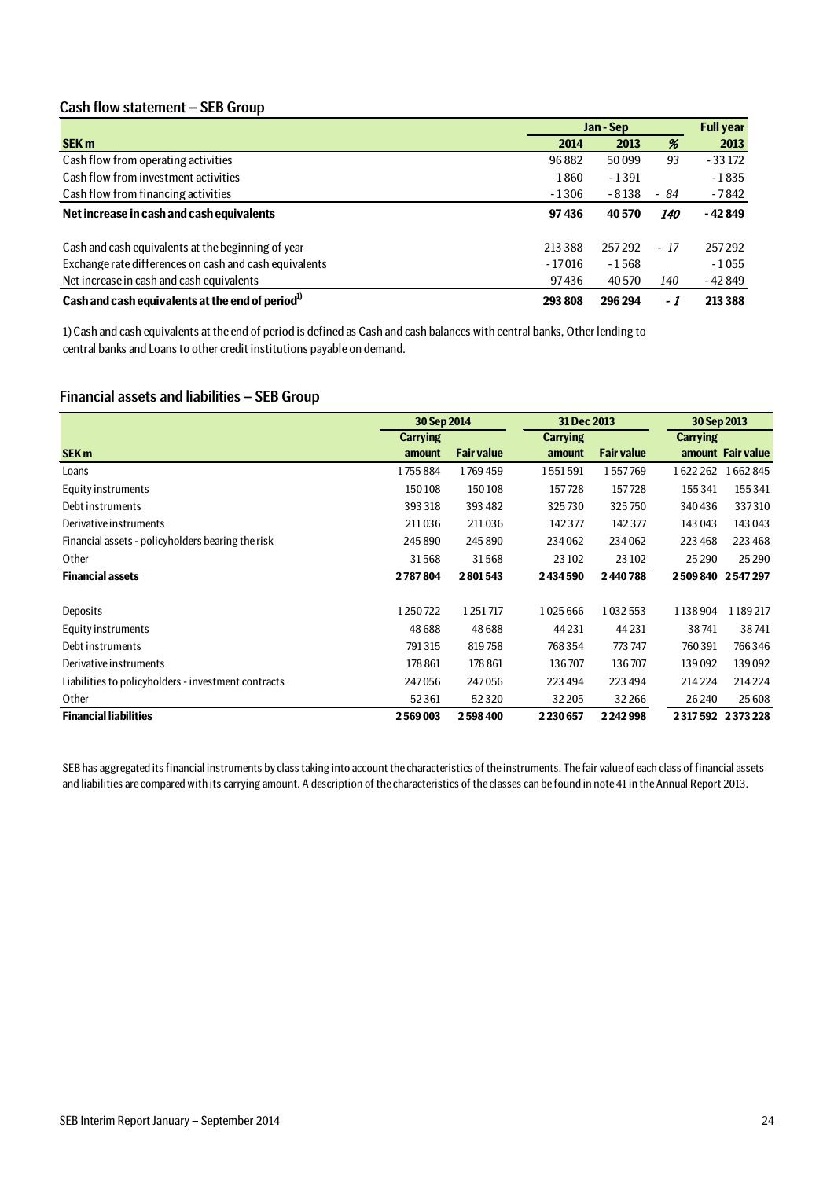## Cash flow statement – SEB Group

| SEK m | Jan - Sep 2014 | Jan - Sep 2013 | % | Full year 2013 |
|---|---|---|---|---|
| Cash flow from operating activities | 96 882 | 50 099 | 93 | -33 172 |
| Cash flow from investment activities | 1 860 | -1 391 | | -1 835 |
| Cash flow from financing activities | -1 306 | -8 138 | -84 | -7 842 |
| **Net increase in cash and cash equivalents** | **97 436** | **40 570** | ***140*** | **-42 849** |
| | | | | |
| Cash and cash equivalents at the beginning of year | 213 388 | 257 292 | -17 | 257 292 |
| Exchange rate differences on cash and cash equivalents | -17 016 | -1 568 | | -1 055 |
| Net increase in cash and cash equivalents | 97 436 | 40 570 | 140 | -42 849 |
| **Cash and cash equivalents at the end of period[1]** | **293 808** | **296 294** | ***-1*** | **213 388** |

1) Cash and cash equivalents at the end of period is defined as Cash and cash balances with central banks, Other lending to central banks and Loans to other credit institutions payable on demand.

## Financial assets and liabilities – SEB Group

| SEK m | 30 Sep 2014 Carrying amount | 30 Sep 2014 Fair value | 31 Dec 2013 Carrying amount | 31 Dec 2013 Fair value | 30 Sep 2013 Carrying amount | 30 Sep 2013 Fair value |
|---|---|---|---|---|---|---|
| Loans | 1 755 884 | 1 769 459 | 1 551 591 | 1 557 769 | 1 622 262 | 1 662 845 |
| Equity instruments | 150 108 | 150 108 | 157 728 | 157 728 | 155 341 | 155 341 |
| Debt instruments | 393 318 | 393 482 | 325 730 | 325 750 | 340 436 | 337 310 |
| Derivative instruments | 211 036 | 211 036 | 142 377 | 142 377 | 143 043 | 143 043 |
| Financial assets - policyholders bearing the risk | 245 890 | 245 890 | 234 062 | 234 062 | 223 468 | 223 468 |
| Other | 31 568 | 31 568 | 23 102 | 23 102 | 25 290 | 25 290 |
| **Financial assets** | **2 787 804** | **2 801 543** | **2 434 590** | **2 440 788** | **2 509 840** | **2 547 297** |
| | | | | | | |
| Deposits | 1 250 722 | 1 251 717 | 1 025 666 | 1 032 553 | 1 138 904 | 1 189 217 |
| Equity instruments | 48 688 | 48 688 | 44 231 | 44 231 | 38 741 | 38 741 |
| Debt instruments | 791 315 | 819 758 | 768 354 | 773 747 | 760 391 | 766 346 |
| Derivative instruments | 178 861 | 178 861 | 136 707 | 136 707 | 139 092 | 139 092 |
| Liabilities to policyholders - investment contracts | 247 056 | 247 056 | 223 494 | 223 494 | 214 224 | 214 224 |
| Other | 52 361 | 52 320 | 32 205 | 32 266 | 26 240 | 25 608 |
| **Financial liabilities** | **2 569 003** | **2 598 400** | **2 230 657** | **2 242 998** | **2 317 592** | **2 373 228** |

SEB has aggregated its financial instruments by class taking into account the characteristics of the instruments. The fair value of each class of financial assets and liabilities are compared with its carrying amount. A description of the characteristics of the classes can be found in note 41 in the Annual Report 2013.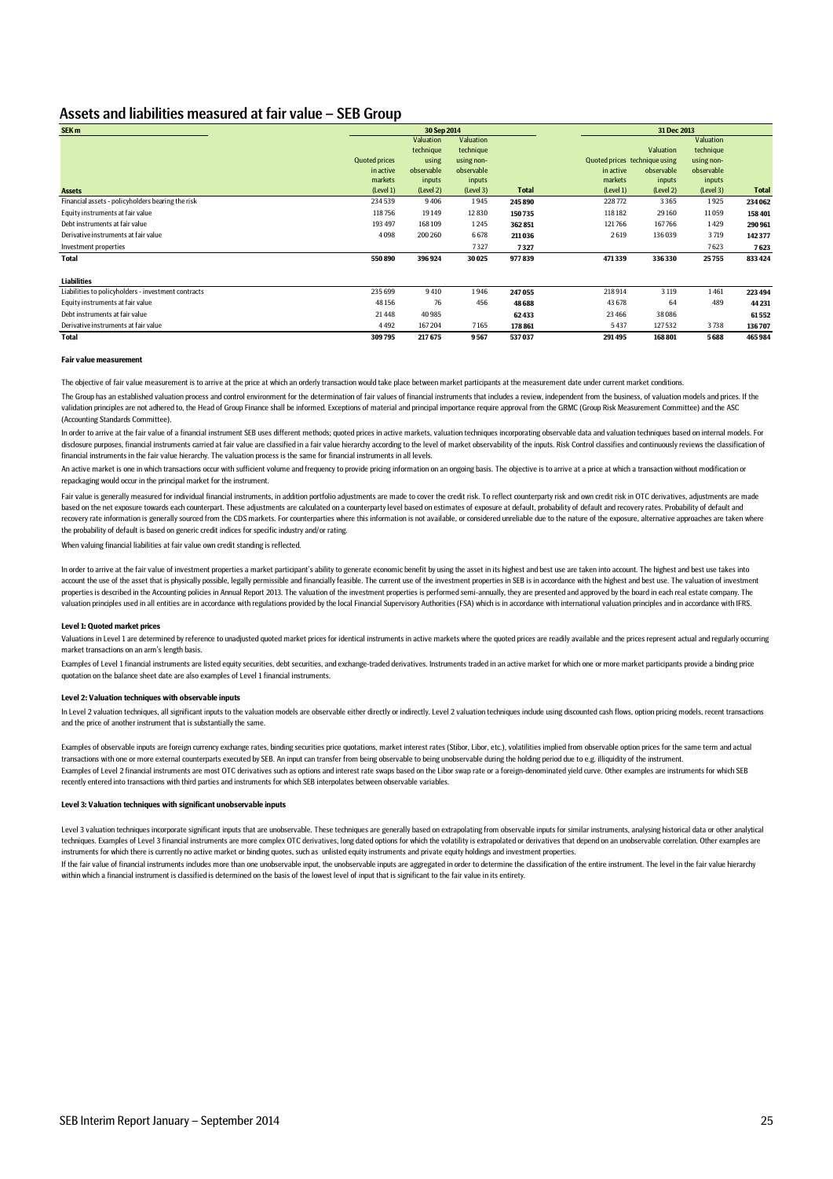## Assets and liabilities measured at fair value – SEB Group

| SEK m | 30 Sep 2014 | | | | 31 Dec 2013 | | | |
|---|---|---|---|---|---|---|---|---|
| | Quoted prices in active markets (Level 1) | Valuation technique using observable inputs (Level 2) | Valuation technique using non-observable inputs (Level 3) | Total | Quoted prices in active markets (Level 1) | Valuation technique using observable inputs (Level 2) | Valuation technique using non-observable inputs (Level 3) | Total |
| **Assets** | | | | | | | | |
| Financial assets - policyholders bearing the risk | 234 539 | 9 406 | 1 945 | **245 890** | 228 772 | 3 365 | 1 925 | **234 062** |
| Equity instruments at fair value | 118 756 | 19 149 | 12 830 | **150 735** | 118 182 | 29 160 | 11 059 | **158 401** |
| Debt instruments at fair value | 193 497 | 168 109 | 1 245 | **362 851** | 121 766 | 167 766 | 1 429 | **290 961** |
| Derivative instruments at fair value | 4 098 | 200 260 | 6 678 | **211 036** | 2 619 | 136 039 | 3 719 | **142 377** |
| Investment properties | | | 7 327 | **7 327** | | | 7 623 | **7 623** |
| **Total** | **550 890** | **396 924** | **30 025** | **977 839** | **471 339** | **336 330** | **25 755** | **833 424** |
| **Liabilities** | | | | | | | | |
| Liabilities to policyholders - investment contracts | 235 699 | 9 410 | 1 946 | **247 055** | 218 914 | 3 119 | 1 461 | **223 494** |
| Equity instruments at fair value | 48 156 | 76 | 456 | **48 688** | 43 678 | 64 | 489 | **44 231** |
| Debt instruments at fair value | 21 448 | 40 985 | | **62 433** | 23 466 | 38 086 | | **61 552** |
| Derivative instruments at fair value | 4 492 | 167 204 | 7 165 | **178 861** | 5 437 | 127 532 | 3 738 | **136 707** |
| **Total** | **309 795** | **217 675** | **9 567** | **537 037** | **291 495** | **168 801** | **5 688** | **465 984** |

#### Fair value measurement

The objective of fair value measurement is to arrive at the price at which an orderly transaction would take place between market participants at the measurement date under current market conditions.

The Group has an established valuation process and control environment for the determination of fair values of financial instruments that includes a review, independent from the business, of valuation models and prices. If the validation principles are not adhered to, the Head of Group Finance shall be informed. Exceptions of material and principal importance require approval from the GRMC (Group Risk Measurement Committee) and the ASC (Accounting Standards Committee).

In order to arrive at the fair value of a financial instrument SEB uses different methods; quoted prices in active markets, valuation techniques incorporating observable data and valuation techniques based on internal models. For disclosure purposes, financial instruments carried at fair value are classified in a fair value hierarchy according to the level of market observability of the inputs. Risk Control classifies and continuously reviews the classification of financial instruments in the fair value hierarchy. The valuation process is the same for financial instruments in all levels.

An active market is one in which transactions occur with sufficient volume and frequency to provide pricing information on an ongoing basis. The objective is to arrive at a price at which a transaction without modification or repackaging would occur in the principal market for the instrument.

Fair value is generally measured for individual financial instruments, in addition portfolio adjustments are made to cover the credit risk. To reflect counterparty risk and own credit risk in OTC derivatives, adjustments are made based on the net exposure towards each counterpart. These adjustments are calculated on a counterparty level based on estimates of exposure at default, probability of default and recovery rates. Probability of default and recovery rate information is generally sourced from the CDS markets. For counterparties where this information is not available, or considered unreliable due to the nature of the exposure, alternative approaches are taken where the probability of default is based on generic credit indices for specific industry and/or rating.

When valuing financial liabilities at fair value own credit standing is reflected.

In order to arrive at the fair value of investment properties a market participant's ability to generate economic benefit by using the asset in its highest and best use are taken into account. The highest and best use takes into account the use of the asset that is physically possible, legally permissible and financially feasible. The current use of the investment properties in SEB is in accordance with the highest and best use. The valuation of investment properties is described in the Accounting policies in Annual Report 2013. The valuation of the investment properties is performed semi-annually, they are presented and approved by the board in each real estate company. The valuation principles used in all entities are in accordance with regulations provided by the local Financial Supervisory Authorities (FSA) which is in accordance with international valuation principles and in accordance with IFRS.

#### Level 1: Quoted market prices

Valuations in Level 1 are determined by reference to unadjusted quoted market prices for identical instruments in active markets where the quoted prices are readily available and the prices represent actual and regularly occurring market transactions on an arm's length basis.

Examples of Level 1 financial instruments are listed equity securities, debt securities, and exchange-traded derivatives. Instruments traded in an active market for which one or more market participants provide a binding price quotation on the balance sheet date are also examples of Level 1 financial instruments.

#### Level 2: Valuation techniques with observable inputs

In Level 2 valuation techniques, all significant inputs to the valuation models are observable either directly or indirectly. Level 2 valuation techniques include using discounted cash flows, option pricing models, recent transactions and the price of another instrument that is substantially the same.

Examples of observable inputs are foreign currency exchange rates, binding securities price quotations, market interest rates (Stibor, Libor, etc.), volatilities implied from observable option prices for the same term and actual transactions with one or more external counterparts executed by SEB. An input can transfer from being observable to being unobservable during the holding period due to e.g. illiquidity of the instrument.
Examples of Level 2 financial instruments are most OTC derivatives such as options and interest rate swaps based on the Libor swap rate or a foreign-denominated yield curve. Other examples are instruments for which SEB recently entered into transactions with third parties and instruments for which SEB interpolates between observable variables.

#### Level 3: Valuation techniques with significant unobservable inputs

Level 3 valuation techniques incorporate significant inputs that are unobservable. These techniques are generally based on extrapolating from observable inputs for similar instruments, analysing historical data or other analytical techniques. Examples of Level 3 financial instruments are more complex OTC derivatives, long dated options for which the volatility is extrapolated or derivatives that depend on an unobservable correlation. Other examples are instruments for which there is currently no active market or binding quotes, such as unlisted equity instruments and private equity holdings and investment properties.

If the fair value of financial instruments includes more than one unobservable input, the unobservable inputs are aggregated in order to determine the classification of the entire instrument. The level in the fair value hierarchy within which a financial instrument is classified is determined on the basis of the lowest level of input that is significant to the fair value in its entirety.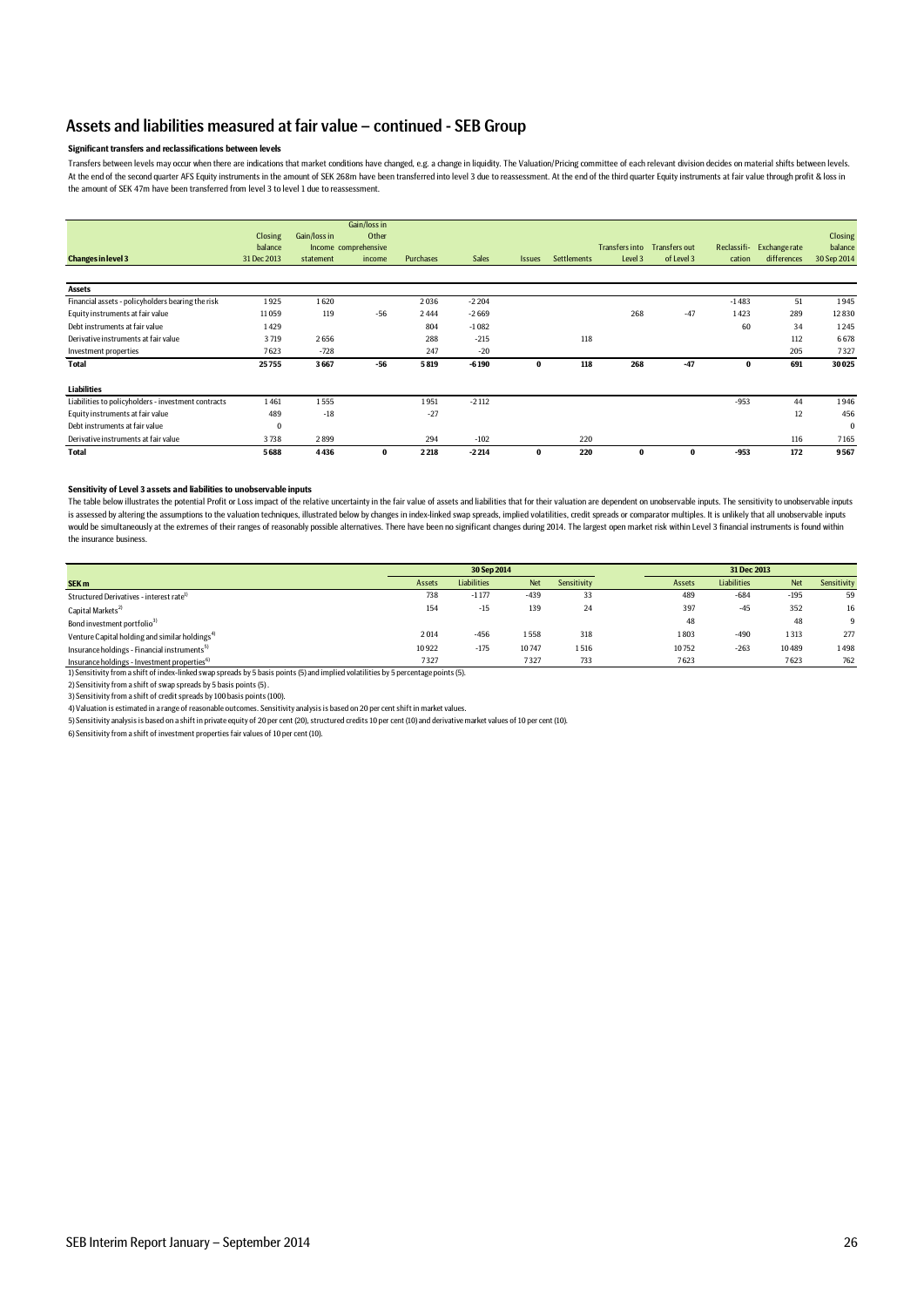## Assets and liabilities measured at fair value – continued - SEB Group

**Significant transfers and reclassifications between levels**

Transfers between levels may occur when there are indications that market conditions have changed, e.g. a change in liquidity. The Valuation/Pricing committee of each relevant division decides on material shifts between levels. At the end of the second quarter AFS Equity instruments in the amount of SEK 268m have been transferred into level 3 due to reassessment. At the end of the third quarter Equity instruments at fair value through profit & loss in the amount of SEK 47m have been transferred from level 3 to level 1 due to reassessment.

| Changes in level 3 | Closing balance 31 Dec 2013 | Gain/loss in Income statement | Gain/loss in Other comprehensive income | Purchases | Sales | Issues | Settlements | Transfers into Level 3 | Transfers out of Level 3 | Reclassification | Exchange rate differences | Closing balance 30 Sep 2014 |
|---|---|---|---|---|---|---|---|---|---|---|---|---|
| **Assets** | | | | | | | | | | | | |
| Financial assets - policyholders bearing the risk | 1925 | 1620 | | 2036 | -2204 | | | | | -1483 | 51 | 1945 |
| Equity instruments at fair value | 11059 | 119 | -56 | 2444 | -2669 | | | 268 | -47 | 1423 | 289 | 12830 |
| Debt instruments at fair value | 1429 | | | 804 | -1082 | | | | | 60 | 34 | 1245 |
| Derivative instruments at fair value | 3719 | 2656 | | 288 | -215 | | 118 | | | | 112 | 6678 |
| Investment properties | 7623 | -728 | | 247 | -20 | | | | | | 205 | 7327 |
| **Total** | **25755** | **3667** | **-56** | **5819** | **-6190** | **0** | **118** | **268** | **-47** | **0** | **691** | **30025** |
| **Liabilities** | | | | | | | | | | | | |
| Liabilities to policyholders - investment contracts | 1461 | 1555 | | 1951 | -2112 | | | | | -953 | 44 | 1946 |
| Equity instruments at fair value | 489 | -18 | | -27 | | | | | | | 12 | 456 |
| Debt instruments at fair value | 0 | | | | | | | | | | | 0 |
| Derivative instruments at fair value | 3738 | 2899 | | 294 | -102 | | 220 | | | | 116 | 7165 |
| **Total** | **5688** | **4436** | **0** | **2218** | **-2214** | **0** | **220** | **0** | **0** | **-953** | **172** | **9567** |

**Sensitivity of Level 3 assets and liabilities to unobservable inputs**

The table below illustrates the potential Profit or Loss impact of the relative uncertainty in the fair value of assets and liabilities that for their valuation are dependent on unobservable inputs. The sensitivity to unobservable inputs is assessed by altering the assumptions to the valuation techniques, illustrated below by changes in index-linked swap spreads, implied volatilities, credit spreads or comparator multiples. It is unlikely that all unobservable inputs would be simultaneously at the extremes of their ranges of reasonably possible alternatives. There have been no significant changes during 2014. The largest open market risk within Level 3 financial instruments is found within the insurance business.

| | 30 Sep 2014 | | | | 31 Dec 2013 | | | |
|---|---|---|---|---|---|---|---|---|
| **SEK m** | Assets | Liabilities | Net | Sensitivity | Assets | Liabilities | Net | Sensitivity |
| Structured Derivatives - interest rate[1] | 738 | -1177 | -439 | 33 | 489 | -684 | -195 | 59 |
| Capital Markets[2] | 154 | -15 | 139 | 24 | 397 | -45 | 352 | 16 |
| Bond investment portfolio[3] | | | | | 48 | | 48 | 9 |
| Venture Capital holding and similar holdings[4] | 2014 | -456 | 1558 | 318 | 1803 | -490 | 1313 | 277 |
| Insurance holdings - Financial instruments[5] | 10922 | -175 | 10747 | 1516 | 10752 | -263 | 10489 | 1498 |
| Insurance holdings - Investment properties[6] | 7327 | | 7327 | 733 | 7623 | | 7623 | 762 |

1) Sensitivity from a shift of index-linked swap spreads by 5 basis points (5) and implied volatilities by 5 percentage points (5).

2) Sensitivity from a shift of swap spreads by 5 basis points (5) .

3) Sensitivity from a shift of credit spreads by 100 basis points (100).

4) Valuation is estimated in a range of reasonable outcomes. Sensitivity analysis is based on 20 per cent shift in market values.

5) Sensitivity analysis is based on a shift in private equity of 20 per cent (20), structured credits 10 per cent (10) and derivative market values of 10 per cent (10).

6) Sensitivity from a shift of investment properties fair values of 10 per cent (10).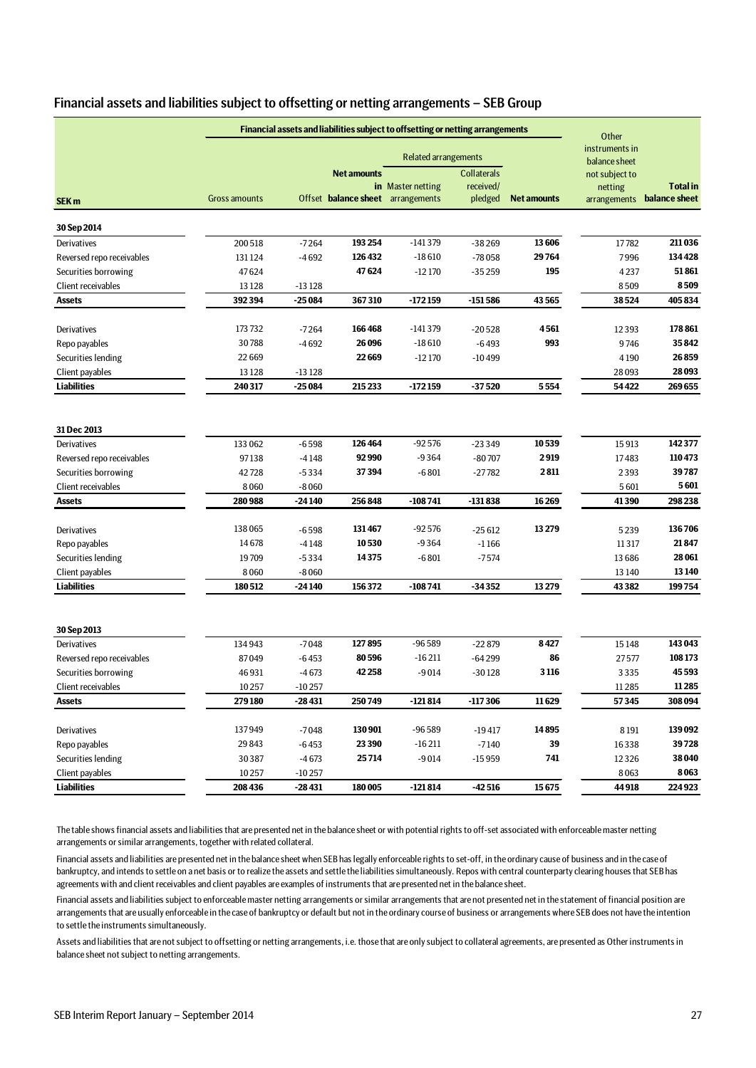## Financial assets and liabilities subject to offsetting or netting arrangements – SEB Group

| | Financial assets and liabilities subject to offsetting or netting arrangements | | | | | | Other instruments in balance sheet not subject to netting arrangements | Total in balance sheet |
|---|---|---|---|---|---|---|---|---|
| | | | | Related arrangements | | | | |
| SEK m | Gross amounts | Offset | Net amounts in balance sheet | Master netting arrangements | Collaterals received/ pledged | Net amounts | | |
| **30 Sep 2014** | | | | | | | | |
| Derivatives | 200 518 | -7 264 | **193 254** | -141 379 | -38 269 | **13 606** | 17 782 | **211 036** |
| Reversed repo receivables | 131 124 | -4 692 | **126 432** | -18 610 | -78 058 | **29 764** | 7 996 | **134 428** |
| Securities borrowing | 47 624 | | **47 624** | -12 170 | -35 259 | **195** | 4 237 | **51 861** |
| Client receivables | 13 128 | -13 128 | | | | | 8 509 | **8 509** |
| **Assets** | **392 394** | **-25 084** | **367 310** | **-172 159** | **-151 586** | **43 565** | **38 524** | **405 834** |
| Derivatives | 173 732 | -7 264 | **166 468** | -141 379 | -20 528 | **4 561** | 12 393 | **178 861** |
| Repo payables | 30 788 | -4 692 | **26 096** | -18 610 | -6 493 | **993** | 9 746 | **35 842** |
| Securities lending | 22 669 | | **22 669** | -12 170 | -10 499 | | 4 190 | **26 859** |
| Client payables | 13 128 | -13 128 | | | | | 28 093 | **28 093** |
| **Liabilities** | **240 317** | **-25 084** | **215 233** | **-172 159** | **-37 520** | **5 554** | **54 422** | **269 655** |
| **31 Dec 2013** | | | | | | | | |
| Derivatives | 133 062 | -6 598 | **126 464** | -92 576 | -23 349 | **10 539** | 15 913 | **142 377** |
| Reversed repo receivables | 97 138 | -4 148 | **92 990** | -9 364 | -80 707 | **2 919** | 17 483 | **110 473** |
| Securities borrowing | 42 728 | -5 334 | **37 394** | -6 801 | -27 782 | **2 811** | 2 393 | **39 787** |
| Client receivables | 8 060 | -8 060 | | | | | 5 601 | **5 601** |
| **Assets** | **280 988** | **-24 140** | **256 848** | **-108 741** | **-131 838** | **16 269** | **41 390** | **298 238** |
| Derivatives | 138 065 | -6 598 | **131 467** | -92 576 | -25 612 | **13 279** | 5 239 | **136 706** |
| Repo payables | 14 678 | -4 148 | **10 530** | -9 364 | -1 166 | | 11 317 | **21 847** |
| Securities lending | 19 709 | -5 334 | **14 375** | -6 801 | -7 574 | | 13 686 | **28 061** |
| Client payables | 8 060 | -8 060 | | | | | 13 140 | **13 140** |
| **Liabilities** | **180 512** | **-24 140** | **156 372** | **-108 741** | **-34 352** | **13 279** | **43 382** | **199 754** |
| **30 Sep 2013** | | | | | | | | |
| Derivatives | 134 943 | -7 048 | **127 895** | -96 589 | -22 879 | **8 427** | 15 148 | **143 043** |
| Reversed repo receivables | 87 049 | -6 453 | **80 596** | -16 211 | -64 299 | **86** | 27 577 | **108 173** |
| Securities borrowing | 46 931 | -4 673 | **42 258** | -9 014 | -30 128 | **3 116** | 3 335 | **45 593** |
| Client receivables | 10 257 | -10 257 | | | | | 11 285 | **11 285** |
| **Assets** | **279 180** | **-28 431** | **250 749** | **-121 814** | **-117 306** | **11 629** | **57 345** | **308 094** |
| Derivatives | 137 949 | -7 048 | **130 901** | -96 589 | -19 417 | **14 895** | 8 191 | **139 092** |
| Repo payables | 29 843 | -6 453 | **23 390** | -16 211 | -7 140 | **39** | 16 338 | **39 728** |
| Securities lending | 30 387 | -4 673 | **25 714** | -9 014 | -15 959 | **741** | 12 326 | **38 040** |
| Client payables | 10 257 | -10 257 | | | | | 8 063 | **8 063** |
| **Liabilities** | **208 436** | **-28 431** | **180 005** | **-121 814** | **-42 516** | **15 675** | **44 918** | **224 923** |

The table shows financial assets and liabilities that are presented net in the balance sheet or with potential rights to off-set associated with enforceable master netting arrangements or similar arrangements, together with related collateral.

Financial assets and liabilities are presented net in the balance sheet when SEB has legally enforceable rights to set-off, in the ordinary cause of business and in the case of bankruptcy, and intends to settle on a net basis or to realize the assets and settle the liabilities simultaneously. Repos with central counterparty clearing houses that SEB has agreements with and client receivables and client payables are examples of instruments that are presented net in the balance sheet.

Financial assets and liabilities subject to enforceable master netting arrangements or similar arrangements that are not presented net in the statement of financial position are arrangements that are usually enforceable in the case of bankruptcy or default but not in the ordinary course of business or arrangements where SEB does not have the intention to settle the instruments simultaneously.

Assets and liabilities that are not subject to offsetting or netting arrangements, i.e. those that are only subject to collateral agreements, are presented as Other instruments in balance sheet not subject to netting arrangements.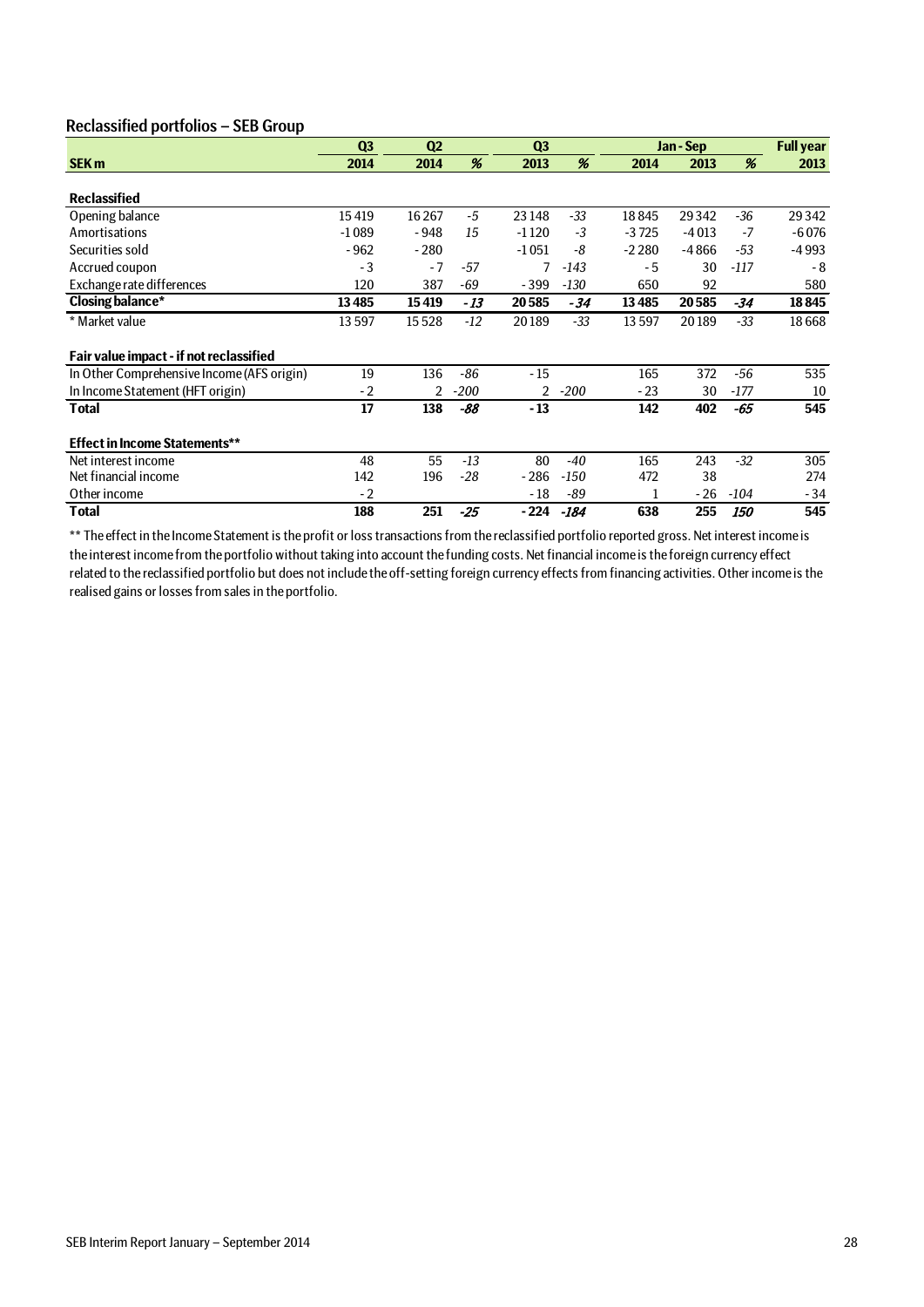## Reclassified portfolios – SEB Group

| SEK m | Q3 2014 | Q2 2014 | % | Q3 2013 | % | Jan - Sep 2014 | Jan - Sep 2013 | % | Full year 2013 |
|---|---|---|---|---|---|---|---|---|---|
| **Reclassified** | | | | | | | | | |
| Opening balance | 15 419 | 16 267 | -5 | 23 148 | -33 | 18 845 | 29 342 | -36 | 29 342 |
| Amortisations | -1 089 | - 948 | 15 | -1 120 | -3 | -3 725 | -4 013 | -7 | -6 076 |
| Securities sold | - 962 | - 280 | | -1 051 | -8 | -2 280 | -4 866 | -53 | -4 993 |
| Accrued coupon | - 3 | - 7 | -57 | 7 | -143 | - 5 | 30 | -117 | - 8 |
| Exchange rate differences | 120 | 387 | -69 | - 399 | -130 | 650 | 92 | | 580 |
| **Closing balance*** | **13 485** | **15 419** | ***-13*** | **20 585** | ***-34*** | **13 485** | **20 585** | ***-34*** | **18 845** |
| * Market value | 13 597 | 15 528 | -12 | 20 189 | -33 | 13 597 | 20 189 | -33 | 18 668 |
| **Fair value impact - if not reclassified** | | | | | | | | | |
| In Other Comprehensive Income (AFS origin) | 19 | 136 | -86 | - 15 | | 165 | 372 | -56 | 535 |
| In Income Statement (HFT origin) | - 2 | 2 | -200 | 2 | -200 | - 23 | 30 | -177 | 10 |
| **Total** | **17** | **138** | ***-88*** | **- 13** | | **142** | **402** | ***-65*** | **545** |
| **Effect in Income Statements**** | | | | | | | | | |
| Net interest income | 48 | 55 | -13 | 80 | -40 | 165 | 243 | -32 | 305 |
| Net financial income | 142 | 196 | -28 | - 286 | -150 | 472 | 38 | | 274 |
| Other income | - 2 | | | - 18 | -89 | 1 | - 26 | -104 | - 34 |
| **Total** | **188** | **251** | ***-25*** | **- 224** | ***-184*** | **638** | **255** | ***150*** | **545** |

** The effect in the Income Statement is the profit or loss transactions from the reclassified portfolio reported gross. Net interest income is the interest income from the portfolio without taking into account the funding costs. Net financial income is the foreign currency effect related to the reclassified portfolio but does not include the off-setting foreign currency effects from financing activities. Other income is the realised gains or losses from sales in the portfolio.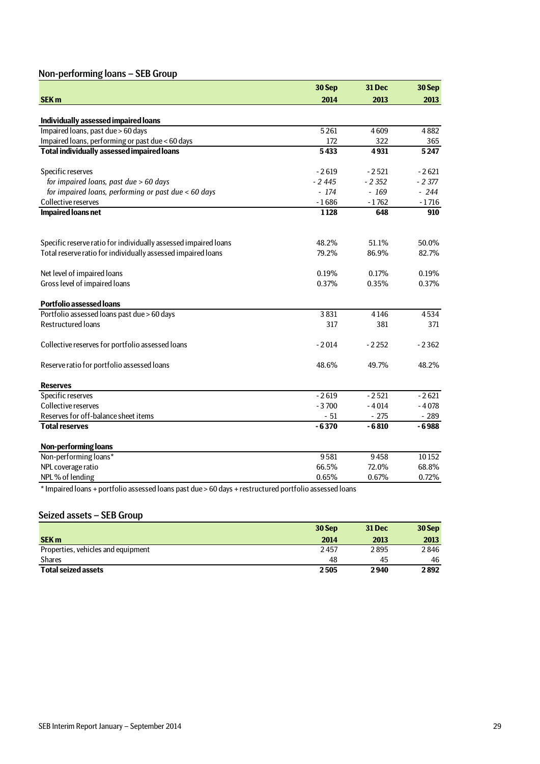## Non-performing loans – SEB Group

| SEK m | 30 Sep 2014 | 31 Dec 2013 | 30 Sep 2013 |
|---|---|---|---|
| **Individually assessed impaired loans** | | | |
| Impaired loans, past due > 60 days | 5 261 | 4 609 | 4 882 |
| Impaired loans, performing or past due < 60 days | 172 | 322 | 365 |
| **Total individually assessed impaired loans** | **5 433** | **4 931** | **5 247** |
| | | | |
| Specific reserves | -2 619 | -2 521 | -2 621 |
| *for impaired loans, past due > 60 days* | *-2 445* | *-2 352* | *-2 377* |
| *for impaired loans, performing or past due < 60 days* | *-174* | *-169* | *-244* |
| Collective reserves | -1 686 | -1 762 | -1 716 |
| **Impaired loans net** | **1 128** | **648** | **910** |
| | | | |
| Specific reserve ratio for individually assessed impaired loans | 48.2% | 51.1% | 50.0% |
| Total reserve ratio for individually assessed impaired loans | 79.2% | 86.9% | 82.7% |
| | | | |
| Net level of impaired loans | 0.19% | 0.17% | 0.19% |
| Gross level of impaired loans | 0.37% | 0.35% | 0.37% |
| | | | |
| **Portfolio assessed loans** | | | |
| Portfolio assessed loans past due > 60 days | 3 831 | 4 146 | 4 534 |
| Restructured loans | 317 | 381 | 371 |
| | | | |
| Collective reserves for portfolio assessed loans | -2 014 | -2 252 | -2 362 |
| | | | |
| Reserve ratio for portfolio assessed loans | 48.6% | 49.7% | 48.2% |
| | | | |
| **Reserves** | | | |
| Specific reserves | -2 619 | -2 521 | -2 621 |
| Collective reserves | -3 700 | -4 014 | -4 078 |
| Reserves for off-balance sheet items | -51 | -275 | -289 |
| **Total reserves** | **-6 370** | **-6 810** | **-6 988** |
| | | | |
| **Non-performing loans** | | | |
| Non-performing loans* | 9 581 | 9 458 | 10 152 |
| NPL coverage ratio | 66.5% | 72.0% | 68.8% |
| NPL % of lending | 0.65% | 0.67% | 0.72% |

* Impaired loans + portfolio assessed loans past due > 60 days + restructured portfolio assessed loans

## Seized assets – SEB Group

| SEK m | 30 Sep 2014 | 31 Dec 2013 | 30 Sep 2013 |
|---|---|---|---|
| Properties, vehicles and equipment | 2 457 | 2 895 | 2 846 |
| Shares | 48 | 45 | 46 |
| **Total seized assets** | **2 505** | **2 940** | **2 892** |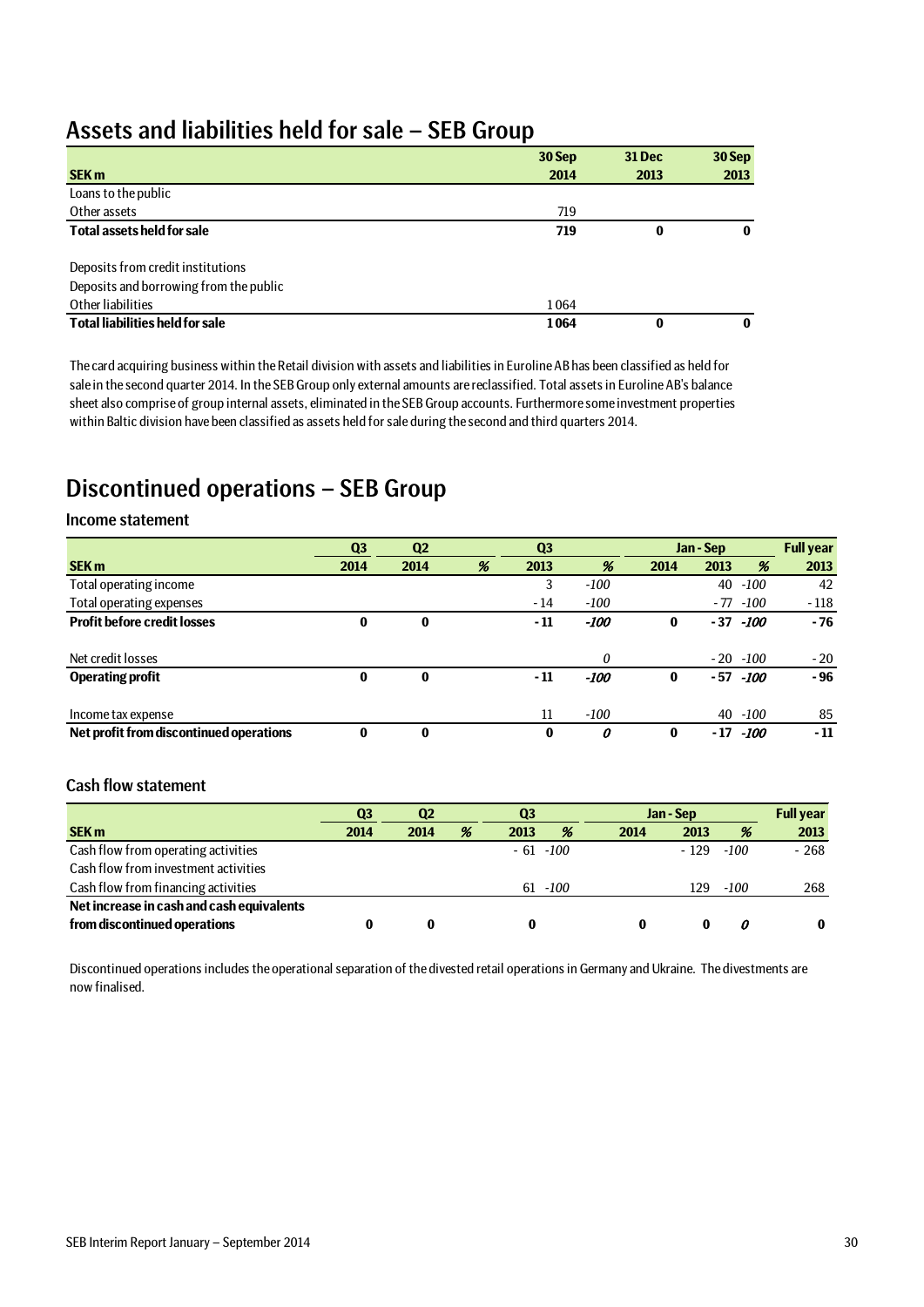# Assets and liabilities held for sale – SEB Group

| SEK m | 30 Sep 2014 | 31 Dec 2013 | 30 Sep 2013 |
|---|---|---|---|
| Loans to the public | | | |
| Other assets | 719 | | |
| **Total assets held for sale** | **719** | **0** | **0** |
| | | | |
| Deposits from credit institutions | | | |
| Deposits and borrowing from the public | | | |
| Other liabilities | 1 064 | | |
| **Total liabilities held for sale** | **1 064** | **0** | **0** |

The card acquiring business within the Retail division with assets and liabilities in Euroline AB has been classified as held for sale in the second quarter 2014. In the SEB Group only external amounts are reclassified. Total assets in Euroline AB's balance sheet also comprise of group internal assets, eliminated in the SEB Group accounts. Furthermore some investment properties within Baltic division have been classified as assets held for sale during the second and third quarters 2014.

# Discontinued operations – SEB Group

## Income statement

| SEK m | Q3 2014 | Q2 2014 | % | Q3 2013 | % | Jan - Sep 2014 | Jan - Sep 2013 | % | Full year 2013 |
|---|---|---|---|---|---|---|---|---|---|
| Total operating income | | | | 3 | *-100* | | 40 | *-100* | 42 |
| Total operating expenses | | | | -14 | *-100* | | -77 | *-100* | -118 |
| **Profit before credit losses** | **0** | **0** | | **-11** | ***-100*** | **0** | **-37** | ***-100*** | **-76** |
| | | | | | | | | | |
| Net credit losses | | | | | *0* | | -20 | *-100* | -20 |
| **Operating profit** | **0** | **0** | | **-11** | ***-100*** | **0** | **-57** | ***-100*** | **-96** |
| | | | | | | | | | |
| Income tax expense | | | | 11 | *-100* | | 40 | *-100* | 85 |
| **Net profit from discontinued operations** | **0** | **0** | | **0** | ***0*** | **0** | **-17** | ***-100*** | **-11** |

## Cash flow statement

| SEK m | Q3 2014 | Q2 2014 | % | Q3 2013 | % | Jan - Sep 2014 | Jan - Sep 2013 | % | Full year 2013 |
|---|---|---|---|---|---|---|---|---|---|
| Cash flow from operating activities | | | | -61 | *-100* | | -129 | *-100* | -268 |
| Cash flow from investment activities | | | | | | | | | |
| Cash flow from financing activities | | | | 61 | *-100* | | 129 | *-100* | 268 |
| **Net increase in cash and cash equivalents from discontinued operations** | **0** | **0** | | **0** | | **0** | **0** | ***0*** | **0** |

Discontinued operations includes the operational separation of the divested retail operations in Germany and Ukraine. The divestments are now finalised.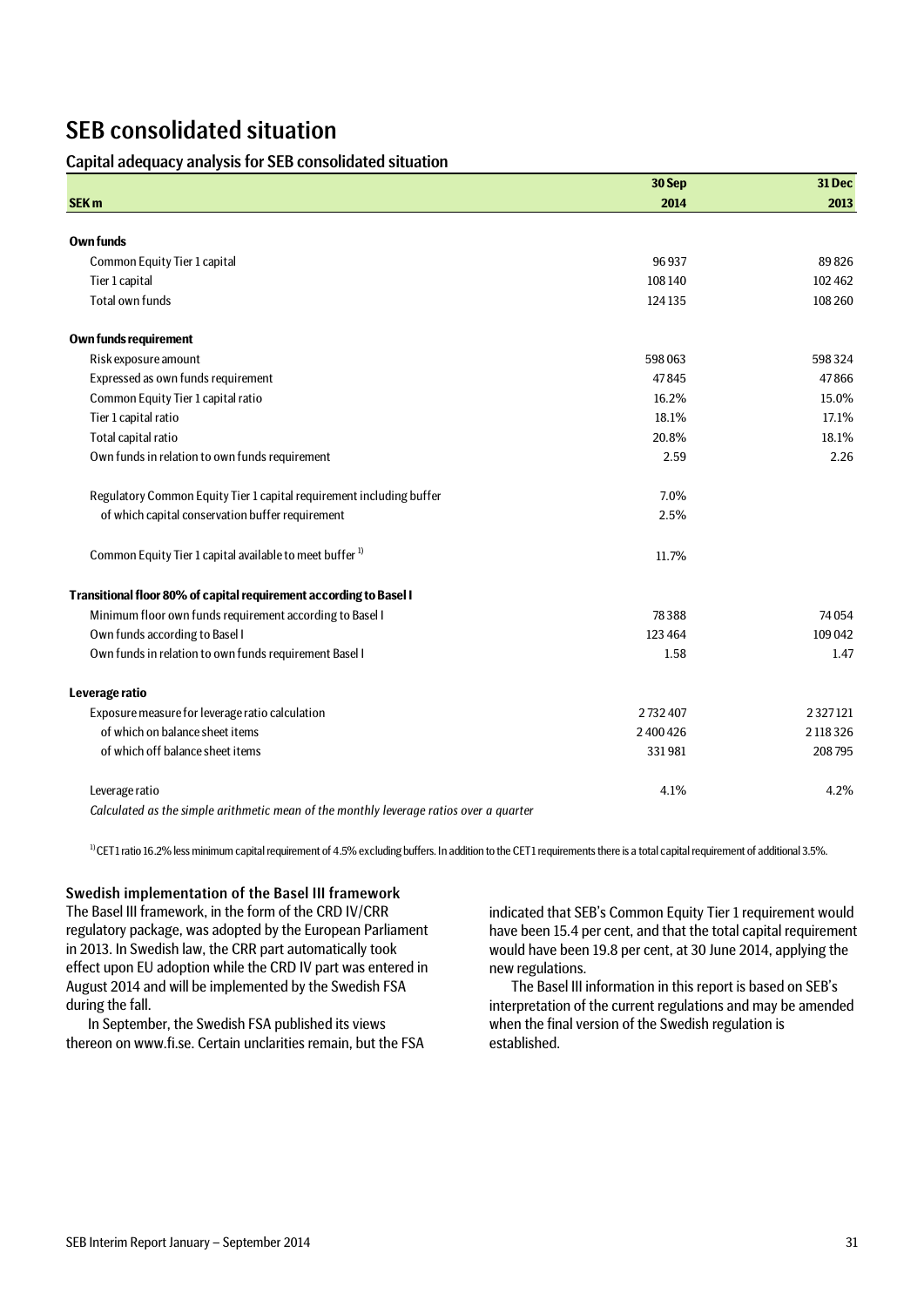# SEB consolidated situation

## Capital adequacy analysis for SEB consolidated situation

| SEK m | 30 Sep 2014 | 31 Dec 2013 |
|---|---|---|
| **Own funds** | | |
| Common Equity Tier 1 capital | 96 937 | 89 826 |
| Tier 1 capital | 108 140 | 102 462 |
| Total own funds | 124 135 | 108 260 |
| **Own funds requirement** | | |
| Risk exposure amount | 598 063 | 598 324 |
| Expressed as own funds requirement | 47 845 | 47 866 |
| Common Equity Tier 1 capital ratio | 16.2% | 15.0% |
| Tier 1 capital ratio | 18.1% | 17.1% |
| Total capital ratio | 20.8% | 18.1% |
| Own funds in relation to own funds requirement | 2.59 | 2.26 |
| Regulatory Common Equity Tier 1 capital requirement including buffer | 7.0% | |
| of which capital conservation buffer requirement | 2.5% | |
| Common Equity Tier 1 capital available to meet buffer [1] | 11.7% | |
| **Transitional floor 80% of capital requirement according to Basel I** | | |
| Minimum floor own funds requirement according to Basel I | 78 388 | 74 054 |
| Own funds according to Basel I | 123 464 | 109 042 |
| Own funds in relation to own funds requirement Basel I | 1.58 | 1.47 |
| **Leverage ratio** | | |
| Exposure measure for leverage ratio calculation | 2 732 407 | 2 327 121 |
| of which on balance sheet items | 2 400 426 | 2 118 326 |
| of which off balance sheet items | 331 981 | 208 795 |
| Leverage ratio | 4.1% | 4.2% |

*Calculated as the simple arithmetic mean of the monthly leverage ratios over a quarter*

[1] CET1 ratio 16.2% less minimum capital requirement of 4.5% excluding buffers. In addition to the CET1 requirements there is a total capital requirement of additional 3.5%.

### Swedish implementation of the Basel III framework

The Basel III framework, in the form of the CRD IV/CRR regulatory package, was adopted by the European Parliament in 2013. In Swedish law, the CRR part automatically took effect upon EU adoption while the CRD IV part was entered in August 2014 and will be implemented by the Swedish FSA during the fall.

In September, the Swedish FSA published its views thereon on www.fi.se. Certain unclarities remain, but the FSA indicated that SEB's Common Equity Tier 1 requirement would have been 15.4 per cent, and that the total capital requirement would have been 19.8 per cent, at 30 June 2014, applying the new regulations.

The Basel III information in this report is based on SEB's interpretation of the current regulations and may be amended when the final version of the Swedish regulation is established.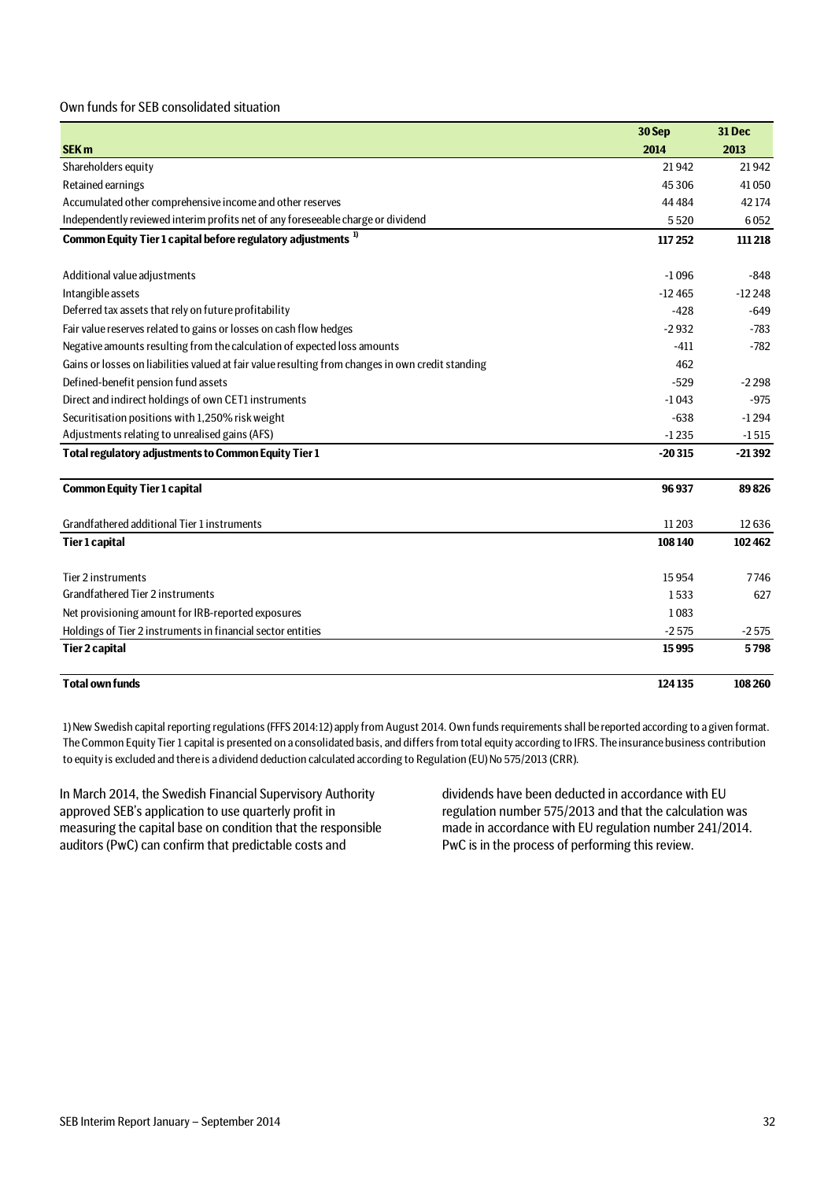Own funds for SEB consolidated situation

| SEK m | 30 Sep 2014 | 31 Dec 2013 |
|---|---|---|
| Shareholders equity | 21 942 | 21 942 |
| Retained earnings | 45 306 | 41 050 |
| Accumulated other comprehensive income and other reserves | 44 484 | 42 174 |
| Independently reviewed interim profits net of any foreseeable charge or dividend | 5 520 | 6 052 |
| **Common Equity Tier 1 capital before regulatory adjustments [1]** | **117 252** | **111 218** |
| | | |
| Additional value adjustments | -1 096 | -848 |
| Intangible assets | -12 465 | -12 248 |
| Deferred tax assets that rely on future profitability | -428 | -649 |
| Fair value reserves related to gains or losses on cash flow hedges | -2 932 | -783 |
| Negative amounts resulting from the calculation of expected loss amounts | -411 | -782 |
| Gains or losses on liabilities valued at fair value resulting from changes in own credit standing | 462 | |
| Defined-benefit pension fund assets | -529 | -2 298 |
| Direct and indirect holdings of own CET1 instruments | -1 043 | -975 |
| Securitisation positions with 1,250% risk weight | -638 | -1 294 |
| Adjustments relating to unrealised gains (AFS) | -1 235 | -1 515 |
| **Total regulatory adjustments to Common Equity Tier 1** | **-20 315** | **-21 392** |
| | | |
| **Common Equity Tier 1 capital** | **96 937** | **89 826** |
| | | |
| Grandfathered additional Tier 1 instruments | 11 203 | 12 636 |
| **Tier 1 capital** | **108 140** | **102 462** |
| | | |
| Tier 2 instruments | 15 954 | 7 746 |
| Grandfathered Tier 2 instruments | 1 533 | 627 |
| Net provisioning amount for IRB-reported exposures | 1 083 | |
| Holdings of Tier 2 instruments in financial sector entities | -2 575 | -2 575 |
| **Tier 2 capital** | **15 995** | **5 798** |
| | | |
| **Total own funds** | **124 135** | **108 260** |

1) New Swedish capital reporting regulations (FFFS 2014:12) apply from August 2014. Own funds requirements shall be reported according to a given format. The Common Equity Tier 1 capital is presented on a consolidated basis, and differs from total equity according to IFRS. The insurance business contribution to equity is excluded and there is a dividend deduction calculated according to Regulation (EU) No 575/2013 (CRR).

In March 2014, the Swedish Financial Supervisory Authority approved SEB's application to use quarterly profit in measuring the capital base on condition that the responsible auditors (PwC) can confirm that predictable costs and dividends have been deducted in accordance with EU regulation number 575/2013 and that the calculation was made in accordance with EU regulation number 241/2014. PwC is in the process of performing this review.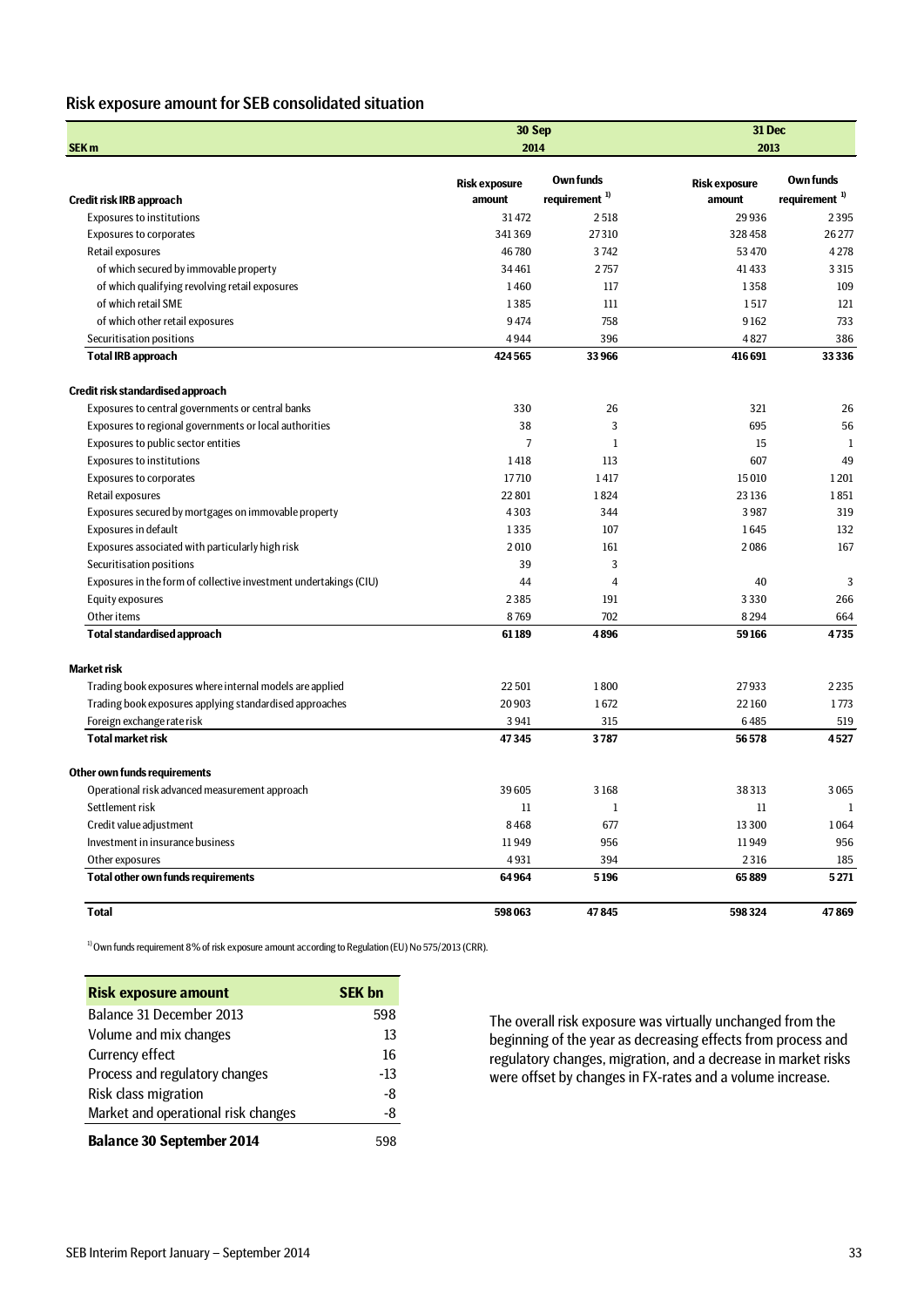## Risk exposure amount for SEB consolidated situation

| SEK m | 30 Sep 2014 | | 31 Dec 2013 | |
|---|---|---|---|---|
| **Credit risk IRB approach** | **Risk exposure amount** | **Own funds requirement [1]** | **Risk exposure amount** | **Own funds requirement [1]** |
| Exposures to institutions | 31 472 | 2 518 | 29 936 | 2 395 |
| Exposures to corporates | 341 369 | 27 310 | 328 458 | 26 277 |
| Retail exposures | 46 780 | 3 742 | 53 470 | 4 278 |
| of which secured by immovable property | 34 461 | 2 757 | 41 433 | 3 315 |
| of which qualifying revolving retail exposures | 1 460 | 117 | 1 358 | 109 |
| of which retail SME | 1 385 | 111 | 1 517 | 121 |
| of which other retail exposures | 9 474 | 758 | 9 162 | 733 |
| Securitisation positions | 4 944 | 396 | 4 827 | 386 |
| **Total IRB approach** | **424 565** | **33 966** | **416 691** | **33 336** |
| | | | | |
| **Credit risk standardised approach** | | | | |
| Exposures to central governments or central banks | 330 | 26 | 321 | 26 |
| Exposures to regional governments or local authorities | 38 | 3 | 695 | 56 |
| Exposures to public sector entities | 7 | 1 | 15 | 1 |
| Exposures to institutions | 1 418 | 113 | 607 | 49 |
| Exposures to corporates | 17 710 | 1 417 | 15 010 | 1 201 |
| Retail exposures | 22 801 | 1 824 | 23 136 | 1 851 |
| Exposures secured by mortgages on immovable property | 4 303 | 344 | 3 987 | 319 |
| Exposures in default | 1 335 | 107 | 1 645 | 132 |
| Exposures associated with particularly high risk | 2 010 | 161 | 2 086 | 167 |
| Securitisation positions | 39 | 3 | | |
| Exposures in the form of collective investment undertakings (CIU) | 44 | 4 | 40 | 3 |
| Equity exposures | 2 385 | 191 | 3 330 | 266 |
| Other items | 8 769 | 702 | 8 294 | 664 |
| **Total standardised approach** | **61 189** | **4 896** | **59 166** | **4 735** |
| | | | | |
| **Market risk** | | | | |
| Trading book exposures where internal models are applied | 22 501 | 1 800 | 27 933 | 2 235 |
| Trading book exposures applying standardised approaches | 20 903 | 1 672 | 22 160 | 1 773 |
| Foreign exchange rate risk | 3 941 | 315 | 6 485 | 519 |
| **Total market risk** | **47 345** | **3 787** | **56 578** | **4 527** |
| | | | | |
| **Other own funds requirements** | | | | |
| Operational risk advanced measurement approach | 39 605 | 3 168 | 38 313 | 3 065 |
| Settlement risk | 11 | 1 | 11 | 1 |
| Credit value adjustment | 8 468 | 677 | 13 300 | 1 064 |
| Investment in insurance business | 11 949 | 956 | 11 949 | 956 |
| Other exposures | 4 931 | 394 | 2 316 | 185 |
| **Total other own funds requirements** | **64 964** | **5 196** | **65 889** | **5 271** |
| | | | | |
| **Total** | **598 063** | **47 845** | **598 324** | **47 869** |

[1] Own funds requirement 8% of risk exposure amount according to Regulation (EU) No 575/2013 (CRR).

| **Risk exposure amount** | **SEK bn** |
|---|---|
| Balance 31 December 2013 | 598 |
| Volume and mix changes | 13 |
| Currency effect | 16 |
| Process and regulatory changes | -13 |
| Risk class migration | -8 |
| Market and operational risk changes | -8 |
| **Balance 30 September 2014** | 598 |

The overall risk exposure was virtually unchanged from the beginning of the year as decreasing effects from process and regulatory changes, migration, and a decrease in market risks were offset by changes in FX-rates and a volume increase.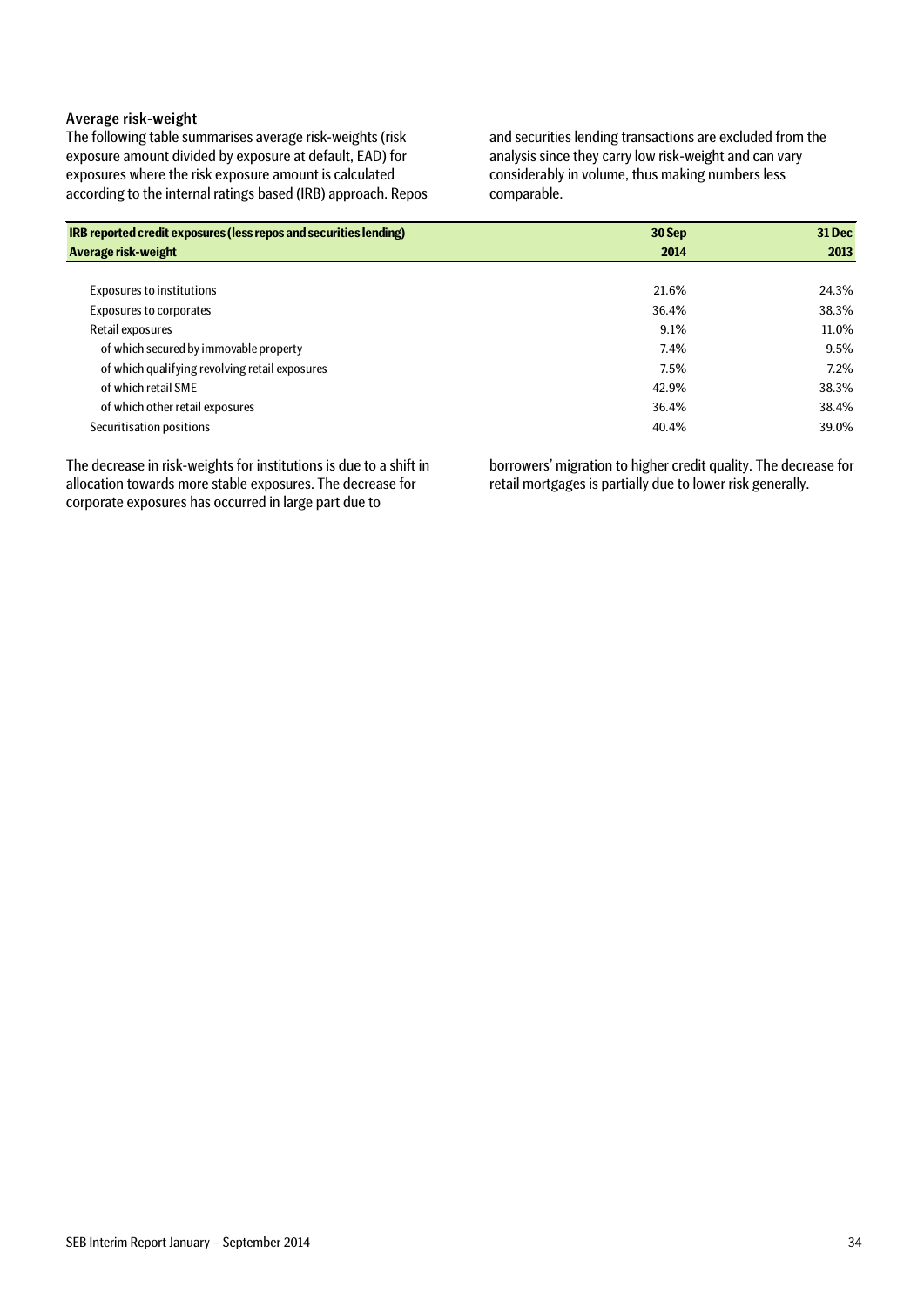### Average risk-weight

The following table summarises average risk-weights (risk exposure amount divided by exposure at default, EAD) for exposures where the risk exposure amount is calculated according to the internal ratings based (IRB) approach. Repos and securities lending transactions are excluded from the analysis since they carry low risk-weight and can vary considerably in volume, thus making numbers less comparable.

| **IRB reported credit exposures (less repos and securities lending)** | **30 Sep** | **31 Dec** |
|---|---|---|
| **Average risk-weight** | **2014** | **2013** |
| Exposures to institutions | 21.6% | 24.3% |
| Exposures to corporates | 36.4% | 38.3% |
| Retail exposures | 9.1% | 11.0% |
| of which secured by immovable property | 7.4% | 9.5% |
| of which qualifying revolving retail exposures | 7.5% | 7.2% |
| of which retail SME | 42.9% | 38.3% |
| of which other retail exposures | 36.4% | 38.4% |
| Securitisation positions | 40.4% | 39.0% |

The decrease in risk-weights for institutions is due to a shift in allocation towards more stable exposures. The decrease for corporate exposures has occurred in large part due to borrowers' migration to higher credit quality. The decrease for retail mortgages is partially due to lower risk generally.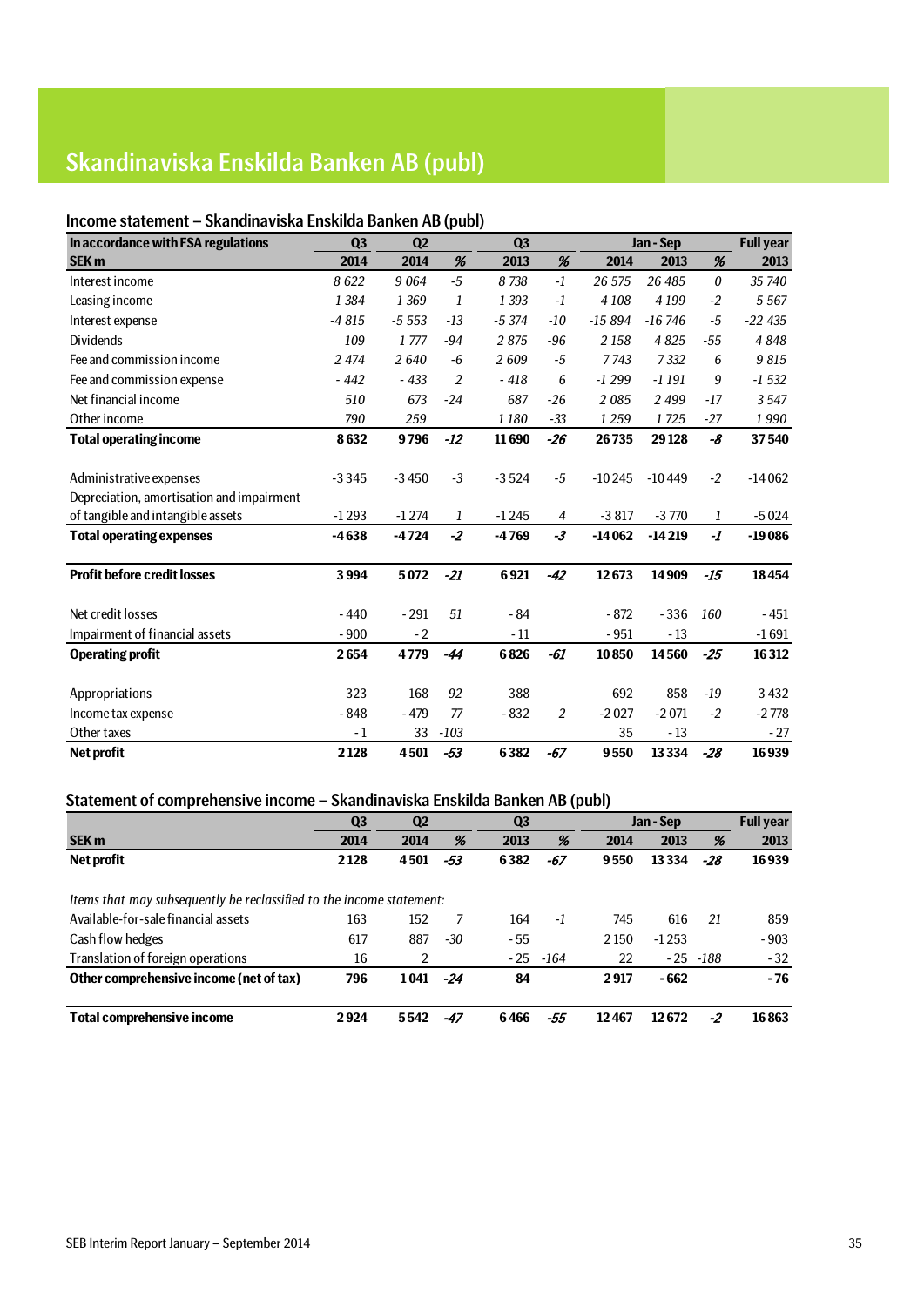# Skandinaviska Enskilda Banken AB (publ)

## Income statement – Skandinaviska Enskilda Banken AB (publ)

| In accordance with FSA regulations | Q3 | Q2 | | Q3 | | Jan - Sep | | | Full year |
|---|---|---|---|---|---|---|---|---|---|
| **SEK m** | **2014** | **2014** | **%** | **2013** | **%** | **2014** | **2013** | **%** | **2013** |
| Interest income | 8 622 | 9 064 | -5 | 8 738 | -1 | 26 575 | 26 485 | 0 | 35 740 |
| Leasing income | 1 384 | 1 369 | 1 | 1 393 | -1 | 4 108 | 4 199 | -2 | 5 567 |
| Interest expense | -4 815 | -5 553 | -13 | -5 374 | -10 | -15 894 | -16 746 | -5 | -22 435 |
| Dividends | 109 | 1 777 | -94 | 2 875 | -96 | 2 158 | 4 825 | -55 | 4 848 |
| Fee and commission income | 2 474 | 2 640 | -6 | 2 609 | -5 | 7 743 | 7 332 | 6 | 9 815 |
| Fee and commission expense | - 442 | - 433 | 2 | - 418 | 6 | -1 299 | -1 191 | 9 | -1 532 |
| Net financial income | 510 | 673 | -24 | 687 | -26 | 2 085 | 2 499 | -17 | 3 547 |
| Other income | 790 | 259 | | 1 180 | -33 | 1 259 | 1 725 | -27 | 1 990 |
| **Total operating income** | **8 632** | **9 796** | **-12** | **11 690** | **-26** | **26 735** | **29 128** | **-8** | **37 540** |
| | | | | | | | | | |
| Administrative expenses | -3 345 | -3 450 | -3 | -3 524 | -5 | -10 245 | -10 449 | -2 | -14 062 |
| Depreciation, amortisation and impairment of tangible and intangible assets | -1 293 | -1 274 | 1 | -1 245 | 4 | -3 817 | -3 770 | 1 | -5 024 |
| **Total operating expenses** | **-4 638** | **-4 724** | **-2** | **-4 769** | **-3** | **-14 062** | **-14 219** | **-1** | **-19 086** |
| | | | | | | | | | |
| **Profit before credit losses** | **3 994** | **5 072** | **-21** | **6 921** | **-42** | **12 673** | **14 909** | **-15** | **18 454** |
| | | | | | | | | | |
| Net credit losses | - 440 | - 291 | 51 | - 84 | | - 872 | - 336 | 160 | - 451 |
| Impairment of financial assets | - 900 | - 2 | | - 11 | | - 951 | - 13 | | -1 691 |
| **Operating profit** | **2 654** | **4 779** | **-44** | **6 826** | **-61** | **10 850** | **14 560** | **-25** | **16 312** |
| | | | | | | | | | |
| Appropriations | 323 | 168 | 92 | 388 | | 692 | 858 | -19 | 3 432 |
| Income tax expense | - 848 | - 479 | 77 | - 832 | 2 | -2 027 | -2 071 | -2 | -2 778 |
| Other taxes | - 1 | 33 | -103 | | | 35 | - 13 | | - 27 |
| **Net profit** | **2 128** | **4 501** | **-53** | **6 382** | **-67** | **9 550** | **13 334** | **-28** | **16 939** |

## Statement of comprehensive income – Skandinaviska Enskilda Banken AB (publ)

| | Q3 | Q2 | | Q3 | | Jan - Sep | | | Full year |
|---|---|---|---|---|---|---|---|---|---|
| **SEK m** | **2014** | **2014** | **%** | **2013** | **%** | **2014** | **2013** | **%** | **2013** |
| **Net profit** | **2 128** | **4 501** | **-53** | **6 382** | **-67** | **9 550** | **13 334** | **-28** | **16 939** |
| | | | | | | | | | |
| *Items that may subsequently be reclassified to the income statement:* | | | | | | | | | |
| Available-for-sale financial assets | 163 | 152 | 7 | 164 | -1 | 745 | 616 | 21 | 859 |
| Cash flow hedges | 617 | 887 | -30 | - 55 | | 2 150 | -1 253 | | - 903 |
| Translation of foreign operations | 16 | 2 | | - 25 | -164 | 22 | - 25 | -188 | - 32 |
| **Other comprehensive income (net of tax)** | **796** | **1 041** | **-24** | **84** | | **2 917** | **- 662** | | **- 76** |
| | | | | | | | | | |
| **Total comprehensive income** | **2 924** | **5 542** | **-47** | **6 466** | **-55** | **12 467** | **12 672** | **-2** | **16 863** |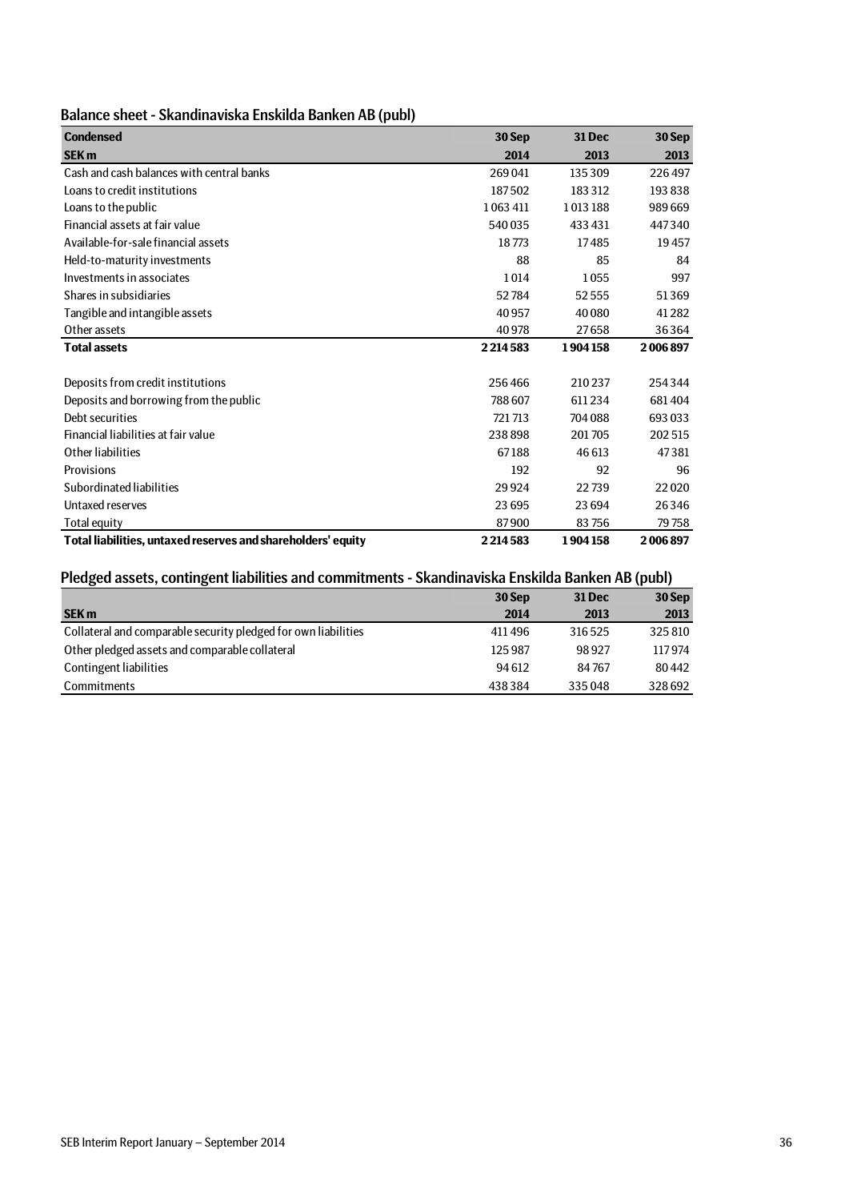## Balance sheet - Skandinaviska Enskilda Banken AB (publ)

| **Condensed**<br>**SEK m** | **30 Sep**<br>**2014** | **31 Dec**<br>**2013** | **30 Sep**<br>**2013** |
|---|---:|---:|---:|
| Cash and cash balances with central banks | 269 041 | 135 309 | 226 497 |
| Loans to credit institutions | 187 502 | 183 312 | 193 838 |
| Loans to the public | 1 063 411 | 1 013 188 | 989 669 |
| Financial assets at fair value | 540 035 | 433 431 | 447 340 |
| Available-for-sale financial assets | 18 773 | 17 485 | 19 457 |
| Held-to-maturity investments | 88 | 85 | 84 |
| Investments in associates | 1 014 | 1 055 | 997 |
| Shares in subsidiaries | 52 784 | 52 555 | 51 369 |
| Tangible and intangible assets | 40 957 | 40 080 | 41 282 |
| Other assets | 40 978 | 27 658 | 36 364 |
| **Total assets** | **2 214 583** | **1 904 158** | **2 006 897** |
| | | | |
| Deposits from credit institutions | 256 466 | 210 237 | 254 344 |
| Deposits and borrowing from the public | 788 607 | 611 234 | 681 404 |
| Debt securities | 721 713 | 704 088 | 693 033 |
| Financial liabilities at fair value | 238 898 | 201 705 | 202 515 |
| Other liabilities | 67 188 | 46 613 | 47 381 |
| Provisions | 192 | 92 | 96 |
| Subordinated liabilities | 29 924 | 22 739 | 22 020 |
| Untaxed reserves | 23 695 | 23 694 | 26 346 |
| Total equity | 87 900 | 83 756 | 79 758 |
| **Total liabilities, untaxed reserves and shareholders' equity** | **2 214 583** | **1 904 158** | **2 006 897** |

## Pledged assets, contingent liabilities and commitments - Skandinaviska Enskilda Banken AB (publ)

| **SEK m** | **30 Sep**<br>**2014** | **31 Dec**<br>**2013** | **30 Sep**<br>**2013** |
|---|---:|---:|---:|
| Collateral and comparable security pledged for own liabilities | 411 496 | 316 525 | 325 810 |
| Other pledged assets and comparable collateral | 125 987 | 98 927 | 117 974 |
| Contingent liabilities | 94 612 | 84 767 | 80 442 |
| Commitments | 438 384 | 335 048 | 328 692 |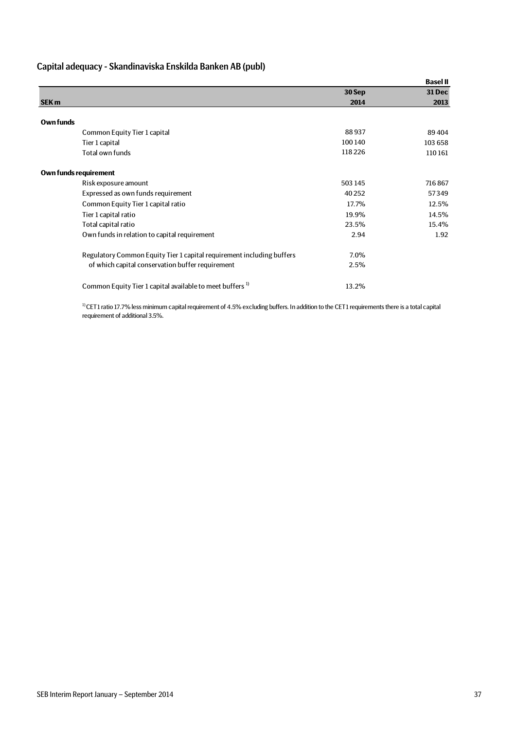## Capital adequacy - Skandinaviska Enskilda Banken AB (publ)

| SEK m | 30 Sep 2014 | Basel II 31 Dec 2013 |
|---|---|---|
| **Own funds** | | |
| Common Equity Tier 1 capital | 88 937 | 89 404 |
| Tier 1 capital | 100 140 | 103 658 |
| Total own funds | 118 226 | 110 161 |
| **Own funds requirement** | | |
| Risk exposure amount | 503 145 | 716 867 |
| Expressed as own funds requirement | 40 252 | 57 349 |
| Common Equity Tier 1 capital ratio | 17.7% | 12.5% |
| Tier 1 capital ratio | 19.9% | 14.5% |
| Total capital ratio | 23.5% | 15.4% |
| Own funds in relation to capital requirement | 2.94 | 1.92 |
| Regulatory Common Equity Tier 1 capital requirement including buffers | 7.0% | |
| of which capital conservation buffer requirement | 2.5% | |
| Common Equity Tier 1 capital available to meet buffers [1] | 13.2% | |

[1] CET1 ratio 17.7% less minimum capital requirement of 4.5% excluding buffers. In addition to the CET1 requirements there is a total capital requirement of additional 3.5%.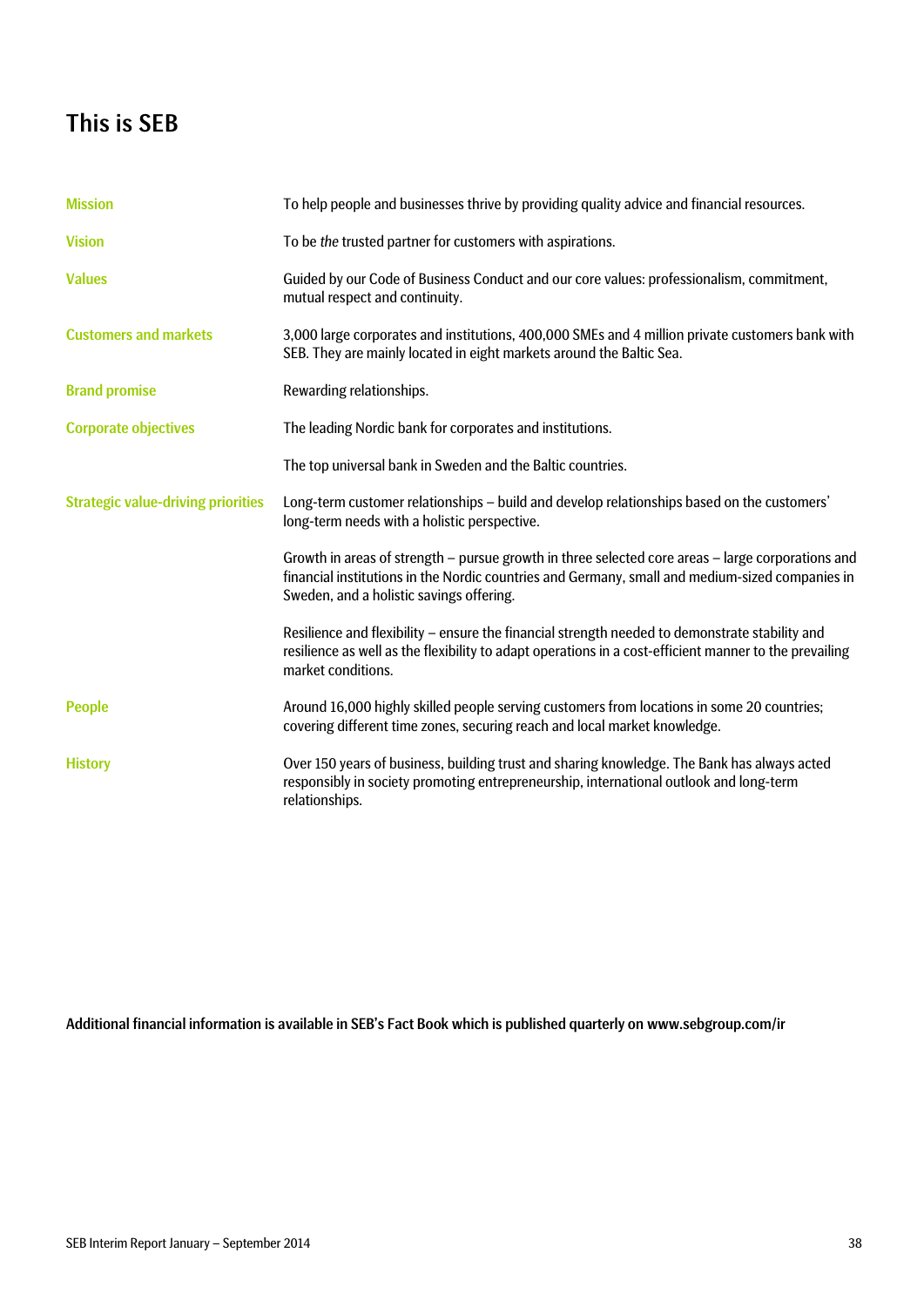# This is SEB

| | |
|---|---|
| **Mission** | To help people and businesses thrive by providing quality advice and financial resources. |
| **Vision** | To be *the* trusted partner for customers with aspirations. |
| **Values** | Guided by our Code of Business Conduct and our core values: professionalism, commitment, mutual respect and continuity. |
| **Customers and markets** | 3,000 large corporates and institutions, 400,000 SMEs and 4 million private customers bank with SEB. They are mainly located in eight markets around the Baltic Sea. |
| **Brand promise** | Rewarding relationships. |
| **Corporate objectives** | The leading Nordic bank for corporates and institutions. |
| | The top universal bank in Sweden and the Baltic countries. |
| **Strategic value-driving priorities** | Long-term customer relationships – build and develop relationships based on the customers' long-term needs with a holistic perspective. |
| | Growth in areas of strength – pursue growth in three selected core areas – large corporations and financial institutions in the Nordic countries and Germany, small and medium-sized companies in Sweden, and a holistic savings offering. |
| | Resilience and flexibility – ensure the financial strength needed to demonstrate stability and resilience as well as the flexibility to adapt operations in a cost-efficient manner to the prevailing market conditions. |
| **People** | Around 16,000 highly skilled people serving customers from locations in some 20 countries; covering different time zones, securing reach and local market knowledge. |
| **History** | Over 150 years of business, building trust and sharing knowledge. The Bank has always acted responsibly in society promoting entrepreneurship, international outlook and long-term relationships. |

**Additional financial information is available in SEB's Fact Book which is published quarterly on www.sebgroup.com/ir**